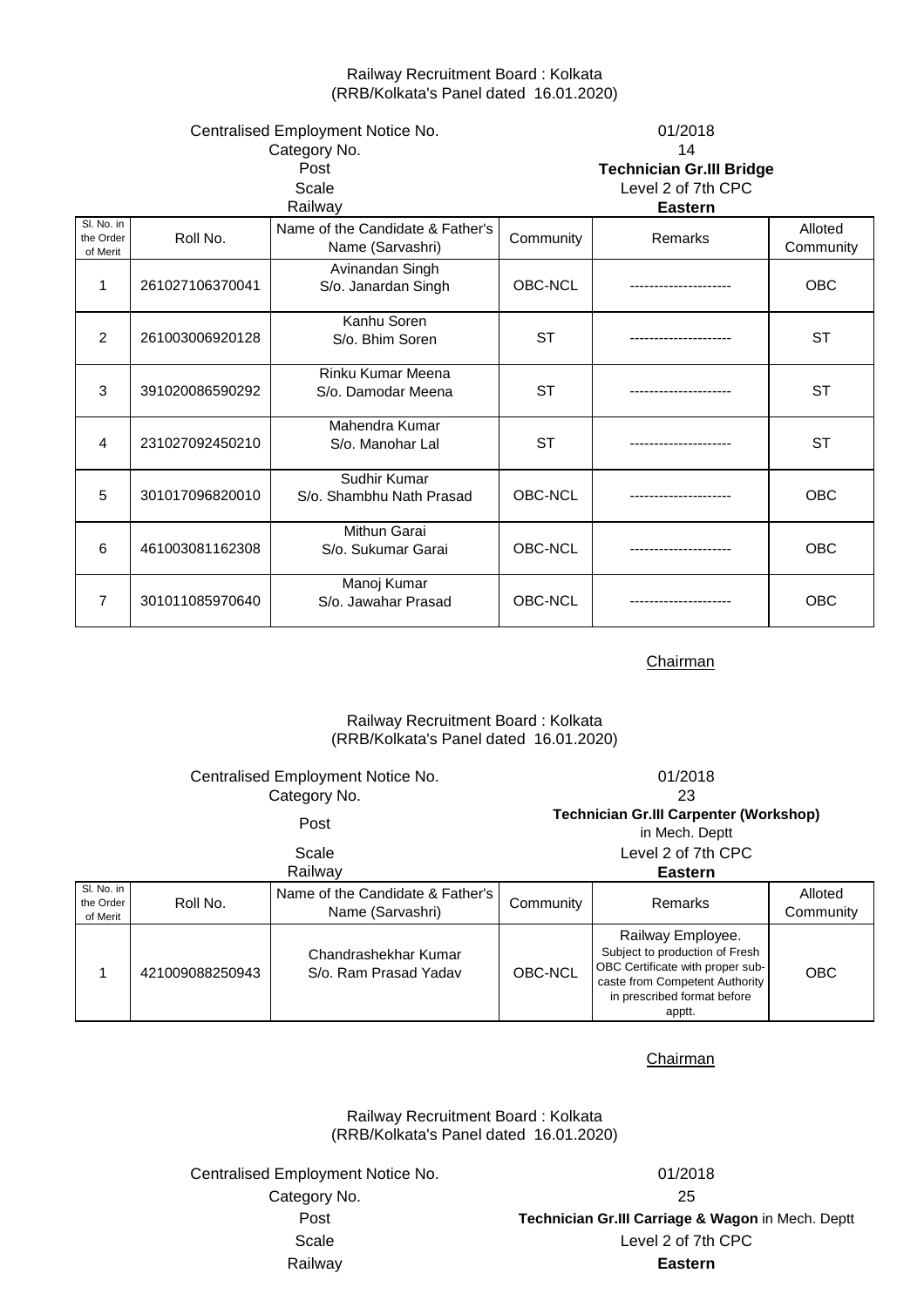Railway Recruitment Board : Kolkata
(RRB/Kolkata's Panel dated 16.01.2020)

| | |
|---|---|
| Centralised Employment Notice No. | 01/2018 |
| Category No. | 14 |
| Post | **Technician Gr.III Bridge** |
| Scale | Level 2 of 7th CPC |
| Railway | **Eastern** |

| Sl. No. in the Order of Merit | Roll No. | Name of the Candidate & Father's Name (Sarvashri) | Community | Remarks | Alloted Community |
|---|---|---|---|---|---|
| 1 | 261027106370041 | Avinandan Singh S/o. Janardan Singh | OBC-NCL | --------------------- | OBC |
| 2 | 261003006920128 | Kanhu Soren S/o. Bhim Soren | ST | --------------------- | ST |
| 3 | 391020086590292 | Rinku Kumar Meena S/o. Damodar Meena | ST | --------------------- | ST |
| 4 | 231027092450210 | Mahendra Kumar S/o. Manohar Lal | ST | --------------------- | ST |
| 5 | 301017096820010 | Sudhir Kumar S/o. Shambhu Nath Prasad | OBC-NCL | --------------------- | OBC |
| 6 | 461003081162308 | Mithun Garai S/o. Sukumar Garai | OBC-NCL | --------------------- | OBC |
| 7 | 301011085970640 | Manoj Kumar S/o. Jawahar Prasad | OBC-NCL | --------------------- | OBC |

Chairman

Railway Recruitment Board : Kolkata
(RRB/Kolkata's Panel dated 16.01.2020)

| | |
|---|---|
| Centralised Employment Notice No. | 01/2018 |
| Category No. | 23 |
| Post | **Technician Gr.III Carpenter (Workshop)** in Mech. Deptt |
| Scale | Level 2 of 7th CPC |
| Railway | **Eastern** |

| Sl. No. in the Order of Merit | Roll No. | Name of the Candidate & Father's Name (Sarvashri) | Community | Remarks | Alloted Community |
|---|---|---|---|---|---|
| 1 | 421009088250943 | Chandrashekhar Kumar S/o. Ram Prasad Yadav | OBC-NCL | Railway Employee. Subject to production of Fresh OBC Certificate with proper sub-caste from Competent Authority in prescribed format before apptt. | OBC |

Chairman

Railway Recruitment Board : Kolkata
(RRB/Kolkata's Panel dated 16.01.2020)

| | |
|---|---|
| Centralised Employment Notice No. | 01/2018 |
| Category No. | 25 |
| Post | **Technician Gr.III Carriage & Wagon** in Mech. Deptt |
| Scale | Level 2 of 7th CPC |
| Railway | **Eastern** |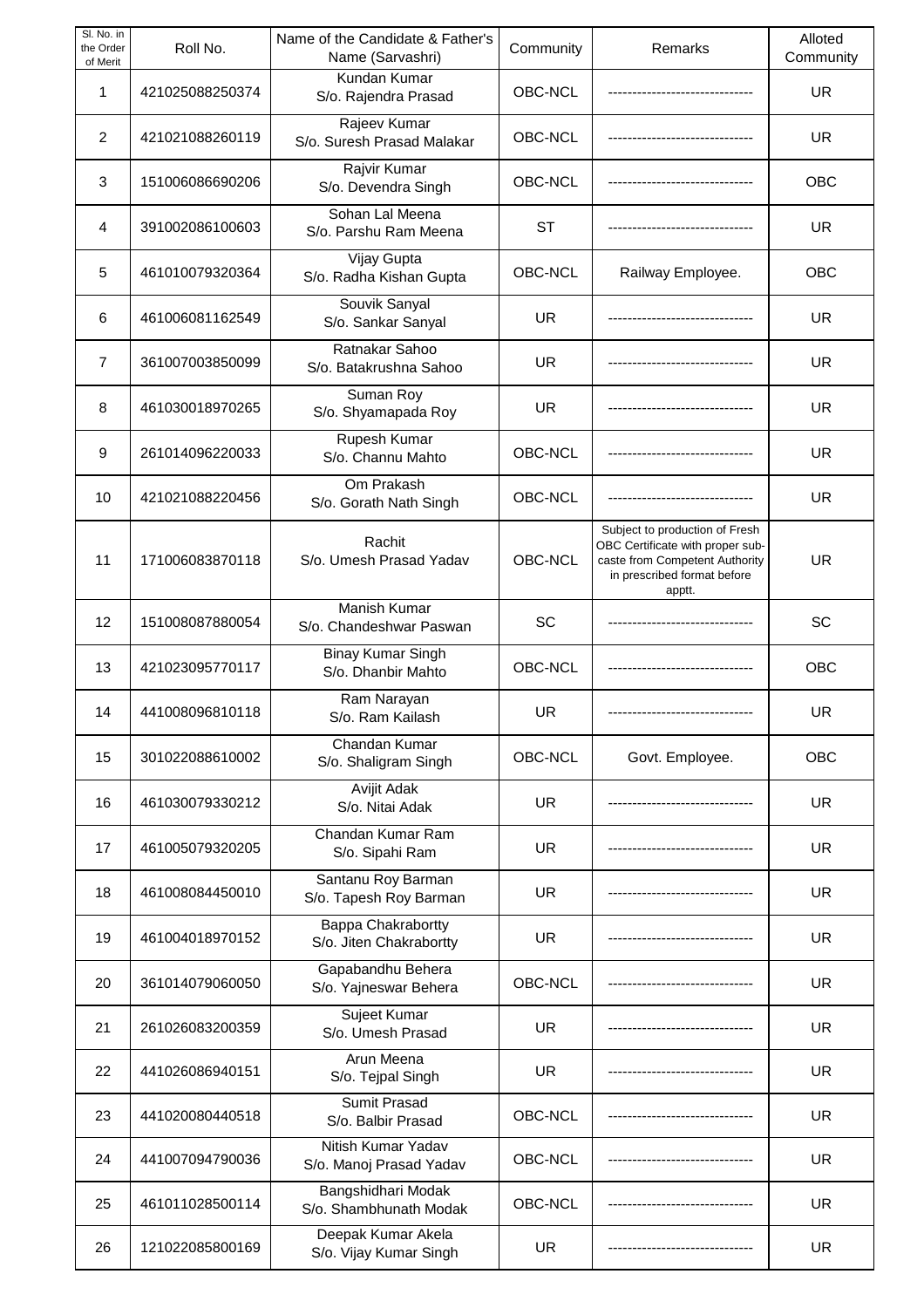| Sl. No. in the Order of Merit | Roll No. | Name of the Candidate & Father's Name (Sarvashri) | Community | Remarks | Alloted Community |
|---|---|---|---|---|---|
| 1 | 421025088250374 | Kundan Kumar<br>S/o. Rajendra Prasad | OBC-NCL | ------------------------------ | UR |
| 2 | 421021088260119 | Rajeev Kumar<br>S/o. Suresh Prasad Malakar | OBC-NCL | ------------------------------ | UR |
| 3 | 151006086690206 | Rajvir Kumar<br>S/o. Devendra Singh | OBC-NCL | ------------------------------ | OBC |
| 4 | 391002086100603 | Sohan Lal Meena<br>S/o. Parshu Ram Meena | ST | ------------------------------ | UR |
| 5 | 461010079320364 | Vijay Gupta<br>S/o. Radha Kishan Gupta | OBC-NCL | Railway Employee. | OBC |
| 6 | 461006081162549 | Souvik Sanyal<br>S/o. Sankar Sanyal | UR | ------------------------------ | UR |
| 7 | 361007003850099 | Ratnakar Sahoo<br>S/o. Batakrushna Sahoo | UR | ------------------------------ | UR |
| 8 | 461030018970265 | Suman Roy<br>S/o. Shyamapada Roy | UR | ------------------------------ | UR |
| 9 | 261014096220033 | Rupesh Kumar<br>S/o. Channu Mahto | OBC-NCL | ------------------------------ | UR |
| 10 | 421021088220456 | Om Prakash<br>S/o. Gorath Nath Singh | OBC-NCL | ------------------------------ | UR |
| 11 | 171006083870118 | Rachit<br>S/o. Umesh Prasad Yadav | OBC-NCL | Subject to production of Fresh OBC Certificate with proper sub-caste from Competent Authority in prescribed format before apptt. | UR |
| 12 | 151008087880054 | Manish Kumar<br>S/o. Chandeshwar Paswan | SC | ------------------------------ | SC |
| 13 | 421023095770117 | Binay Kumar Singh<br>S/o. Dhanbir Mahto | OBC-NCL | ------------------------------ | OBC |
| 14 | 441008096810118 | Ram Narayan<br>S/o. Ram Kailash | UR | ------------------------------ | UR |
| 15 | 301022088610002 | Chandan Kumar<br>S/o. Shaligram Singh | OBC-NCL | Govt. Employee. | OBC |
| 16 | 461030079330212 | Avijit Adak<br>S/o. Nitai Adak | UR | ------------------------------ | UR |
| 17 | 461005079320205 | Chandan Kumar Ram<br>S/o. Sipahi Ram | UR | ------------------------------ | UR |
| 18 | 461008084450010 | Santanu Roy Barman<br>S/o. Tapesh Roy Barman | UR | ------------------------------ | UR |
| 19 | 461004018970152 | Bappa Chakrabortty<br>S/o. Jiten Chakrabortty | UR | ------------------------------ | UR |
| 20 | 361014079060050 | Gapabandhu Behera<br>S/o. Yajneswar Behera | OBC-NCL | ------------------------------ | UR |
| 21 | 261026083200359 | Sujeet Kumar<br>S/o. Umesh Prasad | UR | ------------------------------ | UR |
| 22 | 441026086940151 | Arun Meena<br>S/o. Tejpal Singh | UR | ------------------------------ | UR |
| 23 | 441020080440518 | Sumit Prasad<br>S/o. Balbir Prasad | OBC-NCL | ------------------------------ | UR |
| 24 | 441007094790036 | Nitish Kumar Yadav<br>S/o. Manoj Prasad Yadav | OBC-NCL | ------------------------------ | UR |
| 25 | 461011028500114 | Bangshidhari Modak<br>S/o. Shambhunath Modak | OBC-NCL | ------------------------------ | UR |
| 26 | 121022085800169 | Deepak Kumar Akela<br>S/o. Vijay Kumar Singh | UR | ------------------------------ | UR |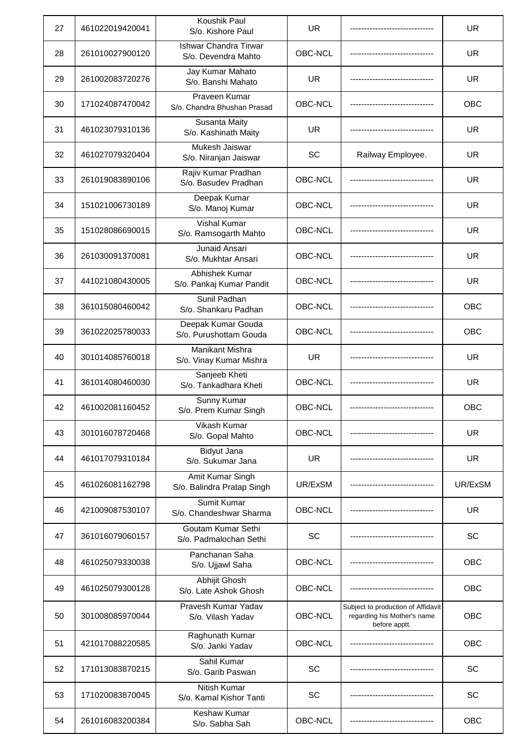| | | | | | |
|---|---|---|---|---|---|
| 27 | 461022019420041 | Koushik Paul S/o. Kishore Paul | UR | ------------------------------ | UR |
| 28 | 261010027900120 | Ishwar Chandra Tirwar S/o. Devendra Mahto | OBC-NCL | ------------------------------ | UR |
| 29 | 261002083720276 | Jay Kumar Mahato S/o. Banshi Mahato | UR | ------------------------------ | UR |
| 30 | 171024087470042 | Praveen Kumar S/o. Chandra Bhushan Prasad | OBC-NCL | ------------------------------ | OBC |
| 31 | 461023079310136 | Susanta Maity S/o. Kashinath Maity | UR | ------------------------------ | UR |
| 32 | 461027079320404 | Mukesh Jaiswar S/o. Niranjan Jaiswar | SC | Railway Employee. | UR |
| 33 | 261019083890106 | Rajiv Kumar Pradhan S/o. Basudev Pradhan | OBC-NCL | ------------------------------ | UR |
| 34 | 151021006730189 | Deepak Kumar S/o. Manoj Kumar | OBC-NCL | ------------------------------ | UR |
| 35 | 151028086690015 | Vishal Kumar S/o. Ramsogarth Mahto | OBC-NCL | ------------------------------ | UR |
| 36 | 261030091370081 | Junaid Ansari S/o. Mukhtar Ansari | OBC-NCL | ------------------------------ | UR |
| 37 | 441021080430005 | Abhishek Kumar S/o. Pankaj Kumar Pandit | OBC-NCL | ------------------------------ | UR |
| 38 | 361015080460042 | Sunil Padhan S/o. Shankaru Padhan | OBC-NCL | ------------------------------ | OBC |
| 39 | 361022025780033 | Deepak Kumar Gouda S/o. Purushottam Gouda | OBC-NCL | ------------------------------ | OBC |
| 40 | 301014085760018 | Manikant Mishra S/o. Vinay Kumar Mishra | UR | ------------------------------ | UR |
| 41 | 361014080460030 | Sanjeeb Kheti S/o. Tankadhara Kheti | OBC-NCL | ------------------------------ | UR |
| 42 | 461002081160452 | Sunny Kumar S/o. Prem Kumar Singh | OBC-NCL | ------------------------------ | OBC |
| 43 | 301016078720468 | Vikash Kumar S/o. Gopal Mahto | OBC-NCL | ------------------------------ | UR |
| 44 | 461017079310184 | Bidyut Jana S/o. Sukumar Jana | UR | ------------------------------ | UR |
| 45 | 461026081162798 | Amit Kumar Singh S/o. Balindra Pratap Singh | UR/ExSM | ------------------------------ | UR/ExSM |
| 46 | 421009087530107 | Sumit Kumar S/o. Chandeshwar Sharma | OBC-NCL | ------------------------------ | UR |
| 47 | 361016079060157 | Goutam Kumar Sethi S/o. Padmalochan Sethi | SC | ------------------------------ | SC |
| 48 | 461025079330038 | Panchanan Saha S/o. Ujjawl Saha | OBC-NCL | ------------------------------ | OBC |
| 49 | 461025079300128 | Abhijit Ghosh S/o. Late Ashok Ghosh | OBC-NCL | ------------------------------ | OBC |
| 50 | 301008085970044 | Pravesh Kumar Yadav S/o. Vilash Yadav | OBC-NCL | Subject to production of Affidavit regarding his Mother's name before apptt. | OBC |
| 51 | 421017088220585 | Raghunath Kumar S/o. Janki Yadav | OBC-NCL | ------------------------------ | OBC |
| 52 | 171013083870215 | Sahil Kumar S/o. Garib Paswan | SC | ------------------------------ | SC |
| 53 | 171020083870045 | Nitish Kumar S/o. Kamal Kishor Tanti | SC | ------------------------------ | SC |
| 54 | 261016083200384 | Keshaw Kumar S/o. Sabha Sah | OBC-NCL | ------------------------------ | OBC |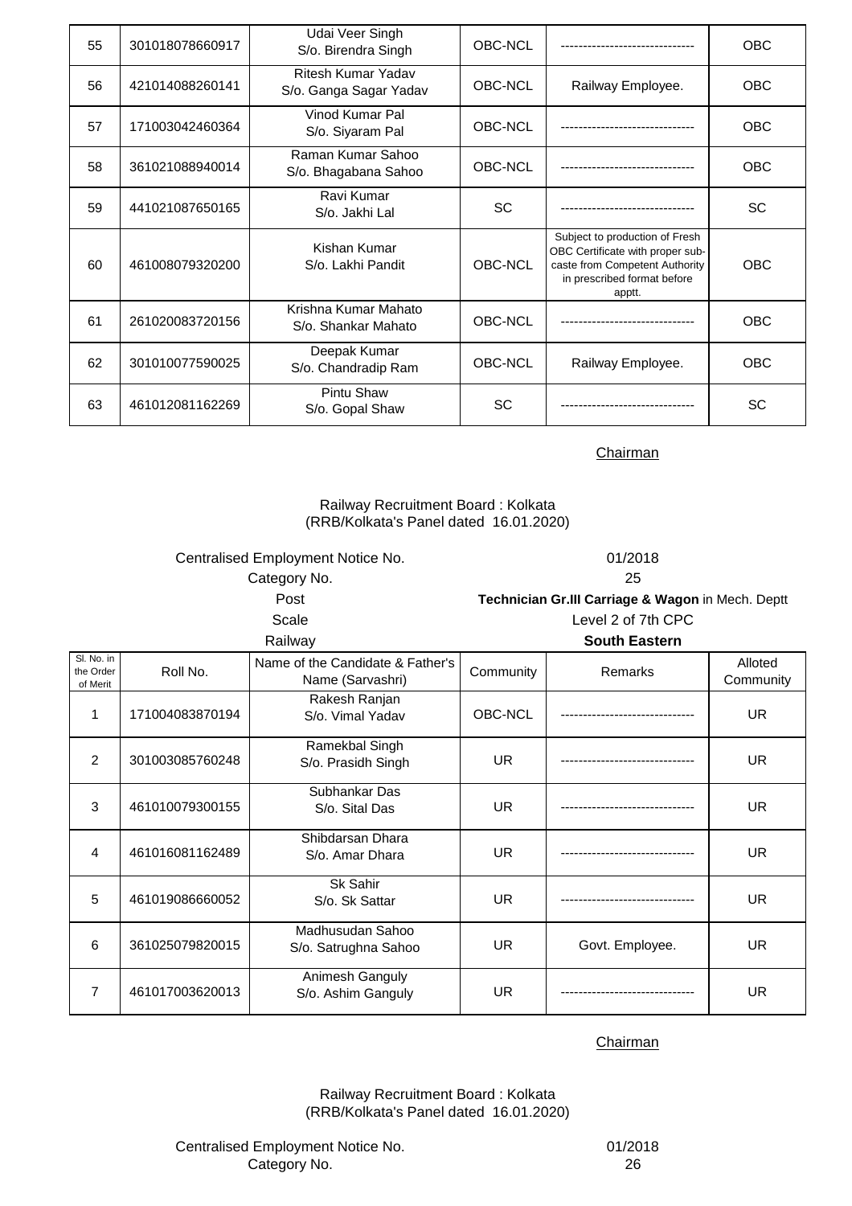| 55 | 301018078660917 | Udai Veer Singh S/o. Birendra Singh | OBC-NCL | ------------------------------ | OBC |
|---|---|---|---|---|---|
| 56 | 421014088260141 | Ritesh Kumar Yadav S/o. Ganga Sagar Yadav | OBC-NCL | Railway Employee. | OBC |
| 57 | 171003042460364 | Vinod Kumar Pal S/o. Siyaram Pal | OBC-NCL | ------------------------------ | OBC |
| 58 | 361021088940014 | Raman Kumar Sahoo S/o. Bhagabana Sahoo | OBC-NCL | ------------------------------ | OBC |
| 59 | 441021087650165 | Ravi Kumar S/o. Jakhi Lal | SC | ------------------------------ | SC |
| 60 | 461008079320200 | Kishan Kumar S/o. Lakhi Pandit | OBC-NCL | Subject to production of Fresh OBC Certificate with proper sub-caste from Competent Authority in prescribed format before apptt. | OBC |
| 61 | 261020083720156 | Krishna Kumar Mahato S/o. Shankar Mahato | OBC-NCL | ------------------------------ | OBC |
| 62 | 301010077590025 | Deepak Kumar S/o. Chandradip Ram | OBC-NCL | Railway Employee. | OBC |
| 63 | 461012081162269 | Pintu Shaw S/o. Gopal Shaw | SC | ------------------------------ | SC |

Chairman

Railway Recruitment Board : Kolkata
(RRB/Kolkata's Panel dated 16.01.2020)

Centralised Employment Notice No. 01/2018
Category No. 25
Post **Technician Gr.III Carriage & Wagon** in Mech. Deptt
Scale Level 2 of 7th CPC
Railway **South Eastern**

| Sl. No. in the Order of Merit | Roll No. | Name of the Candidate & Father's Name (Sarvashri) | Community | Remarks | Alloted Community |
|---|---|---|---|---|---|
| 1 | 171004083870194 | Rakesh Ranjan S/o. Vimal Yadav | OBC-NCL | ------------------------------ | UR |
| 2 | 301003085760248 | Ramekbal Singh S/o. Prasidh Singh | UR | ------------------------------ | UR |
| 3 | 461010079300155 | Subhankar Das S/o. Sital Das | UR | ------------------------------ | UR |
| 4 | 461016081162489 | Shibdarsan Dhara S/o. Amar Dhara | UR | ------------------------------ | UR |
| 5 | 461019086660052 | Sk Sahir S/o. Sk Sattar | UR | ------------------------------ | UR |
| 6 | 361025079820015 | Madhusudan Sahoo S/o. Satrughna Sahoo | UR | Govt. Employee. | UR |
| 7 | 461017003620013 | Animesh Ganguly S/o. Ashim Ganguly | UR | ------------------------------ | UR |

Chairman

Railway Recruitment Board : Kolkata
(RRB/Kolkata's Panel dated 16.01.2020)

Centralised Employment Notice No. 01/2018
Category No. 26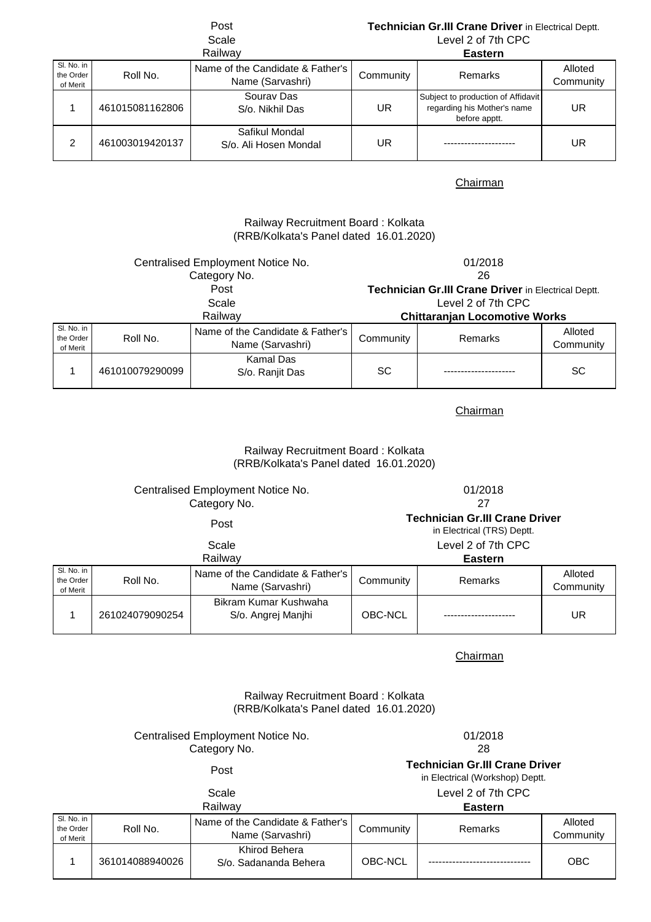| | |
|---|---|
| Post | **Technician Gr.III Crane Driver** in Electrical Deptt. |
| Scale | Level 2 of 7th CPC |
| Railway | **Eastern** |

| Sl. No. in the Order of Merit | Roll No. | Name of the Candidate & Father's Name (Sarvashri) | Community | Remarks | Alloted Community |
|---|---|---|---|---|---|
| 1 | 461015081162806 | Sourav Das S/o. Nikhil Das | UR | Subject to production of Affidavit regarding his Mother's name before apptt. | UR |
| 2 | 461003019420137 | Safikul Mondal S/o. Ali Hosen Mondal | UR | --------------------- | UR |

Chairman

Railway Recruitment Board : Kolkata
(RRB/Kolkata's Panel dated 16.01.2020)

| | |
|---|---|
| Centralised Employment Notice No. | 01/2018 |
| Category No. | 26 |
| Post | **Technician Gr.III Crane Driver** in Electrical Deptt. |
| Scale | Level 2 of 7th CPC |
| Railway | **Chittaranjan Locomotive Works** |

| Sl. No. in the Order of Merit | Roll No. | Name of the Candidate & Father's Name (Sarvashri) | Community | Remarks | Alloted Community |
|---|---|---|---|---|---|
| 1 | 461010079290099 | Kamal Das S/o. Ranjit Das | SC | --------------------- | SC |

Chairman

Railway Recruitment Board : Kolkata
(RRB/Kolkata's Panel dated 16.01.2020)

| | |
|---|---|
| Centralised Employment Notice No. | 01/2018 |
| Category No. | 27 |
| Post | **Technician Gr.III Crane Driver** in Electrical (TRS) Deptt. |
| Scale | Level 2 of 7th CPC |
| Railway | **Eastern** |

| Sl. No. in the Order of Merit | Roll No. | Name of the Candidate & Father's Name (Sarvashri) | Community | Remarks | Alloted Community |
|---|---|---|---|---|---|
| 1 | 261024079090254 | Bikram Kumar Kushwaha S/o. Angrej Manjhi | OBC-NCL | --------------------- | UR |

Chairman

Railway Recruitment Board : Kolkata
(RRB/Kolkata's Panel dated 16.01.2020)

| | |
|---|---|
| Centralised Employment Notice No. | 01/2018 |
| Category No. | 28 |
| Post | **Technician Gr.III Crane Driver** in Electrical (Workshop) Deptt. |
| Scale | Level 2 of 7th CPC |
| Railway | **Eastern** |

| Sl. No. in the Order of Merit | Roll No. | Name of the Candidate & Father's Name (Sarvashri) | Community | Remarks | Alloted Community |
|---|---|---|---|---|---|
| 1 | 361014088940026 | Khirod Behera S/o. Sadananda Behera | OBC-NCL | ------------------------------ | OBC |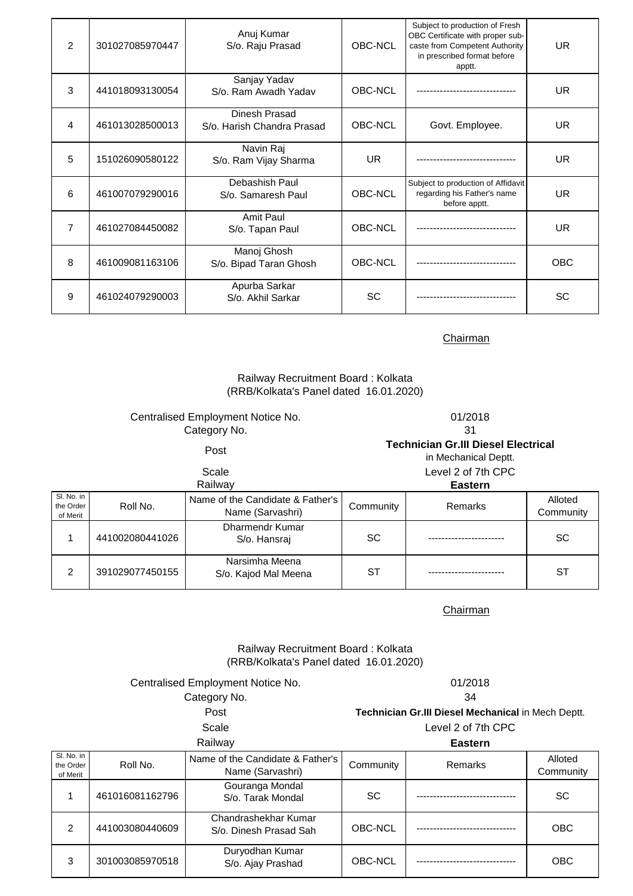| Sl. No. in the Order of Merit | Roll No. | Name of the Candidate & Father's Name (Sarvashri) | Community | Remarks | Alloted Community |
|---|---|---|---|---|---|
| 2 | 301027085970447 | Anuj Kumar S/o. Raju Prasad | OBC-NCL | Subject to production of Fresh OBC Certificate with proper sub-caste from Competent Authority in prescribed format before apptt. | UR |
| 3 | 441018093130054 | Sanjay Yadav S/o. Ram Awadh Yadav | OBC-NCL | ------------------------------ | UR |
| 4 | 461013028500013 | Dinesh Prasad S/o. Harish Chandra Prasad | OBC-NCL | Govt. Employee. | UR |
| 5 | 151026090580122 | Navin Raj S/o. Ram Vijay Sharma | UR | ------------------------------ | UR |
| 6 | 461007079290016 | Debashish Paul S/o. Samaresh Paul | OBC-NCL | Subject to production of Affidavit regarding his Father's name before apptt. | UR |
| 7 | 461027084450082 | Amit Paul S/o. Tapan Paul | OBC-NCL | ------------------------------ | UR |
| 8 | 461009081163106 | Manoj Ghosh S/o. Bipad Taran Ghosh | OBC-NCL | ------------------------------ | OBC |
| 9 | 461024079290003 | Apurba Sarkar S/o. Akhil Sarkar | SC | ------------------------------ | SC |

Chairman

Railway Recruitment Board : Kolkata
(RRB/Kolkata's Panel dated 16.01.2020)

| | |
|---|---|
| Centralised Employment Notice No. | 01/2018 |
| Category No. | 31 |
| Post | **Technician Gr.III Diesel Electrical** in Mechanical Deptt. |
| Scale | Level 2 of 7th CPC |
| Railway | **Eastern** |

| Sl. No. in the Order of Merit | Roll No. | Name of the Candidate & Father's Name (Sarvashri) | Community | Remarks | Alloted Community |
|---|---|---|---|---|---|
| 1 | 441002080441026 | Dharmendr Kumar S/o. Hansraj | SC | ----------------------- | SC |
| 2 | 391029077450155 | Narsimha Meena S/o. Kajod Mal Meena | ST | ----------------------- | ST |

Chairman

Railway Recruitment Board : Kolkata
(RRB/Kolkata's Panel dated 16.01.2020)

| | |
|---|---|
| Centralised Employment Notice No. | 01/2018 |
| Category No. | 34 |
| Post | **Technician Gr.III Diesel Mechanical** in Mech Deptt. |
| Scale | Level 2 of 7th CPC |
| Railway | **Eastern** |

| Sl. No. in the Order of Merit | Roll No. | Name of the Candidate & Father's Name (Sarvashri) | Community | Remarks | Alloted Community |
|---|---|---|---|---|---|
| 1 | 461016081162796 | Gouranga Mondal S/o. Tarak Mondal | SC | ------------------------------ | SC |
| 2 | 441003080440609 | Chandrashekhar Kumar S/o. Dinesh Prasad Sah | OBC-NCL | ------------------------------ | OBC |
| 3 | 301003085970518 | Duryodhan Kumar S/o. Ajay Prashad | OBC-NCL | ------------------------------ | OBC |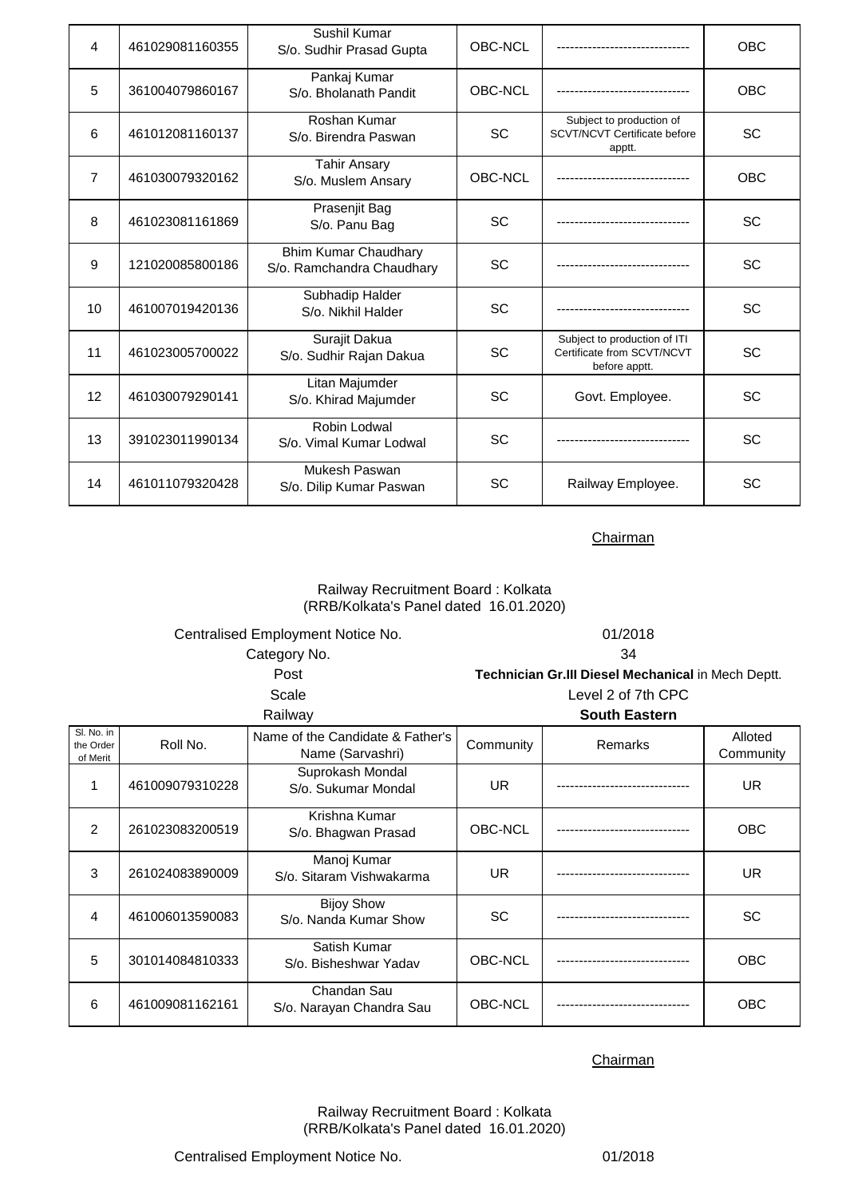| 4 | 461029081160355 | Sushil Kumar S/o. Sudhir Prasad Gupta | OBC-NCL | ------------------------------ | OBC |
|---|---|---|---|---|---|
| 5 | 361004079860167 | Pankaj Kumar S/o. Bholanath Pandit | OBC-NCL | ------------------------------ | OBC |
| 6 | 461012081160137 | Roshan Kumar S/o. Birendra Paswan | SC | Subject to production of SCVT/NCVT Certificate before apptt. | SC |
| 7 | 461030079320162 | Tahir Ansary S/o. Muslem Ansary | OBC-NCL | ------------------------------ | OBC |
| 8 | 461023081161869 | Prasenjit Bag S/o. Panu Bag | SC | ------------------------------ | SC |
| 9 | 121020085800186 | Bhim Kumar Chaudhary S/o. Ramchandra Chaudhary | SC | ------------------------------ | SC |
| 10 | 461007019420136 | Subhadip Halder S/o. Nikhil Halder | SC | ------------------------------ | SC |
| 11 | 461023005700022 | Surajit Dakua S/o. Sudhir Rajan Dakua | SC | Subject to production of ITI Certificate from SCVT/NCVT before apptt. | SC |
| 12 | 461030079290141 | Litan Majumder S/o. Khirad Majumder | SC | Govt. Employee. | SC |
| 13 | 391023011990134 | Robin Lodwal S/o. Vimal Kumar Lodwal | SC | ------------------------------ | SC |
| 14 | 461011079320428 | Mukesh Paswan S/o. Dilip Kumar Paswan | SC | Railway Employee. | SC |

Chairman

Railway Recruitment Board : Kolkata
(RRB/Kolkata's Panel dated 16.01.2020)

Centralised Employment Notice No. 01/2018
Category No. 34
Post **Technician Gr.III Diesel Mechanical** in Mech Deptt.
Scale Level 2 of 7th CPC
Railway **South Eastern**

| Sl. No. in the Order of Merit | Roll No. | Name of the Candidate & Father's Name (Sarvashri) | Community | Remarks | Alloted Community |
|---|---|---|---|---|---|
| 1 | 461009079310228 | Suprokash Mondal S/o. Sukumar Mondal | UR | ------------------------------ | UR |
| 2 | 261023083200519 | Krishna Kumar S/o. Bhagwan Prasad | OBC-NCL | ------------------------------ | OBC |
| 3 | 261024083890009 | Manoj Kumar S/o. Sitaram Vishwakarma | UR | ------------------------------ | UR |
| 4 | 461006013590083 | Bijoy Show S/o. Nanda Kumar Show | SC | ------------------------------ | SC |
| 5 | 301014084810333 | Satish Kumar S/o. Bisheshwar Yadav | OBC-NCL | ------------------------------ | OBC |
| 6 | 461009081162161 | Chandan Sau S/o. Narayan Chandra Sau | OBC-NCL | ------------------------------ | OBC |

Chairman

Railway Recruitment Board : Kolkata
(RRB/Kolkata's Panel dated 16.01.2020)

Centralised Employment Notice No. 01/2018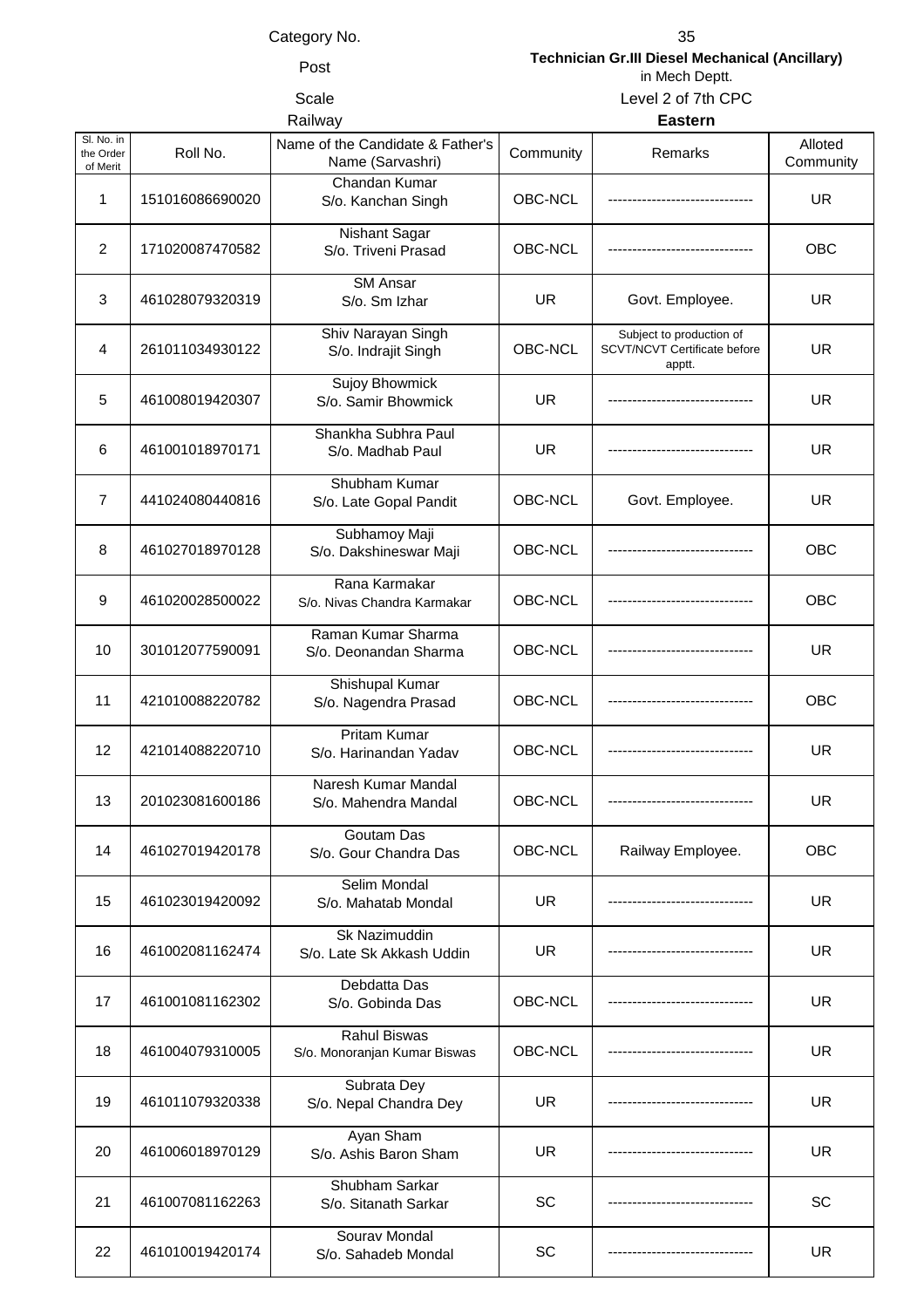| | |
|---|---|
| Category No. | 35 |
| Post | **Technician Gr.III Diesel Mechanical (Ancillary)** in Mech Deptt. |
| Scale | Level 2 of 7th CPC |
| Railway | **Eastern** |

| Sl. No. in the Order of Merit | Roll No. | Name of the Candidate & Father's Name (Sarvashri) | Community | Remarks | Alloted Community |
|---|---|---|---|---|---|
| 1 | 151016086690020 | Chandan Kumar S/o. Kanchan Singh | OBC-NCL | ------------------------------ | UR |
| 2 | 171020087470582 | Nishant Sagar S/o. Triveni Prasad | OBC-NCL | ------------------------------ | OBC |
| 3 | 461028079320319 | SM Ansar S/o. Sm Izhar | UR | Govt. Employee. | UR |
| 4 | 261011034930122 | Shiv Narayan Singh S/o. Indrajit Singh | OBC-NCL | Subject to production of SCVT/NCVT Certificate before apptt. | UR |
| 5 | 461008019420307 | Sujoy Bhowmick S/o. Samir Bhowmick | UR | ------------------------------ | UR |
| 6 | 461001018970171 | Shankha Subhra Paul S/o. Madhab Paul | UR | ------------------------------ | UR |
| 7 | 441024080440816 | Shubham Kumar S/o. Late Gopal Pandit | OBC-NCL | Govt. Employee. | UR |
| 8 | 461027018970128 | Subhamoy Maji S/o. Dakshineswar Maji | OBC-NCL | ------------------------------ | OBC |
| 9 | 461020028500022 | Rana Karmakar S/o. Nivas Chandra Karmakar | OBC-NCL | ------------------------------ | OBC |
| 10 | 301012077590091 | Raman Kumar Sharma S/o. Deonandan Sharma | OBC-NCL | ------------------------------ | UR |
| 11 | 421010088220782 | Shishupal Kumar S/o. Nagendra Prasad | OBC-NCL | ------------------------------ | OBC |
| 12 | 421014088220710 | Pritam Kumar S/o. Harinandan Yadav | OBC-NCL | ------------------------------ | UR |
| 13 | 201023081600186 | Naresh Kumar Mandal S/o. Mahendra Mandal | OBC-NCL | ------------------------------ | UR |
| 14 | 461027019420178 | Goutam Das S/o. Gour Chandra Das | OBC-NCL | Railway Employee. | OBC |
| 15 | 461023019420092 | Selim Mondal S/o. Mahatab Mondal | UR | ------------------------------ | UR |
| 16 | 461002081162474 | Sk Nazimuddin S/o. Late Sk Akkash Uddin | UR | ------------------------------ | UR |
| 17 | 461001081162302 | Debdatta Das S/o. Gobinda Das | OBC-NCL | ------------------------------ | UR |
| 18 | 461004079310005 | Rahul Biswas S/o. Monoranjan Kumar Biswas | OBC-NCL | ------------------------------ | UR |
| 19 | 461011079320338 | Subrata Dey S/o. Nepal Chandra Dey | UR | ------------------------------ | UR |
| 20 | 461006018970129 | Ayan Sham S/o. Ashis Baron Sham | UR | ------------------------------ | UR |
| 21 | 461007081162263 | Shubham Sarkar S/o. Sitanath Sarkar | SC | ------------------------------ | SC |
| 22 | 461010019420174 | Sourav Mondal S/o. Sahadeb Mondal | SC | ------------------------------ | UR |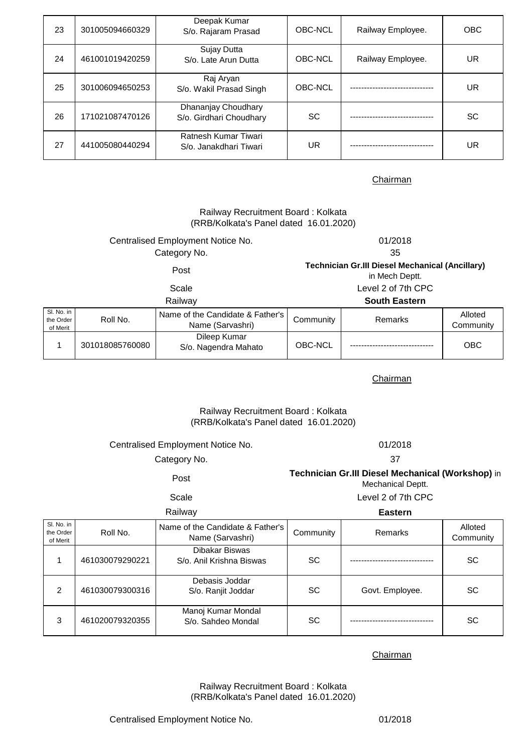| 23 | 301005094660329 | Deepak Kumar<br>S/o. Rajaram Prasad | OBC-NCL | Railway Employee. | OBC |
|---|---|---|---|---|---|
| 24 | 461001019420259 | Sujay Dutta<br>S/o. Late Arun Dutta | OBC-NCL | Railway Employee. | UR |
| 25 | 301006094650253 | Raj Aryan<br>S/o. Wakil Prasad Singh | OBC-NCL | ------------------------------ | UR |
| 26 | 171021087470126 | Dhananjay Choudhary<br>S/o. Girdhari Choudhary | SC | ------------------------------ | SC |
| 27 | 441005080440294 | Ratnesh Kumar Tiwari<br>S/o. Janakdhari Tiwari | UR | ------------------------------ | UR |

Chairman

Railway Recruitment Board : Kolkata
(RRB/Kolkata's Panel dated 16.01.2020)

Centralised Employment Notice No. 01/2018

Category No. 35

Post **Technician Gr.III Diesel Mechanical (Ancillary)** in Mech Deptt.

Scale Level 2 of 7th CPC

Railway **South Eastern**

| Sl. No. in the Order of Merit | Roll No. | Name of the Candidate & Father's Name (Sarvashri) | Community | Remarks | Alloted Community |
|---|---|---|---|---|---|
| 1 | 301018085760080 | Dileep Kumar<br>S/o. Nagendra Mahato | OBC-NCL | ------------------------------ | OBC |

Chairman

Railway Recruitment Board : Kolkata
(RRB/Kolkata's Panel dated 16.01.2020)

Centralised Employment Notice No. 01/2018

Category No. 37

Post **Technician Gr.III Diesel Mechanical (Workshop)** in Mechanical Deptt.

Scale Level 2 of 7th CPC

Railway **Eastern**

| Sl. No. in the Order of Merit | Roll No. | Name of the Candidate & Father's Name (Sarvashri) | Community | Remarks | Alloted Community |
|---|---|---|---|---|---|
| 1 | 461030079290221 | Dibakar Biswas<br>S/o. Anil Krishna Biswas | SC | ------------------------------ | SC |
| 2 | 461030079300316 | Debasis Joddar<br>S/o. Ranjit Joddar | SC | Govt. Employee. | SC |
| 3 | 461020079320355 | Manoj Kumar Mondal<br>S/o. Sahdeo Mondal | SC | ------------------------------ | SC |

Chairman

Railway Recruitment Board : Kolkata
(RRB/Kolkata's Panel dated 16.01.2020)

Centralised Employment Notice No. 01/2018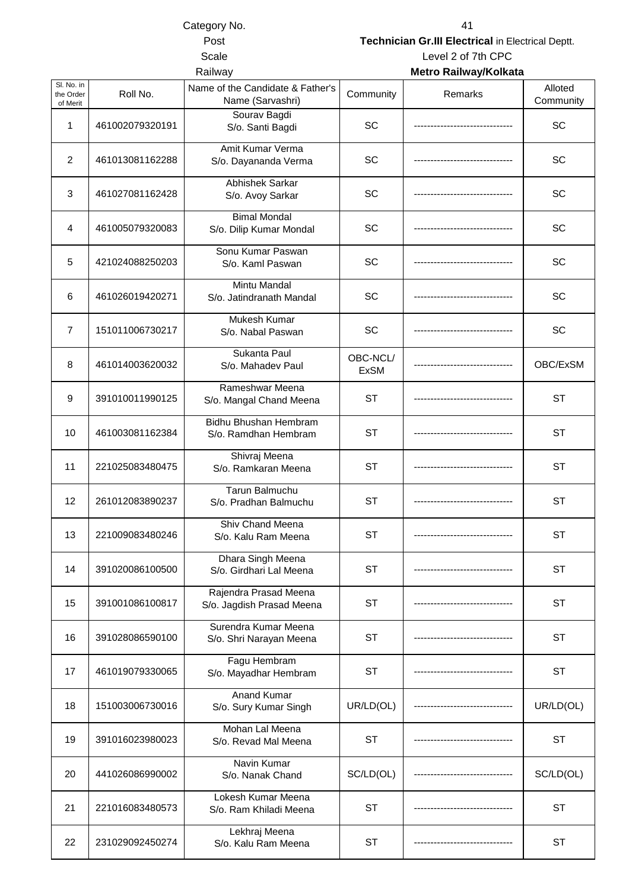| | |
|---|---|
| Category No. | 41 |
| Post | **Technician Gr.III Electrical** in Electrical Deptt. |
| Scale | Level 2 of 7th CPC |
| Railway | **Metro Railway/Kolkata** |

| Sl. No. in the Order of Merit | Roll No. | Name of the Candidate & Father's Name (Sarvashri) | Community | Remarks | Alloted Community |
|---|---|---|---|---|---|
| 1 | 461002079320191 | Sourav Bagdi S/o. Santi Bagdi | SC | ------------------------------ | SC |
| 2 | 461013081162288 | Amit Kumar Verma S/o. Dayananda Verma | SC | ------------------------------ | SC |
| 3 | 461027081162428 | Abhishek Sarkar S/o. Avoy Sarkar | SC | ------------------------------ | SC |
| 4 | 461005079320083 | Bimal Mondal S/o. Dilip Kumar Mondal | SC | ------------------------------ | SC |
| 5 | 421024088250203 | Sonu Kumar Paswan S/o. Kaml Paswan | SC | ------------------------------ | SC |
| 6 | 461026019420271 | Mintu Mandal S/o. Jatindranath Mandal | SC | ------------------------------ | SC |
| 7 | 151011006730217 | Mukesh Kumar S/o. Nabal Paswan | SC | ------------------------------ | SC |
| 8 | 461014003620032 | Sukanta Paul S/o. Mahadev Paul | OBC-NCL/ ExSM | ------------------------------ | OBC/ExSM |
| 9 | 391010011990125 | Rameshwar Meena S/o. Mangal Chand Meena | ST | ------------------------------ | ST |
| 10 | 461003081162384 | Bidhu Bhushan Hembram S/o. Ramdhan Hembram | ST | ------------------------------ | ST |
| 11 | 221025083480475 | Shivraj Meena S/o. Ramkaran Meena | ST | ------------------------------ | ST |
| 12 | 261012083890237 | Tarun Balmuchu S/o. Pradhan Balmuchu | ST | ------------------------------ | ST |
| 13 | 221009083480246 | Shiv Chand Meena S/o. Kalu Ram Meena | ST | ------------------------------ | ST |
| 14 | 391020086100500 | Dhara Singh Meena S/o. Girdhari Lal Meena | ST | ------------------------------ | ST |
| 15 | 391001086100817 | Rajendra Prasad Meena S/o. Jagdish Prasad Meena | ST | ------------------------------ | ST |
| 16 | 391028086590100 | Surendra Kumar Meena S/o. Shri Narayan Meena | ST | ------------------------------ | ST |
| 17 | 461019079330065 | Fagu Hembram S/o. Mayadhar Hembram | ST | ------------------------------ | ST |
| 18 | 151003006730016 | Anand Kumar S/o. Sury Kumar Singh | UR/LD(OL) | ------------------------------ | UR/LD(OL) |
| 19 | 391016023980023 | Mohan Lal Meena S/o. Revad Mal Meena | ST | ------------------------------ | ST |
| 20 | 441026086990002 | Navin Kumar S/o. Nanak Chand | SC/LD(OL) | ------------------------------ | SC/LD(OL) |
| 21 | 221016083480573 | Lokesh Kumar Meena S/o. Ram Khiladi Meena | ST | ------------------------------ | ST |
| 22 | 231029092450274 | Lekhraj Meena S/o. Kalu Ram Meena | ST | ------------------------------ | ST |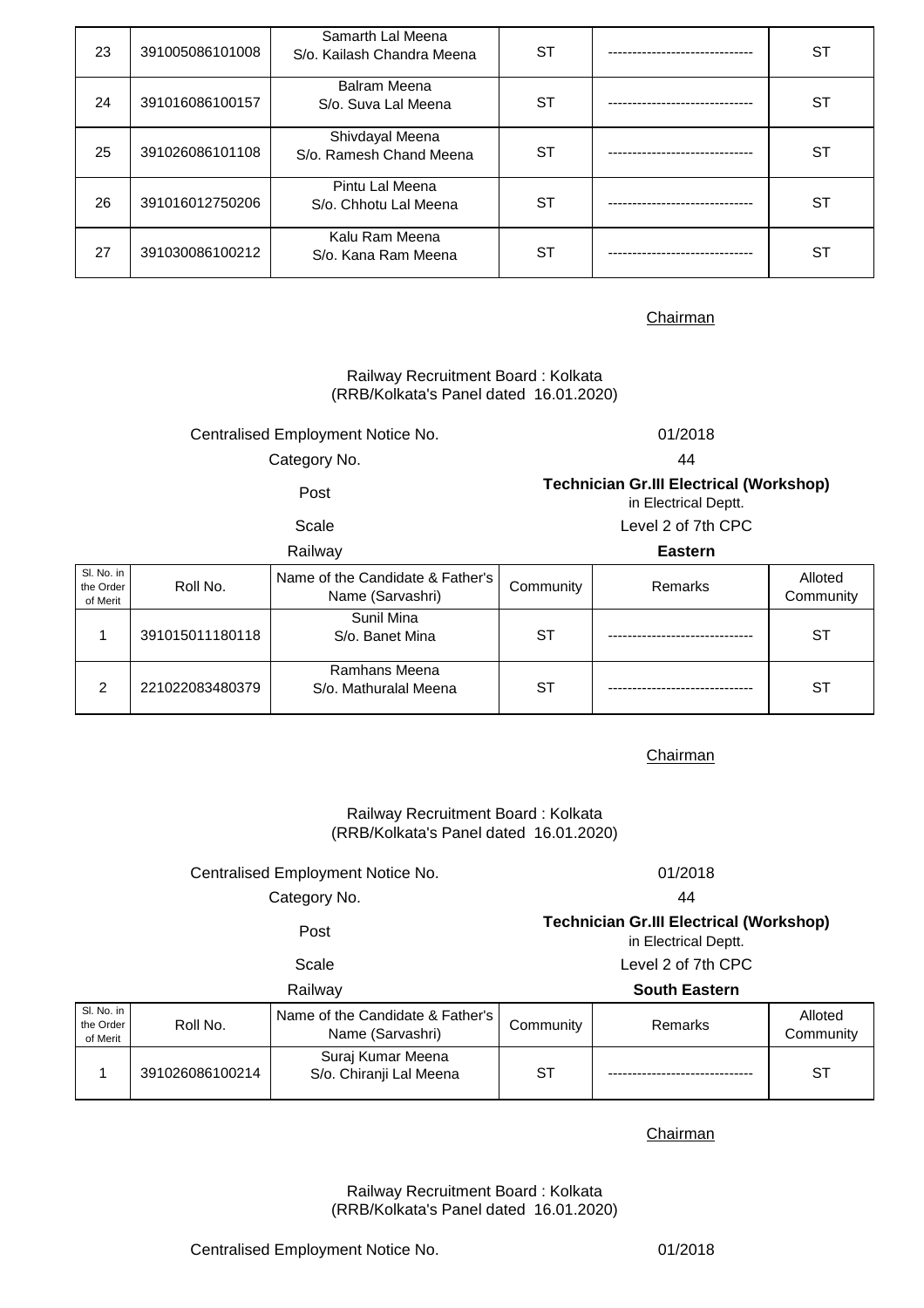| | | | | | |
|---|---|---|---|---|---|
| 23 | 391005086101008 | Samarth Lal Meena S/o. Kailash Chandra Meena | ST | ------------------------------ | ST |
| 24 | 391016086100157 | Balram Meena S/o. Suva Lal Meena | ST | ------------------------------ | ST |
| 25 | 391026086101108 | Shivdayal Meena S/o. Ramesh Chand Meena | ST | ------------------------------ | ST |
| 26 | 391016012750206 | Pintu Lal Meena S/o. Chhotu Lal Meena | ST | ------------------------------ | ST |
| 27 | 391030086100212 | Kalu Ram Meena S/o. Kana Ram Meena | ST | ------------------------------ | ST |

Chairman

Railway Recruitment Board : Kolkata
(RRB/Kolkata's Panel dated 16.01.2020)

| | |
|---|---|
| Centralised Employment Notice No. | 01/2018 |
| Category No. | 44 |
| Post | **Technician Gr.III Electrical (Workshop)** in Electrical Deptt. |
| Scale | Level 2 of 7th CPC |
| Railway | **Eastern** |

| Sl. No. in the Order of Merit | Roll No. | Name of the Candidate & Father's Name (Sarvashri) | Community | Remarks | Alloted Community |
|---|---|---|---|---|---|
| 1 | 391015011180118 | Sunil Mina S/o. Banet Mina | ST | ------------------------------ | ST |
| 2 | 221022083480379 | Ramhans Meena S/o. Mathuralal Meena | ST | ------------------------------ | ST |

Chairman

Railway Recruitment Board : Kolkata
(RRB/Kolkata's Panel dated 16.01.2020)

| | |
|---|---|
| Centralised Employment Notice No. | 01/2018 |
| Category No. | 44 |
| Post | **Technician Gr.III Electrical (Workshop)** in Electrical Deptt. |
| Scale | Level 2 of 7th CPC |
| Railway | **South Eastern** |

| Sl. No. in the Order of Merit | Roll No. | Name of the Candidate & Father's Name (Sarvashri) | Community | Remarks | Alloted Community |
|---|---|---|---|---|---|
| 1 | 391026086100214 | Suraj Kumar Meena S/o. Chiranji Lal Meena | ST | ------------------------------ | ST |

Chairman

Railway Recruitment Board : Kolkata
(RRB/Kolkata's Panel dated 16.01.2020)

| | |
|---|---|
| Centralised Employment Notice No. | 01/2018 |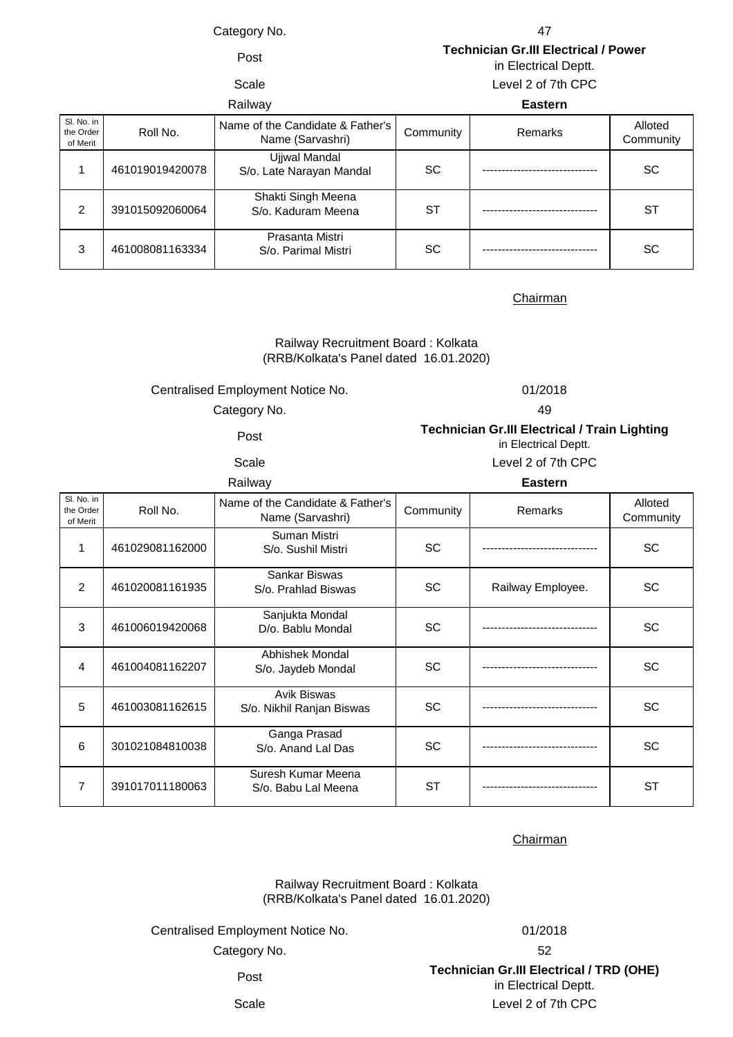Category No. 47

Post: **Technician Gr.III Electrical / Power** in Electrical Deptt.

Scale: Level 2 of 7th CPC

Railway: **Eastern**

| Sl. No. in the Order of Merit | Roll No. | Name of the Candidate & Father's Name (Sarvashri) | Community | Remarks | Alloted Community |
|---|---|---|---|---|---|
| 1 | 461019019420078 | Ujjwal Mandal S/o. Late Narayan Mandal | SC | ------------------------------ | SC |
| 2 | 391015092060064 | Shakti Singh Meena S/o. Kaduram Meena | ST | ------------------------------ | ST |
| 3 | 461008081163334 | Prasanta Mistri S/o. Parimal Mistri | SC | ------------------------------ | SC |

Chairman

Railway Recruitment Board : Kolkata
(RRB/Kolkata's Panel dated 16.01.2020)

Centralised Employment Notice No. 01/2018

Category No. 49

Post: **Technician Gr.III Electrical / Train Lighting** in Electrical Deptt.

Scale: Level 2 of 7th CPC

Railway: **Eastern**

| Sl. No. in the Order of Merit | Roll No. | Name of the Candidate & Father's Name (Sarvashri) | Community | Remarks | Alloted Community |
|---|---|---|---|---|---|
| 1 | 461029081162000 | Suman Mistri S/o. Sushil Mistri | SC | ------------------------------ | SC |
| 2 | 461020081161935 | Sankar Biswas S/o. Prahlad Biswas | SC | Railway Employee. | SC |
| 3 | 461006019420068 | Sanjukta Mondal D/o. Bablu Mondal | SC | ------------------------------ | SC |
| 4 | 461004081162207 | Abhishek Mondal S/o. Jaydeb Mondal | SC | ------------------------------ | SC |
| 5 | 461003081162615 | Avik Biswas S/o. Nikhil Ranjan Biswas | SC | ------------------------------ | SC |
| 6 | 301021084810038 | Ganga Prasad S/o. Anand Lal Das | SC | ------------------------------ | SC |
| 7 | 391017011180063 | Suresh Kumar Meena S/o. Babu Lal Meena | ST | ------------------------------ | ST |

Chairman

Railway Recruitment Board : Kolkata
(RRB/Kolkata's Panel dated 16.01.2020)

Centralised Employment Notice No. 01/2018

Category No. 52

Post: **Technician Gr.III Electrical / TRD (OHE)** in Electrical Deptt.

Scale: Level 2 of 7th CPC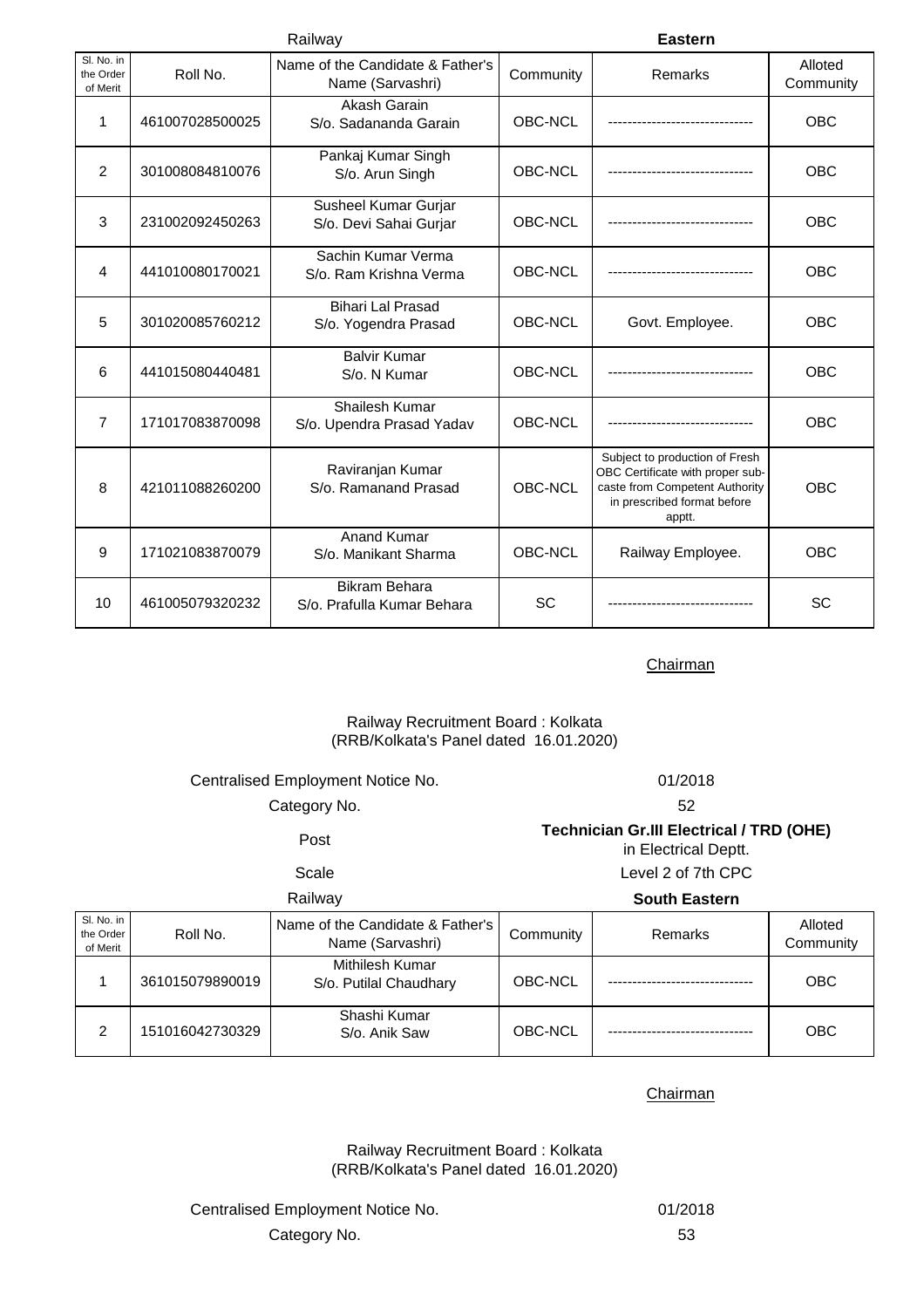Railway **Eastern**

| Sl. No. in the Order of Merit | Roll No. | Name of the Candidate & Father's Name (Sarvashri) | Community | Remarks | Alloted Community |
|---|---|---|---|---|---|
| 1 | 461007028500025 | Akash Garain S/o. Sadananda Garain | OBC-NCL | ------------------------------ | OBC |
| 2 | 301008084810076 | Pankaj Kumar Singh S/o. Arun Singh | OBC-NCL | ------------------------------ | OBC |
| 3 | 231002092450263 | Susheel Kumar Gurjar S/o. Devi Sahai Gurjar | OBC-NCL | ------------------------------ | OBC |
| 4 | 441010080170021 | Sachin Kumar Verma S/o. Ram Krishna Verma | OBC-NCL | ------------------------------ | OBC |
| 5 | 301020085760212 | Bihari Lal Prasad S/o. Yogendra Prasad | OBC-NCL | Govt. Employee. | OBC |
| 6 | 441015080440481 | Balvir Kumar S/o. N Kumar | OBC-NCL | ------------------------------ | OBC |
| 7 | 171017083870098 | Shailesh Kumar S/o. Upendra Prasad Yadav | OBC-NCL | ------------------------------ | OBC |
| 8 | 421011088260200 | Raviranjan Kumar S/o. Ramanand Prasad | OBC-NCL | Subject to production of Fresh OBC Certificate with proper sub-caste from Competent Authority in prescribed format before apptt. | OBC |
| 9 | 171021083870079 | Anand Kumar S/o. Manikant Sharma | OBC-NCL | Railway Employee. | OBC |
| 10 | 461005079320232 | Bikram Behara S/o. Prafulla Kumar Behara | SC | ------------------------------ | SC |

Chairman

Railway Recruitment Board : Kolkata
(RRB/Kolkata's Panel dated 16.01.2020)

Centralised Employment Notice No. 01/2018

Category No. 52

Post **Technician Gr.III Electrical / TRD (OHE)** in Electrical Deptt.

Scale Level 2 of 7th CPC

Railway **South Eastern**

| Sl. No. in the Order of Merit | Roll No. | Name of the Candidate & Father's Name (Sarvashri) | Community | Remarks | Alloted Community |
|---|---|---|---|---|---|
| 1 | 361015079890019 | Mithilesh Kumar S/o. Putilal Chaudhary | OBC-NCL | ------------------------------ | OBC |
| 2 | 151016042730329 | Shashi Kumar S/o. Anik Saw | OBC-NCL | ------------------------------ | OBC |

Chairman

Railway Recruitment Board : Kolkata
(RRB/Kolkata's Panel dated 16.01.2020)

Centralised Employment Notice No. 01/2018

Category No. 53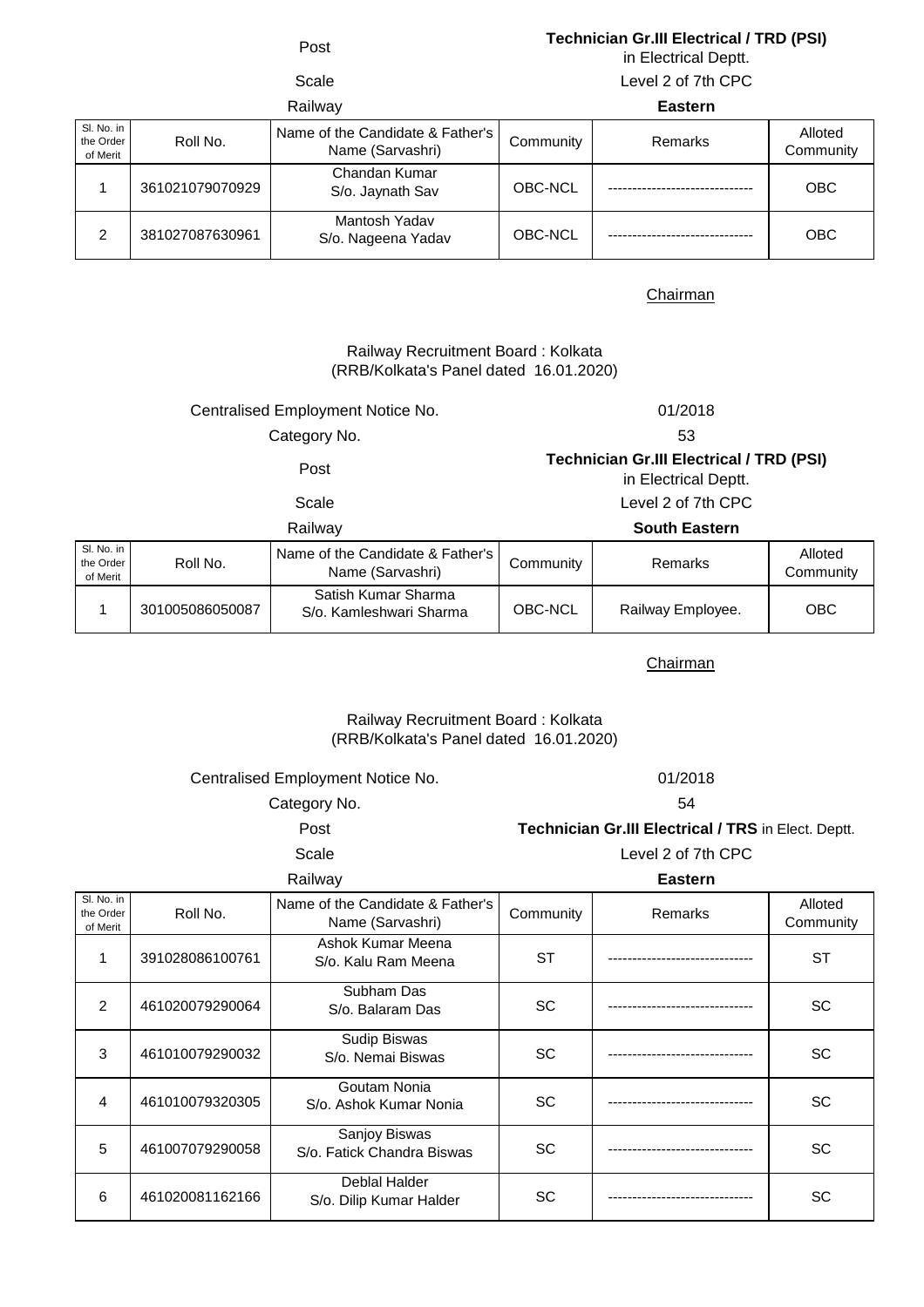| | | |
|---|---|---|
| Post | **Technician Gr.III Electrical / TRD (PSI)** in Electrical Deptt. | |
| Scale | Level 2 of 7th CPC | |
| Railway | **Eastern** | |

| Sl. No. in the Order of Merit | Roll No. | Name of the Candidate & Father's Name (Sarvashri) | Community | Remarks | Alloted Community |
|---|---|---|---|---|---|
| 1 | 361021079070929 | Chandan Kumar S/o. Jaynath Sav | OBC-NCL | ------------------------------ | OBC |
| 2 | 381027087630961 | Mantosh Yadav S/o. Nageena Yadav | OBC-NCL | ------------------------------ | OBC |

Chairman

Railway Recruitment Board : Kolkata
(RRB/Kolkata's Panel dated 16.01.2020)

| | |
|---|---|
| Centralised Employment Notice No. | 01/2018 |
| Category No. | 53 |
| Post | **Technician Gr.III Electrical / TRD (PSI)** in Electrical Deptt. |
| Scale | Level 2 of 7th CPC |
| Railway | **South Eastern** |

| Sl. No. in the Order of Merit | Roll No. | Name of the Candidate & Father's Name (Sarvashri) | Community | Remarks | Alloted Community |
|---|---|---|---|---|---|
| 1 | 301005086050087 | Satish Kumar Sharma S/o. Kamleshwari Sharma | OBC-NCL | Railway Employee. | OBC |

Chairman

Railway Recruitment Board : Kolkata
(RRB/Kolkata's Panel dated 16.01.2020)

| | |
|---|---|
| Centralised Employment Notice No. | 01/2018 |
| Category No. | 54 |
| Post | **Technician Gr.III Electrical / TRS** in Elect. Deptt. |
| Scale | Level 2 of 7th CPC |
| Railway | **Eastern** |

| Sl. No. in the Order of Merit | Roll No. | Name of the Candidate & Father's Name (Sarvashri) | Community | Remarks | Alloted Community |
|---|---|---|---|---|---|
| 1 | 391028086100761 | Ashok Kumar Meena S/o. Kalu Ram Meena | ST | ------------------------------ | ST |
| 2 | 461020079290064 | Subham Das S/o. Balaram Das | SC | ------------------------------ | SC |
| 3 | 461010079290032 | Sudip Biswas S/o. Nemai Biswas | SC | ------------------------------ | SC |
| 4 | 461010079320305 | Goutam Nonia S/o. Ashok Kumar Nonia | SC | ------------------------------ | SC |
| 5 | 461007079290058 | Sanjoy Biswas S/o. Fatick Chandra Biswas | SC | ------------------------------ | SC |
| 6 | 461020081162166 | Deblal Halder S/o. Dilip Kumar Halder | SC | ------------------------------ | SC |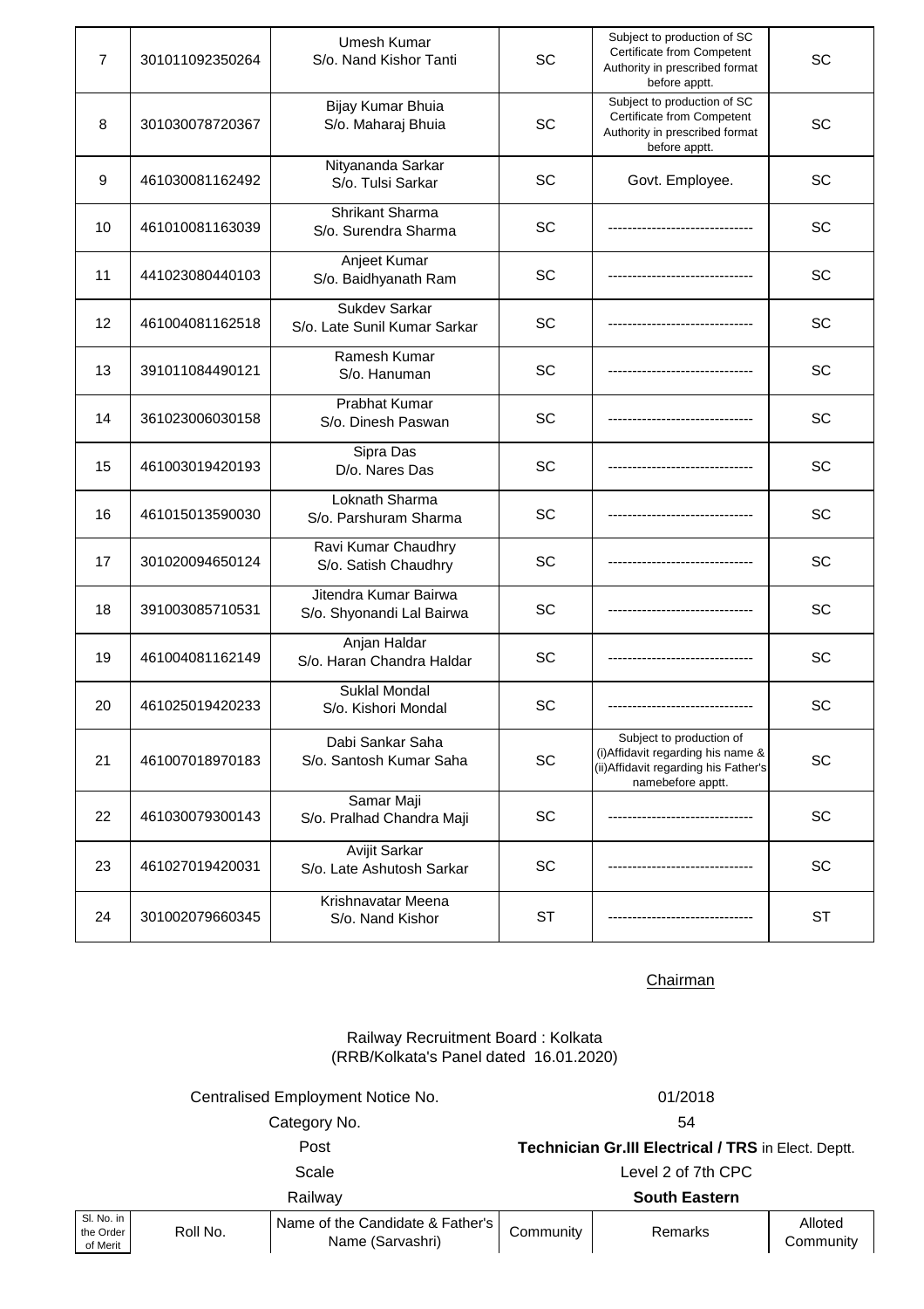| 7 | 301011092350264 | Umesh Kumar<br>S/o. Nand Kishor Tanti | SC | Subject to production of SC Certificate from Competent Authority in prescribed format before apptt. | SC |
|---|---|---|---|---|---|
| 8 | 301030078720367 | Bijay Kumar Bhuia<br>S/o. Maharaj Bhuia | SC | Subject to production of SC Certificate from Competent Authority in prescribed format before apptt. | SC |
| 9 | 461030081162492 | Nityananda Sarkar<br>S/o. Tulsi Sarkar | SC | Govt. Employee. | SC |
| 10 | 461010081163039 | Shrikant Sharma<br>S/o. Surendra Sharma | SC | ------------------------------ | SC |
| 11 | 441023080440103 | Anjeet Kumar<br>S/o. Baidhyanath Ram | SC | ------------------------------ | SC |
| 12 | 461004081162518 | Sukdev Sarkar<br>S/o. Late Sunil Kumar Sarkar | SC | ------------------------------ | SC |
| 13 | 391011084490121 | Ramesh Kumar<br>S/o. Hanuman | SC | ------------------------------ | SC |
| 14 | 361023006030158 | Prabhat Kumar<br>S/o. Dinesh Paswan | SC | ------------------------------ | SC |
| 15 | 461003019420193 | Sipra Das<br>D/o. Nares Das | SC | ------------------------------ | SC |
| 16 | 461015013590030 | Loknath Sharma<br>S/o. Parshuram Sharma | SC | ------------------------------ | SC |
| 17 | 301020094650124 | Ravi Kumar Chaudhry<br>S/o. Satish Chaudhry | SC | ------------------------------ | SC |
| 18 | 391003085710531 | Jitendra Kumar Bairwa<br>S/o. Shyonandi Lal Bairwa | SC | ------------------------------ | SC |
| 19 | 461004081162149 | Anjan Haldar<br>S/o. Haran Chandra Haldar | SC | ------------------------------ | SC |
| 20 | 461025019420233 | Suklal Mondal<br>S/o. Kishori Mondal | SC | ------------------------------ | SC |
| 21 | 461007018970183 | Dabi Sankar Saha<br>S/o. Santosh Kumar Saha | SC | Subject to production of (i)Affidavit regarding his name & (ii)Affidavit regarding his Father's namebefore apptt. | SC |
| 22 | 461030079300143 | Samar Maji<br>S/o. Pralhad Chandra Maji | SC | ------------------------------ | SC |
| 23 | 461027019420031 | Avijit Sarkar<br>S/o. Late Ashutosh Sarkar | SC | ------------------------------ | SC |
| 24 | 301002079660345 | Krishnavatar Meena<br>S/o. Nand Kishor | ST | ------------------------------ | ST |

Chairman

Railway Recruitment Board : Kolkata
(RRB/Kolkata's Panel dated 16.01.2020)

| | |
|---|---|
| Centralised Employment Notice No. | 01/2018 |
| Category No. | 54 |
| Post | **Technician Gr.III Electrical / TRS** in Elect. Deptt. |
| Scale | Level 2 of 7th CPC |
| Railway | **South Eastern** |

| Sl. No. in the Order of Merit | Roll No. | Name of the Candidate & Father's Name (Sarvashri) | Community | Remarks | Alloted Community |
|---|---|---|---|---|---|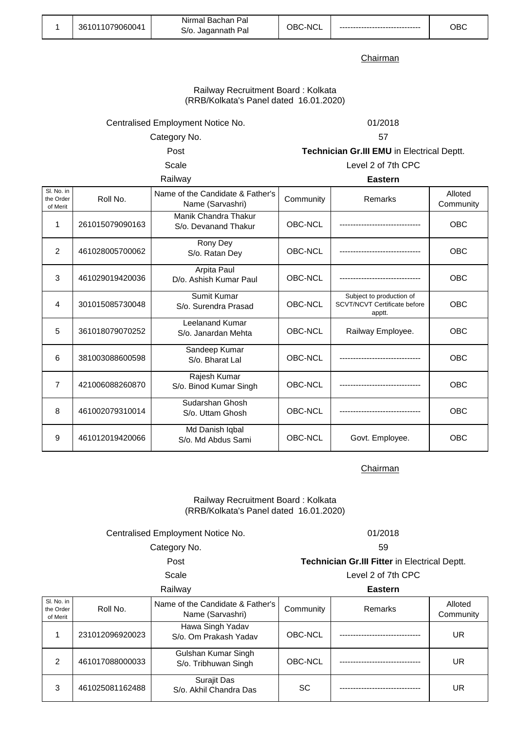| 1 | 361011079060041 | Nirmal Bachan Pal<br>S/o. Jagannath Pal | OBC-NCL | ------------------------------ | OBC |
|---|---|---|---|---|---|

Chairman

Railway Recruitment Board : Kolkata
(RRB/Kolkata's Panel dated 16.01.2020)

Centralised Employment Notice No. 01/2018

Category No. 57

Post **Technician Gr.III EMU** in Electrical Deptt.

Scale Level 2 of 7th CPC

Railway **Eastern**

| Sl. No. in the Order of Merit | Roll No. | Name of the Candidate & Father's Name (Sarvashri) | Community | Remarks | Alloted Community |
|---|---|---|---|---|---|
| 1 | 261015079090163 | Manik Chandra Thakur<br>S/o. Devanand Thakur | OBC-NCL | ------------------------------ | OBC |
| 2 | 461028005700062 | Rony Dey<br>S/o. Ratan Dey | OBC-NCL | ------------------------------ | OBC |
| 3 | 461029019420036 | Arpita Paul<br>D/o. Ashish Kumar Paul | OBC-NCL | ------------------------------ | OBC |
| 4 | 301015085730048 | Sumit Kumar<br>S/o. Surendra Prasad | OBC-NCL | Subject to production of SCVT/NCVT Certificate before apptt. | OBC |
| 5 | 361018079070252 | Leelanand Kumar<br>S/o. Janardan Mehta | OBC-NCL | Railway Employee. | OBC |
| 6 | 381003088600598 | Sandeep Kumar<br>S/o. Bharat Lal | OBC-NCL | ------------------------------ | OBC |
| 7 | 421006088260870 | Rajesh Kumar<br>S/o. Binod Kumar Singh | OBC-NCL | ------------------------------ | OBC |
| 8 | 461002079310014 | Sudarshan Ghosh<br>S/o. Uttam Ghosh | OBC-NCL | ------------------------------ | OBC |
| 9 | 461012019420066 | Md Danish Iqbal<br>S/o. Md Abdus Sami | OBC-NCL | Govt. Employee. | OBC |

Chairman

Railway Recruitment Board : Kolkata
(RRB/Kolkata's Panel dated 16.01.2020)

Centralised Employment Notice No. 01/2018

Category No. 59

Post **Technician Gr.III Fitter** in Electrical Deptt.

Scale Level 2 of 7th CPC

Railway **Eastern**

| Sl. No. in the Order of Merit | Roll No. | Name of the Candidate & Father's Name (Sarvashri) | Community | Remarks | Alloted Community |
|---|---|---|---|---|---|
| 1 | 231012096920023 | Hawa Singh Yadav<br>S/o. Om Prakash Yadav | OBC-NCL | ------------------------------ | UR |
| 2 | 461017088000033 | Gulshan Kumar Singh<br>S/o. Tribhuwan Singh | OBC-NCL | ------------------------------ | UR |
| 3 | 461025081162488 | Surajit Das<br>S/o. Akhil Chandra Das | SC | ------------------------------ | UR |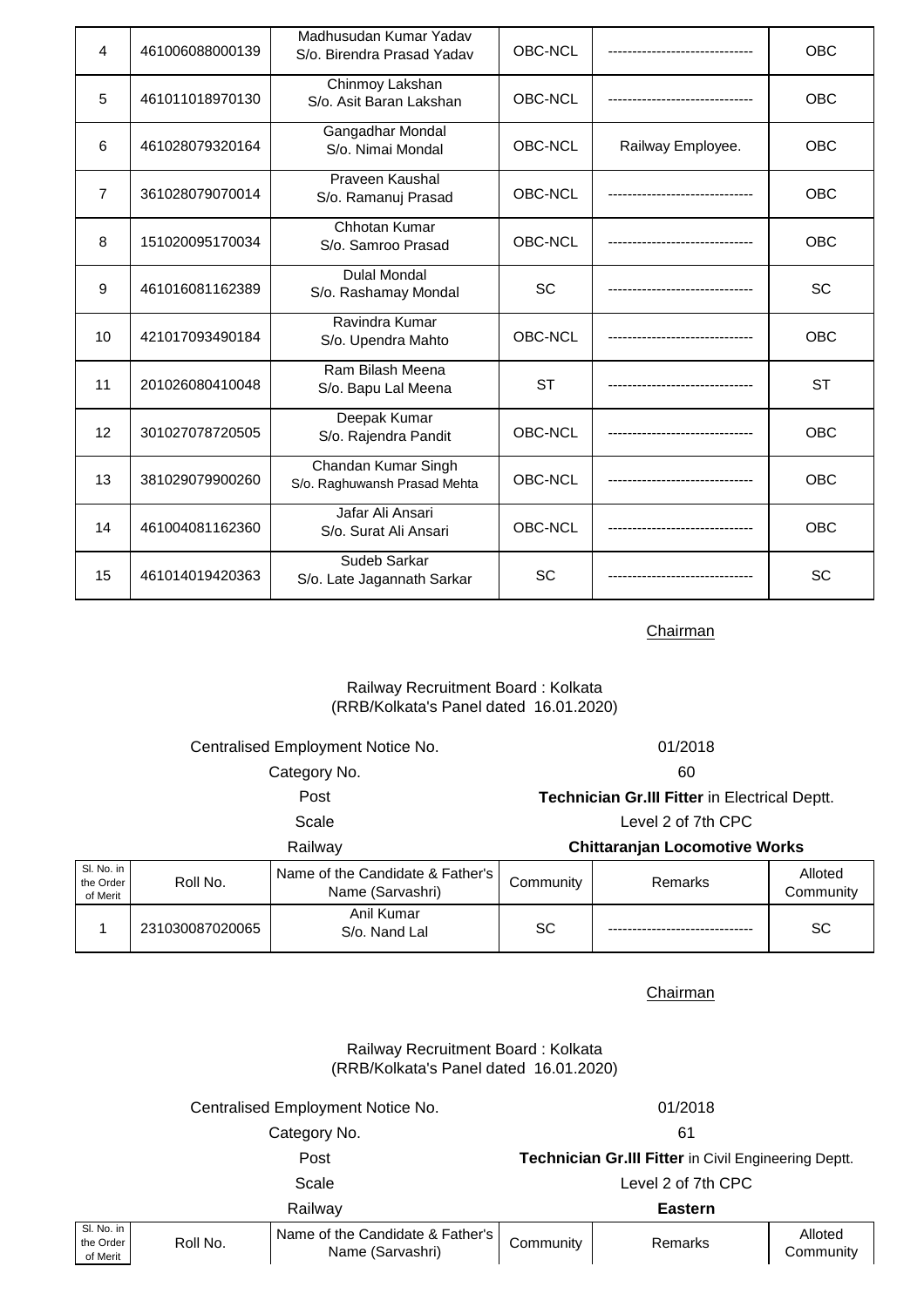| Sl. No. in the Order of Merit | Roll No. | Name of the Candidate & Father's Name (Sarvashri) | Community | Remarks | Alloted Community |
|---|---|---|---|---|---|
| 4 | 461006088000139 | Madhusudan Kumar Yadav S/o. Birendra Prasad Yadav | OBC-NCL | ------------------------------ | OBC |
| 5 | 461011018970130 | Chinmoy Lakshan S/o. Asit Baran Lakshan | OBC-NCL | ------------------------------ | OBC |
| 6 | 461028079320164 | Gangadhar Mondal S/o. Nimai Mondal | OBC-NCL | Railway Employee. | OBC |
| 7 | 361028079070014 | Praveen Kaushal S/o. Ramanuj Prasad | OBC-NCL | ------------------------------ | OBC |
| 8 | 151020095170034 | Chhotan Kumar S/o. Samroo Prasad | OBC-NCL | ------------------------------ | OBC |
| 9 | 461016081162389 | Dulal Mondal S/o. Rashamay Mondal | SC | ------------------------------ | SC |
| 10 | 421017093490184 | Ravindra Kumar S/o. Upendra Mahto | OBC-NCL | ------------------------------ | OBC |
| 11 | 201026080410048 | Ram Bilash Meena S/o. Bapu Lal Meena | ST | ------------------------------ | ST |
| 12 | 301027078720505 | Deepak Kumar S/o. Rajendra Pandit | OBC-NCL | ------------------------------ | OBC |
| 13 | 381029079900260 | Chandan Kumar Singh S/o. Raghuwansh Prasad Mehta | OBC-NCL | ------------------------------ | OBC |
| 14 | 461004081162360 | Jafar Ali Ansari S/o. Surat Ali Ansari | OBC-NCL | ------------------------------ | OBC |
| 15 | 461014019420363 | Sudeb Sarkar S/o. Late Jagannath Sarkar | SC | ------------------------------ | SC |

Chairman

Railway Recruitment Board : Kolkata
(RRB/Kolkata's Panel dated 16.01.2020)

| | |
|---|---|
| Centralised Employment Notice No. | 01/2018 |
| Category No. | 60 |
| Post | **Technician Gr.III Fitter** in Electrical Deptt. |
| Scale | Level 2 of 7th CPC |
| Railway | **Chittaranjan Locomotive Works** |

| Sl. No. in the Order of Merit | Roll No. | Name of the Candidate & Father's Name (Sarvashri) | Community | Remarks | Alloted Community |
|---|---|---|---|---|---|
| 1 | 231030087020065 | Anil Kumar S/o. Nand Lal | SC | ------------------------------ | SC |

Chairman

Railway Recruitment Board : Kolkata
(RRB/Kolkata's Panel dated 16.01.2020)

| | |
|---|---|
| Centralised Employment Notice No. | 01/2018 |
| Category No. | 61 |
| Post | **Technician Gr.III Fitter** in Civil Engineering Deptt. |
| Scale | Level 2 of 7th CPC |
| Railway | **Eastern** |

| Sl. No. in the Order of Merit | Roll No. | Name of the Candidate & Father's Name (Sarvashri) | Community | Remarks | Alloted Community |
|---|---|---|---|---|---|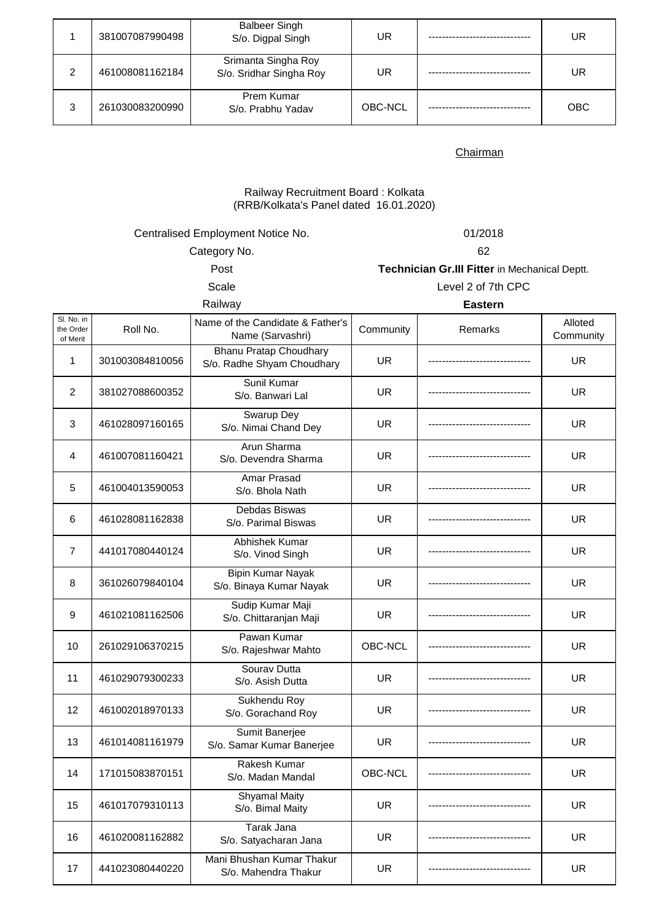| 1 | 381007087990498 | Balbeer Singh S/o. Digpal Singh | UR | ------------------------------ | UR |
|---|---|---|---|---|---|
| 2 | 461008081162184 | Srimanta Singha Roy S/o. Sridhar Singha Roy | UR | ------------------------------ | UR |
| 3 | 261030083200990 | Prem Kumar S/o. Prabhu Yadav | OBC-NCL | ------------------------------ | OBC |

Chairman

Railway Recruitment Board : Kolkata
(RRB/Kolkata's Panel dated 16.01.2020)

| | |
|---|---|
| Centralised Employment Notice No. | 01/2018 |
| Category No. | 62 |
| Post | **Technician Gr.III Fitter** in Mechanical Deptt. |
| Scale | Level 2 of 7th CPC |
| Railway | **Eastern** |

| Sl. No. in the Order of Merit | Roll No. | Name of the Candidate & Father's Name (Sarvashri) | Community | Remarks | Alloted Community |
|---|---|---|---|---|---|
| 1 | 301003084810056 | Bhanu Pratap Choudhary S/o. Radhe Shyam Choudhary | UR | ------------------------------ | UR |
| 2 | 381027088600352 | Sunil Kumar S/o. Banwari Lal | UR | ------------------------------ | UR |
| 3 | 461028097160165 | Swarup Dey S/o. Nimai Chand Dey | UR | ------------------------------ | UR |
| 4 | 461007081160421 | Arun Sharma S/o. Devendra Sharma | UR | ------------------------------ | UR |
| 5 | 461004013590053 | Amar Prasad S/o. Bhola Nath | UR | ------------------------------ | UR |
| 6 | 461028081162838 | Debdas Biswas S/o. Parimal Biswas | UR | ------------------------------ | UR |
| 7 | 441017080440124 | Abhishek Kumar S/o. Vinod Singh | UR | ------------------------------ | UR |
| 8 | 361026079840104 | Bipin Kumar Nayak S/o. Binaya Kumar Nayak | UR | ------------------------------ | UR |
| 9 | 461021081162506 | Sudip Kumar Maji S/o. Chittaranjan Maji | UR | ------------------------------ | UR |
| 10 | 261029106370215 | Pawan Kumar S/o. Rajeshwar Mahto | OBC-NCL | ------------------------------ | UR |
| 11 | 461029079300233 | Sourav Dutta S/o. Asish Dutta | UR | ------------------------------ | UR |
| 12 | 461002018970133 | Sukhendu Roy S/o. Gorachand Roy | UR | ------------------------------ | UR |
| 13 | 461014081161979 | Sumit Banerjee S/o. Samar Kumar Banerjee | UR | ------------------------------ | UR |
| 14 | 171015083870151 | Rakesh Kumar S/o. Madan Mandal | OBC-NCL | ------------------------------ | UR |
| 15 | 461017079310113 | Shyamal Maity S/o. Bimal Maity | UR | ------------------------------ | UR |
| 16 | 461020081162882 | Tarak Jana S/o. Satyacharan Jana | UR | ------------------------------ | UR |
| 17 | 441023080440220 | Mani Bhushan Kumar Thakur S/o. Mahendra Thakur | UR | ------------------------------ | UR |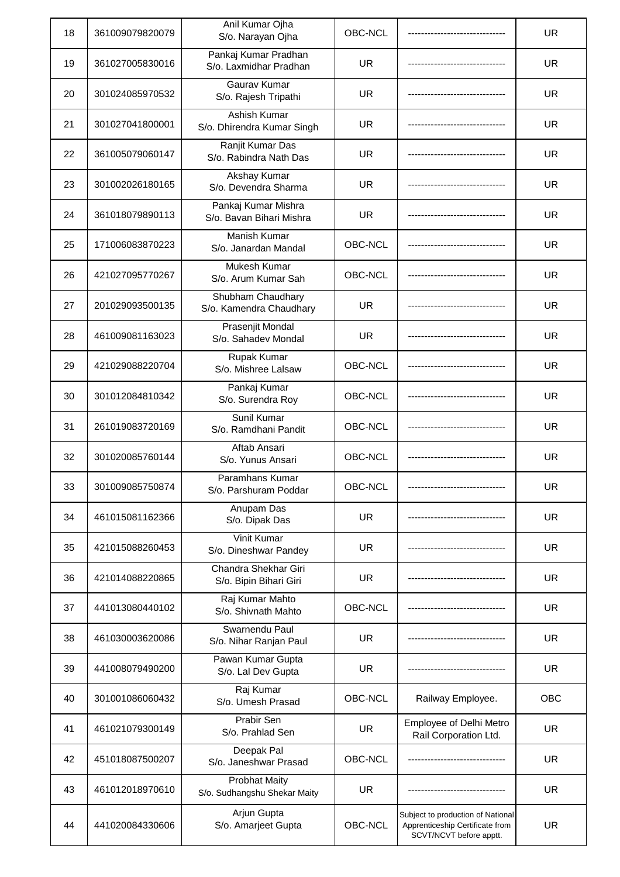| | | | | | |
|---|---|---|---|---|---|
| 18 | 361009079820079 | Anil Kumar Ojha<br>S/o. Narayan Ojha | OBC-NCL | ------------------------------ | UR |
| 19 | 361027005830016 | Pankaj Kumar Pradhan<br>S/o. Laxmidhar Pradhan | UR | ------------------------------ | UR |
| 20 | 301024085970532 | Gaurav Kumar<br>S/o. Rajesh Tripathi | UR | ------------------------------ | UR |
| 21 | 301027041800001 | Ashish Kumar<br>S/o. Dhirendra Kumar Singh | UR | ------------------------------ | UR |
| 22 | 361005079060147 | Ranjit Kumar Das<br>S/o. Rabindra Nath Das | UR | ------------------------------ | UR |
| 23 | 301002026180165 | Akshay Kumar<br>S/o. Devendra Sharma | UR | ------------------------------ | UR |
| 24 | 361018079890113 | Pankaj Kumar Mishra<br>S/o. Bavan Bihari Mishra | UR | ------------------------------ | UR |
| 25 | 171006083870223 | Manish Kumar<br>S/o. Janardan Mandal | OBC-NCL | ------------------------------ | UR |
| 26 | 421027095770267 | Mukesh Kumar<br>S/o. Arum Kumar Sah | OBC-NCL | ------------------------------ | UR |
| 27 | 201029093500135 | Shubham Chaudhary<br>S/o. Kamendra Chaudhary | UR | ------------------------------ | UR |
| 28 | 461009081163023 | Prasenjit Mondal<br>S/o. Sahadev Mondal | UR | ------------------------------ | UR |
| 29 | 421029088220704 | Rupak Kumar<br>S/o. Mishree Lalsaw | OBC-NCL | ------------------------------ | UR |
| 30 | 301012084810342 | Pankaj Kumar<br>S/o. Surendra Roy | OBC-NCL | ------------------------------ | UR |
| 31 | 261019083720169 | Sunil Kumar<br>S/o. Ramdhani Pandit | OBC-NCL | ------------------------------ | UR |
| 32 | 301020085760144 | Aftab Ansari<br>S/o. Yunus Ansari | OBC-NCL | ------------------------------ | UR |
| 33 | 301009085750874 | Paramhans Kumar<br>S/o. Parshuram Poddar | OBC-NCL | ------------------------------ | UR |
| 34 | 461015081162366 | Anupam Das<br>S/o. Dipak Das | UR | ------------------------------ | UR |
| 35 | 421015088260453 | Vinit Kumar<br>S/o. Dineshwar Pandey | UR | ------------------------------ | UR |
| 36 | 421014088220865 | Chandra Shekhar Giri<br>S/o. Bipin Bihari Giri | UR | ------------------------------ | UR |
| 37 | 441013080440102 | Raj Kumar Mahto<br>S/o. Shivnath Mahto | OBC-NCL | ------------------------------ | UR |
| 38 | 461030003620086 | Swarnendu Paul<br>S/o. Nihar Ranjan Paul | UR | ------------------------------ | UR |
| 39 | 441008079490200 | Pawan Kumar Gupta<br>S/o. Lal Dev Gupta | UR | ------------------------------ | UR |
| 40 | 301001086060432 | Raj Kumar<br>S/o. Umesh Prasad | OBC-NCL | Railway Employee. | OBC |
| 41 | 461021079300149 | Prabir Sen<br>S/o. Prahlad Sen | UR | Employee of Delhi Metro Rail Corporation Ltd. | UR |
| 42 | 451018087500207 | Deepak Pal<br>S/o. Janeshwar Prasad | OBC-NCL | ------------------------------ | UR |
| 43 | 461012018970610 | Probhat Maity<br>S/o. Sudhangshu Shekar Maity | UR | ------------------------------ | UR |
| 44 | 441020084330606 | Arjun Gupta<br>S/o. Amarjeet Gupta | OBC-NCL | Subject to production of National Apprenticeship Certificate from SCVT/NCVT before apptt. | UR |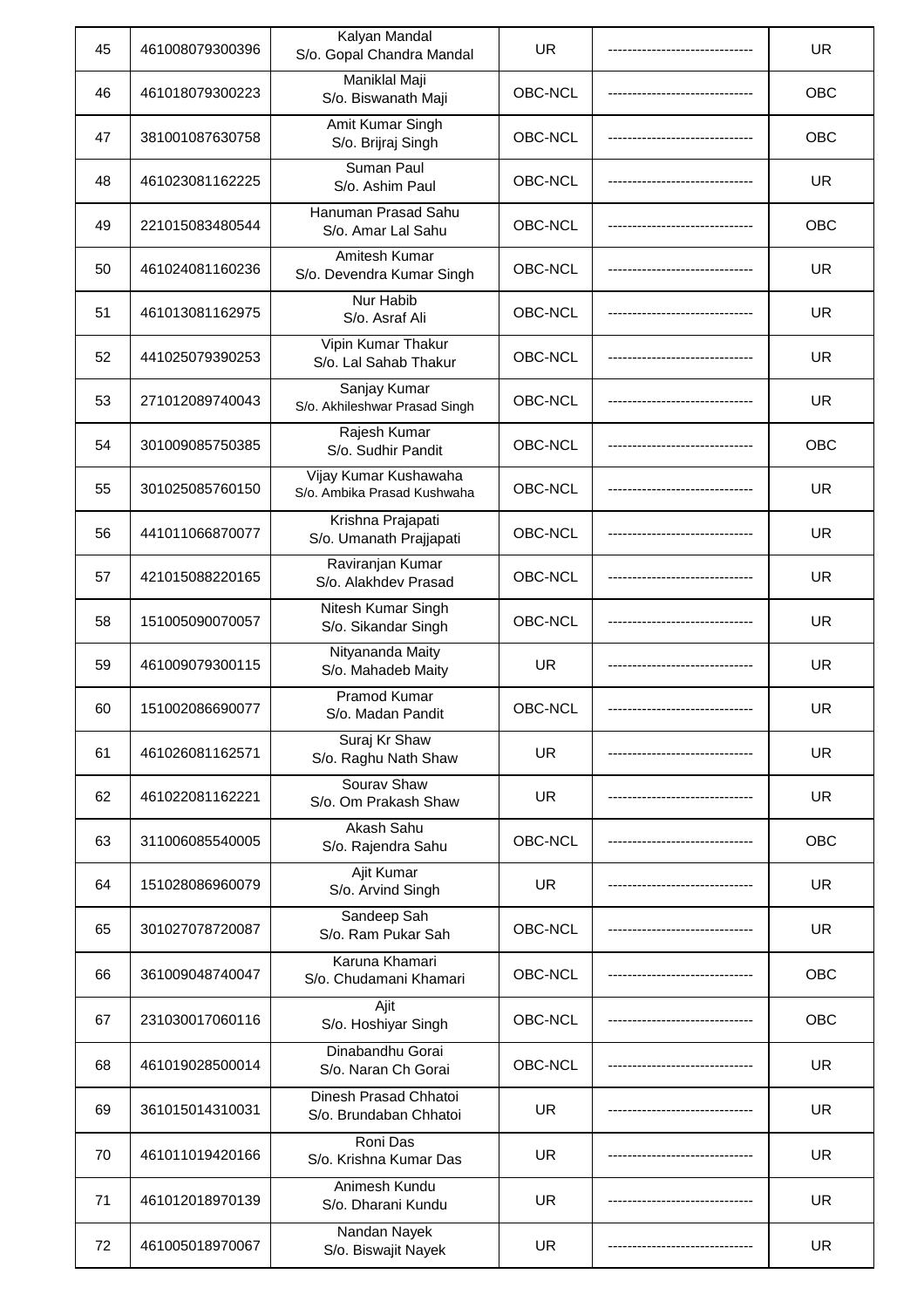| | | | | | |
|---|---|---|---|---|---|
| 45 | 461008079300396 | Kalyan Mandal S/o. Gopal Chandra Mandal | UR | ------------------------------ | UR |
| 46 | 461018079300223 | Maniklal Maji S/o. Biswanath Maji | OBC-NCL | ------------------------------ | OBC |
| 47 | 381001087630758 | Amit Kumar Singh S/o. Brijraj Singh | OBC-NCL | ------------------------------ | OBC |
| 48 | 461023081162225 | Suman Paul S/o. Ashim Paul | OBC-NCL | ------------------------------ | UR |
| 49 | 221015083480544 | Hanuman Prasad Sahu S/o. Amar Lal Sahu | OBC-NCL | ------------------------------ | OBC |
| 50 | 461024081160236 | Amitesh Kumar S/o. Devendra Kumar Singh | OBC-NCL | ------------------------------ | UR |
| 51 | 461013081162975 | Nur Habib S/o. Asraf Ali | OBC-NCL | ------------------------------ | UR |
| 52 | 441025079390253 | Vipin Kumar Thakur S/o. Lal Sahab Thakur | OBC-NCL | ------------------------------ | UR |
| 53 | 271012089740043 | Sanjay Kumar S/o. Akhileshwar Prasad Singh | OBC-NCL | ------------------------------ | UR |
| 54 | 301009085750385 | Rajesh Kumar S/o. Sudhir Pandit | OBC-NCL | ------------------------------ | OBC |
| 55 | 301025085760150 | Vijay Kumar Kushawaha S/o. Ambika Prasad Kushwaha | OBC-NCL | ------------------------------ | UR |
| 56 | 441011066870077 | Krishna Prajapati S/o. Umanath Prajjapati | OBC-NCL | ------------------------------ | UR |
| 57 | 421015088220165 | Raviranjan Kumar S/o. Alakhdev Prasad | OBC-NCL | ------------------------------ | UR |
| 58 | 151005090070057 | Nitesh Kumar Singh S/o. Sikandar Singh | OBC-NCL | ------------------------------ | UR |
| 59 | 461009079300115 | Nityananda Maity S/o. Mahadeb Maity | UR | ------------------------------ | UR |
| 60 | 151002086690077 | Pramod Kumar S/o. Madan Pandit | OBC-NCL | ------------------------------ | UR |
| 61 | 461026081162571 | Suraj Kr Shaw S/o. Raghu Nath Shaw | UR | ------------------------------ | UR |
| 62 | 461022081162221 | Sourav Shaw S/o. Om Prakash Shaw | UR | ------------------------------ | UR |
| 63 | 311006085540005 | Akash Sahu S/o. Rajendra Sahu | OBC-NCL | ------------------------------ | OBC |
| 64 | 151028086960079 | Ajit Kumar S/o. Arvind Singh | UR | ------------------------------ | UR |
| 65 | 301027078720087 | Sandeep Sah S/o. Ram Pukar Sah | OBC-NCL | ------------------------------ | UR |
| 66 | 361009048740047 | Karuna Khamari S/o. Chudamani Khamari | OBC-NCL | ------------------------------ | OBC |
| 67 | 231030017060116 | Ajit S/o. Hoshiyar Singh | OBC-NCL | ------------------------------ | OBC |
| 68 | 461019028500014 | Dinabandhu Gorai S/o. Naran Ch Gorai | OBC-NCL | ------------------------------ | UR |
| 69 | 361015014310031 | Dinesh Prasad Chhatoi S/o. Brundaban Chhatoi | UR | ------------------------------ | UR |
| 70 | 461011019420166 | Roni Das S/o. Krishna Kumar Das | UR | ------------------------------ | UR |
| 71 | 461012018970139 | Animesh Kundu S/o. Dharani Kundu | UR | ------------------------------ | UR |
| 72 | 461005018970067 | Nandan Nayek S/o. Biswajit Nayek | UR | ------------------------------ | UR |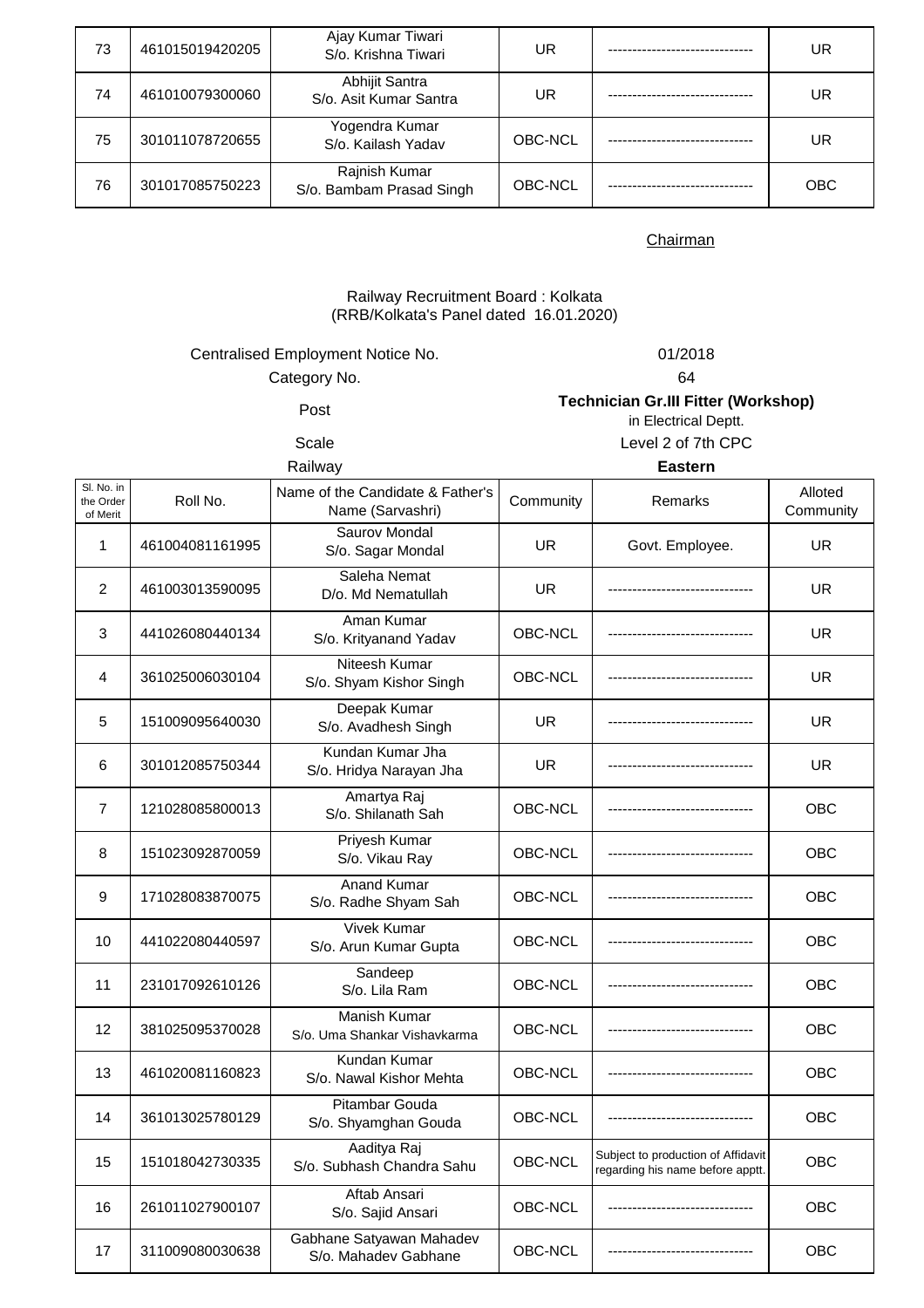| 73 | 461015019420205 | Ajay Kumar Tiwari S/o. Krishna Tiwari | UR | ------------------------------ | UR |
|---|---|---|---|---|---|
| 74 | 461010079300060 | Abhijit Santra S/o. Asit Kumar Santra | UR | ------------------------------ | UR |
| 75 | 301011078720655 | Yogendra Kumar S/o. Kailash Yadav | OBC-NCL | ------------------------------ | UR |
| 76 | 301017085750223 | Rajnish Kumar S/o. Bambam Prasad Singh | OBC-NCL | ------------------------------ | OBC |

Chairman

Railway Recruitment Board : Kolkata
(RRB/Kolkata's Panel dated 16.01.2020)

Centralised Employment Notice No. 01/2018

Category No. 64

Post **Technician Gr.III Fitter (Workshop)** in Electrical Deptt.

Scale Level 2 of 7th CPC

Railway **Eastern**

| Sl. No. in the Order of Merit | Roll No. | Name of the Candidate & Father's Name (Sarvashri) | Community | Remarks | Alloted Community |
|---|---|---|---|---|---|
| 1 | 461004081161995 | Saurov Mondal S/o. Sagar Mondal | UR | Govt. Employee. | UR |
| 2 | 461003013590095 | Saleha Nemat D/o. Md Nematullah | UR | ------------------------------ | UR |
| 3 | 441026080440134 | Aman Kumar S/o. Krityanand Yadav | OBC-NCL | ------------------------------ | UR |
| 4 | 361025006030104 | Niteesh Kumar S/o. Shyam Kishor Singh | OBC-NCL | ------------------------------ | UR |
| 5 | 151009095640030 | Deepak Kumar S/o. Avadhesh Singh | UR | ------------------------------ | UR |
| 6 | 301012085750344 | Kundan Kumar Jha S/o. Hridya Narayan Jha | UR | ------------------------------ | UR |
| 7 | 121028085800013 | Amartya Raj S/o. Shilanath Sah | OBC-NCL | ------------------------------ | OBC |
| 8 | 151023092870059 | Priyesh Kumar S/o. Vikau Ray | OBC-NCL | ------------------------------ | OBC |
| 9 | 171028083870075 | Anand Kumar S/o. Radhe Shyam Sah | OBC-NCL | ------------------------------ | OBC |
| 10 | 441022080440597 | Vivek Kumar S/o. Arun Kumar Gupta | OBC-NCL | ------------------------------ | OBC |
| 11 | 231017092610126 | Sandeep S/o. Lila Ram | OBC-NCL | ------------------------------ | OBC |
| 12 | 381025095370028 | Manish Kumar S/o. Uma Shankar Vishavkarma | OBC-NCL | ------------------------------ | OBC |
| 13 | 461020081160823 | Kundan Kumar S/o. Nawal Kishor Mehta | OBC-NCL | ------------------------------ | OBC |
| 14 | 361013025780129 | Pitambar Gouda S/o. Shyamghan Gouda | OBC-NCL | ------------------------------ | OBC |
| 15 | 151018042730335 | Aaditya Raj S/o. Subhash Chandra Sahu | OBC-NCL | Subject to production of Affidavit regarding his name before apptt. | OBC |
| 16 | 261011027900107 | Aftab Ansari S/o. Sajid Ansari | OBC-NCL | ------------------------------ | OBC |
| 17 | 311009080030638 | Gabhane Satyawan Mahadev S/o. Mahadev Gabhane | OBC-NCL | ------------------------------ | OBC |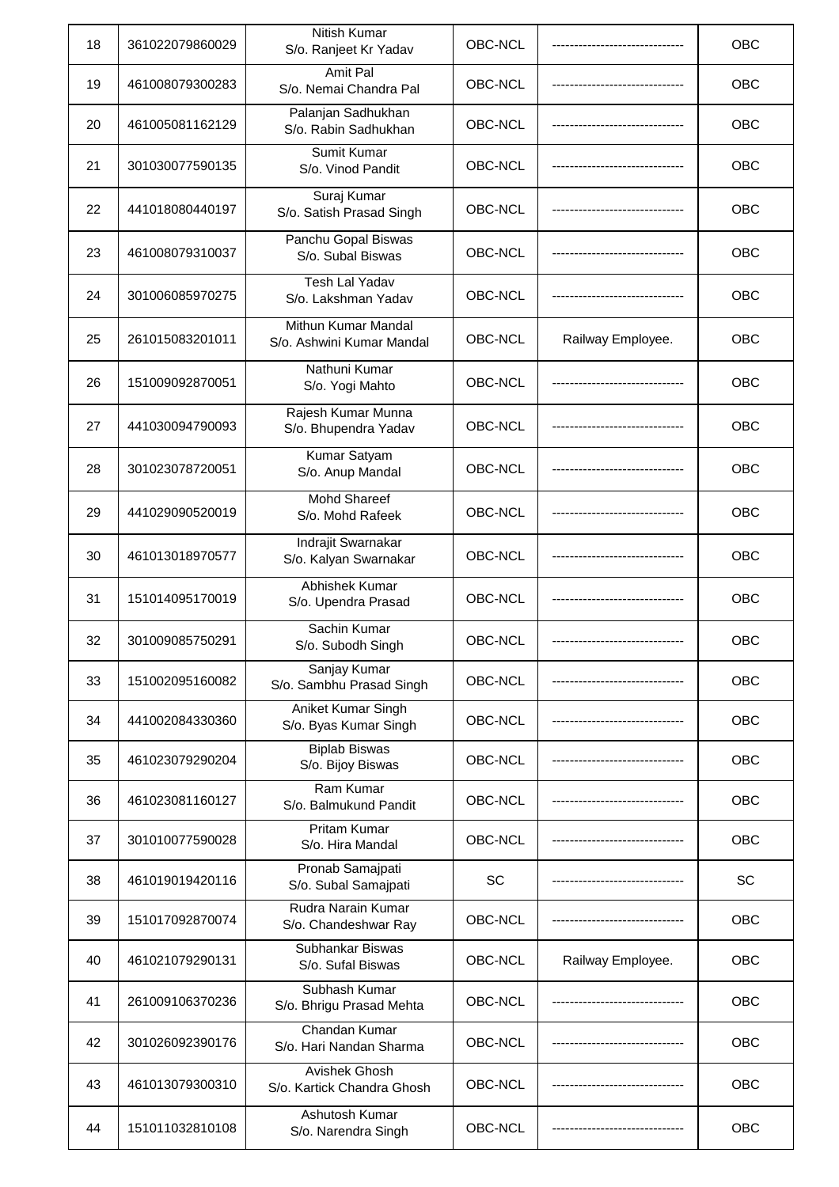| 18 | 361022079860029 | Nitish Kumar S/o. Ranjeet Kr Yadav | OBC-NCL | ------------------------------ | OBC |
|---|---|---|---|---|---|
| 19 | 461008079300283 | Amit Pal S/o. Nemai Chandra Pal | OBC-NCL | ------------------------------ | OBC |
| 20 | 461005081162129 | Palanjan Sadhukhan S/o. Rabin Sadhukhan | OBC-NCL | ------------------------------ | OBC |
| 21 | 301030077590135 | Sumit Kumar S/o. Vinod Pandit | OBC-NCL | ------------------------------ | OBC |
| 22 | 441018080440197 | Suraj Kumar S/o. Satish Prasad Singh | OBC-NCL | ------------------------------ | OBC |
| 23 | 461008079310037 | Panchu Gopal Biswas S/o. Subal Biswas | OBC-NCL | ------------------------------ | OBC |
| 24 | 301006085970275 | Tesh Lal Yadav S/o. Lakshman Yadav | OBC-NCL | ------------------------------ | OBC |
| 25 | 261015083201011 | Mithun Kumar Mandal S/o. Ashwini Kumar Mandal | OBC-NCL | Railway Employee. | OBC |
| 26 | 151009092870051 | Nathuni Kumar S/o. Yogi Mahto | OBC-NCL | ------------------------------ | OBC |
| 27 | 441030094790093 | Rajesh Kumar Munna S/o. Bhupendra Yadav | OBC-NCL | ------------------------------ | OBC |
| 28 | 301023078720051 | Kumar Satyam S/o. Anup Mandal | OBC-NCL | ------------------------------ | OBC |
| 29 | 441029090520019 | Mohd Shareef S/o. Mohd Rafeek | OBC-NCL | ------------------------------ | OBC |
| 30 | 461013018970577 | Indrajit Swarnakar S/o. Kalyan Swarnakar | OBC-NCL | ------------------------------ | OBC |
| 31 | 151014095170019 | Abhishek Kumar S/o. Upendra Prasad | OBC-NCL | ------------------------------ | OBC |
| 32 | 301009085750291 | Sachin Kumar S/o. Subodh Singh | OBC-NCL | ------------------------------ | OBC |
| 33 | 151002095160082 | Sanjay Kumar S/o. Sambhu Prasad Singh | OBC-NCL | ------------------------------ | OBC |
| 34 | 441002084330360 | Aniket Kumar Singh S/o. Byas Kumar Singh | OBC-NCL | ------------------------------ | OBC |
| 35 | 461023079290204 | Biplab Biswas S/o. Bijoy Biswas | OBC-NCL | ------------------------------ | OBC |
| 36 | 461023081160127 | Ram Kumar S/o. Balmukund Pandit | OBC-NCL | ------------------------------ | OBC |
| 37 | 301010077590028 | Pritam Kumar S/o. Hira Mandal | OBC-NCL | ------------------------------ | OBC |
| 38 | 461019019420116 | Pronab Samajpati S/o. Subal Samajpati | SC | ------------------------------ | SC |
| 39 | 151017092870074 | Rudra Narain Kumar S/o. Chandeshwar Ray | OBC-NCL | ------------------------------ | OBC |
| 40 | 461021079290131 | Subhankar Biswas S/o. Sufal Biswas | OBC-NCL | Railway Employee. | OBC |
| 41 | 261009106370236 | Subhash Kumar S/o. Bhrigu Prasad Mehta | OBC-NCL | ------------------------------ | OBC |
| 42 | 301026092390176 | Chandan Kumar S/o. Hari Nandan Sharma | OBC-NCL | ------------------------------ | OBC |
| 43 | 461013079300310 | Avishek Ghosh S/o. Kartick Chandra Ghosh | OBC-NCL | ------------------------------ | OBC |
| 44 | 151011032810108 | Ashutosh Kumar S/o. Narendra Singh | OBC-NCL | ------------------------------ | OBC |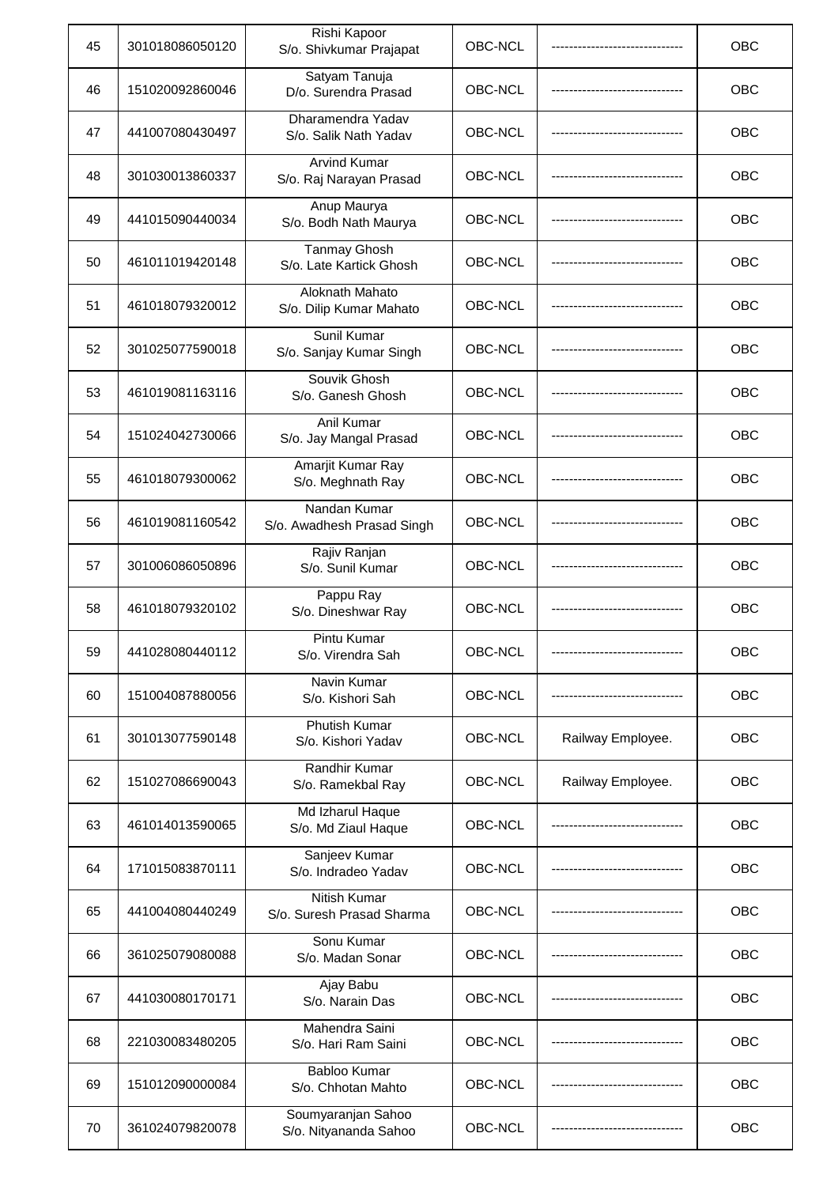| | | | | | |
|---|---|---|---|---|---|
| 45 | 301018086050120 | Rishi Kapoor S/o. Shivkumar Prajapat | OBC-NCL | ------------------------------ | OBC |
| 46 | 151020092860046 | Satyam Tanuja D/o. Surendra Prasad | OBC-NCL | ------------------------------ | OBC |
| 47 | 441007080430497 | Dharamendra Yadav S/o. Salik Nath Yadav | OBC-NCL | ------------------------------ | OBC |
| 48 | 301030013860337 | Arvind Kumar S/o. Raj Narayan Prasad | OBC-NCL | ------------------------------ | OBC |
| 49 | 441015090440034 | Anup Maurya S/o. Bodh Nath Maurya | OBC-NCL | ------------------------------ | OBC |
| 50 | 461011019420148 | Tanmay Ghosh S/o. Late Kartick Ghosh | OBC-NCL | ------------------------------ | OBC |
| 51 | 461018079320012 | Aloknath Mahato S/o. Dilip Kumar Mahato | OBC-NCL | ------------------------------ | OBC |
| 52 | 301025077590018 | Sunil Kumar S/o. Sanjay Kumar Singh | OBC-NCL | ------------------------------ | OBC |
| 53 | 461019081163116 | Souvik Ghosh S/o. Ganesh Ghosh | OBC-NCL | ------------------------------ | OBC |
| 54 | 151024042730066 | Anil Kumar S/o. Jay Mangal Prasad | OBC-NCL | ------------------------------ | OBC |
| 55 | 461018079300062 | Amarjit Kumar Ray S/o. Meghnath Ray | OBC-NCL | ------------------------------ | OBC |
| 56 | 461019081160542 | Nandan Kumar S/o. Awadhesh Prasad Singh | OBC-NCL | ------------------------------ | OBC |
| 57 | 301006086050896 | Rajiv Ranjan S/o. Sunil Kumar | OBC-NCL | ------------------------------ | OBC |
| 58 | 461018079320102 | Pappu Ray S/o. Dineshwar Ray | OBC-NCL | ------------------------------ | OBC |
| 59 | 441028080440112 | Pintu Kumar S/o. Virendra Sah | OBC-NCL | ------------------------------ | OBC |
| 60 | 151004087880056 | Navin Kumar S/o. Kishori Sah | OBC-NCL | ------------------------------ | OBC |
| 61 | 301013077590148 | Phutish Kumar S/o. Kishori Yadav | OBC-NCL | Railway Employee. | OBC |
| 62 | 151027086690043 | Randhir Kumar S/o. Ramekbal Ray | OBC-NCL | Railway Employee. | OBC |
| 63 | 461014013590065 | Md Izharul Haque S/o. Md Ziaul Haque | OBC-NCL | ------------------------------ | OBC |
| 64 | 171015083870111 | Sanjeev Kumar S/o. Indradeo Yadav | OBC-NCL | ------------------------------ | OBC |
| 65 | 441004080440249 | Nitish Kumar S/o. Suresh Prasad Sharma | OBC-NCL | ------------------------------ | OBC |
| 66 | 361025079080088 | Sonu Kumar S/o. Madan Sonar | OBC-NCL | ------------------------------ | OBC |
| 67 | 441030080170171 | Ajay Babu S/o. Narain Das | OBC-NCL | ------------------------------ | OBC |
| 68 | 221030083480205 | Mahendra Saini S/o. Hari Ram Saini | OBC-NCL | ------------------------------ | OBC |
| 69 | 151012090000084 | Babloo Kumar S/o. Chhotan Mahto | OBC-NCL | ------------------------------ | OBC |
| 70 | 361024079820078 | Soumyaranjan Sahoo S/o. Nityananda Sahoo | OBC-NCL | ------------------------------ | OBC |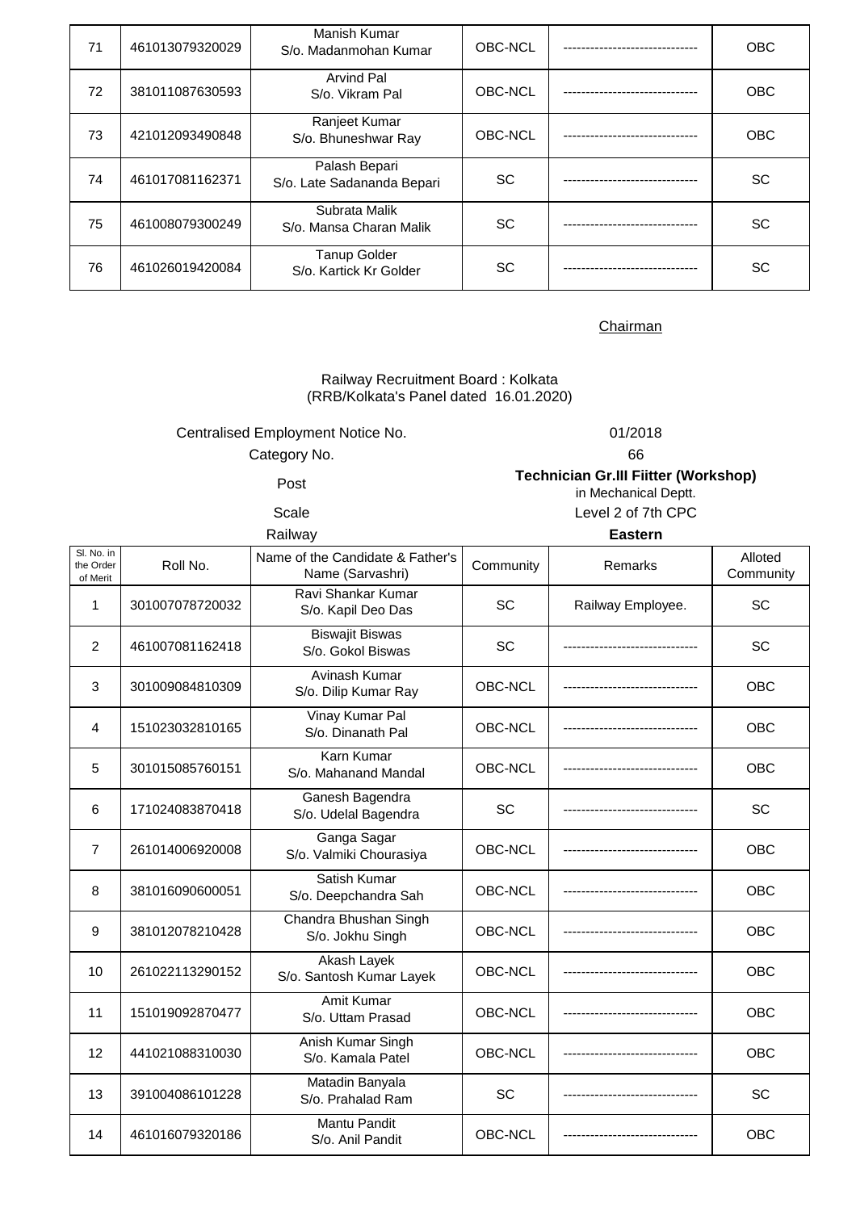| Sl. No. in the Order of Merit | Roll No. | Name of the Candidate & Father's Name (Sarvashri) | Community | Remarks | Alloted Community |
|---|---|---|---|---|---|
| 71 | 461013079320029 | Manish Kumar S/o. Madanmohan Kumar | OBC-NCL | ------------------------------ | OBC |
| 72 | 381011087630593 | Arvind Pal S/o. Vikram Pal | OBC-NCL | ------------------------------ | OBC |
| 73 | 421012093490848 | Ranjeet Kumar S/o. Bhuneshwar Ray | OBC-NCL | ------------------------------ | OBC |
| 74 | 461017081162371 | Palash Bepari S/o. Late Sadananda Bepari | SC | ------------------------------ | SC |
| 75 | 461008079300249 | Subrata Malik S/o. Mansa Charan Malik | SC | ------------------------------ | SC |
| 76 | 461026019420084 | Tanup Golder S/o. Kartick Kr Golder | SC | ------------------------------ | SC |

Chairman

Railway Recruitment Board : Kolkata
(RRB/Kolkata's Panel dated 16.01.2020)

Centralised Employment Notice No. 01/2018

Category No. 66

Post **Technician Gr.III Fiitter (Workshop)** in Mechanical Deptt.

Scale Level 2 of 7th CPC

Railway **Eastern**

| Sl. No. in the Order of Merit | Roll No. | Name of the Candidate & Father's Name (Sarvashri) | Community | Remarks | Alloted Community |
|---|---|---|---|---|---|
| 1 | 301007078720032 | Ravi Shankar Kumar S/o. Kapil Deo Das | SC | Railway Employee. | SC |
| 2 | 461007081162418 | Biswajit Biswas S/o. Gokol Biswas | SC | ------------------------------ | SC |
| 3 | 301009084810309 | Avinash Kumar S/o. Dilip Kumar Ray | OBC-NCL | ------------------------------ | OBC |
| 4 | 151023032810165 | Vinay Kumar Pal S/o. Dinanath Pal | OBC-NCL | ------------------------------ | OBC |
| 5 | 301015085760151 | Karn Kumar S/o. Mahanand Mandal | OBC-NCL | ------------------------------ | OBC |
| 6 | 171024083870418 | Ganesh Bagendra S/o. Udelal Bagendra | SC | ------------------------------ | SC |
| 7 | 261014006920008 | Ganga Sagar S/o. Valmiki Chourasiya | OBC-NCL | ------------------------------ | OBC |
| 8 | 381016090600051 | Satish Kumar S/o. Deepchandra Sah | OBC-NCL | ------------------------------ | OBC |
| 9 | 381012078210428 | Chandra Bhushan Singh S/o. Jokhu Singh | OBC-NCL | ------------------------------ | OBC |
| 10 | 261022113290152 | Akash Layek S/o. Santosh Kumar Layek | OBC-NCL | ------------------------------ | OBC |
| 11 | 151019092870477 | Amit Kumar S/o. Uttam Prasad | OBC-NCL | ------------------------------ | OBC |
| 12 | 441021088310030 | Anish Kumar Singh S/o. Kamala Patel | OBC-NCL | ------------------------------ | OBC |
| 13 | 391004086101228 | Matadin Banyala S/o. Prahalad Ram | SC | ------------------------------ | SC |
| 14 | 461016079320186 | Mantu Pandit S/o. Anil Pandit | OBC-NCL | ------------------------------ | OBC |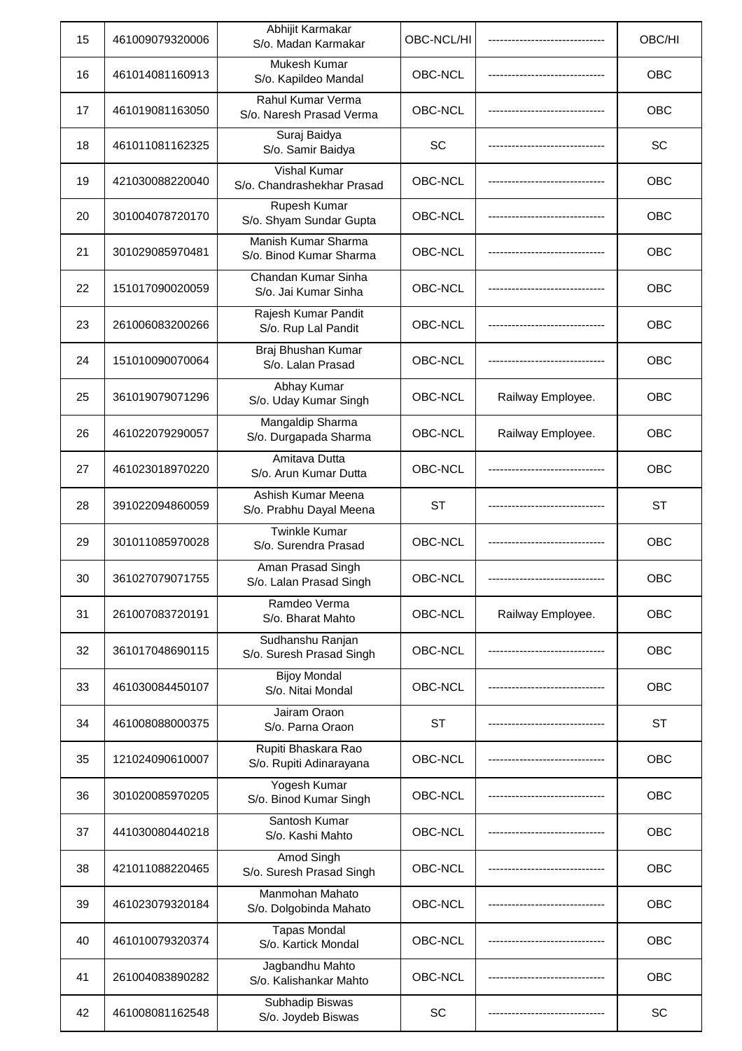| | | | | | |
|---|---|---|---|---|---|
| 15 | 461009079320006 | Abhijit Karmakar S/o. Madan Karmakar | OBC-NCL/HI | ------------------------------ | OBC/HI |
| 16 | 461014081160913 | Mukesh Kumar S/o. Kapildeo Mandal | OBC-NCL | ------------------------------ | OBC |
| 17 | 461019081163050 | Rahul Kumar Verma S/o. Naresh Prasad Verma | OBC-NCL | ------------------------------ | OBC |
| 18 | 461011081162325 | Suraj Baidya S/o. Samir Baidya | SC | ------------------------------ | SC |
| 19 | 421030088220040 | Vishal Kumar S/o. Chandrashekhar Prasad | OBC-NCL | ------------------------------ | OBC |
| 20 | 301004078720170 | Rupesh Kumar S/o. Shyam Sundar Gupta | OBC-NCL | ------------------------------ | OBC |
| 21 | 301029085970481 | Manish Kumar Sharma S/o. Binod Kumar Sharma | OBC-NCL | ------------------------------ | OBC |
| 22 | 151017090020059 | Chandan Kumar Sinha S/o. Jai Kumar Sinha | OBC-NCL | ------------------------------ | OBC |
| 23 | 261006083200266 | Rajesh Kumar Pandit S/o. Rup Lal Pandit | OBC-NCL | ------------------------------ | OBC |
| 24 | 151010090070064 | Braj Bhushan Kumar S/o. Lalan Prasad | OBC-NCL | ------------------------------ | OBC |
| 25 | 361019079071296 | Abhay Kumar S/o. Uday Kumar Singh | OBC-NCL | Railway Employee. | OBC |
| 26 | 461022079290057 | Mangaldip Sharma S/o. Durgapada Sharma | OBC-NCL | Railway Employee. | OBC |
| 27 | 461023018970220 | Amitava Dutta S/o. Arun Kumar Dutta | OBC-NCL | ------------------------------ | OBC |
| 28 | 391022094860059 | Ashish Kumar Meena S/o. Prabhu Dayal Meena | ST | ------------------------------ | ST |
| 29 | 301011085970028 | Twinkle Kumar S/o. Surendra Prasad | OBC-NCL | ------------------------------ | OBC |
| 30 | 361027079071755 | Aman Prasad Singh S/o. Lalan Prasad Singh | OBC-NCL | ------------------------------ | OBC |
| 31 | 261007083720191 | Ramdeo Verma S/o. Bharat Mahto | OBC-NCL | Railway Employee. | OBC |
| 32 | 361017048690115 | Sudhanshu Ranjan S/o. Suresh Prasad Singh | OBC-NCL | ------------------------------ | OBC |
| 33 | 461030084450107 | Bijoy Mondal S/o. Nitai Mondal | OBC-NCL | ------------------------------ | OBC |
| 34 | 461008088000375 | Jairam Oraon S/o. Parna Oraon | ST | ------------------------------ | ST |
| 35 | 121024090610007 | Rupiti Bhaskara Rao S/o. Rupiti Adinarayana | OBC-NCL | ------------------------------ | OBC |
| 36 | 301020085970205 | Yogesh Kumar S/o. Binod Kumar Singh | OBC-NCL | ------------------------------ | OBC |
| 37 | 441030080440218 | Santosh Kumar S/o. Kashi Mahto | OBC-NCL | ------------------------------ | OBC |
| 38 | 421011088220465 | Amod Singh S/o. Suresh Prasad Singh | OBC-NCL | ------------------------------ | OBC |
| 39 | 461023079320184 | Manmohan Mahato S/o. Dolgobinda Mahato | OBC-NCL | ------------------------------ | OBC |
| 40 | 461010079320374 | Tapas Mondal S/o. Kartick Mondal | OBC-NCL | ------------------------------ | OBC |
| 41 | 261004083890282 | Jagbandhu Mahto S/o. Kalishankar Mahto | OBC-NCL | ------------------------------ | OBC |
| 42 | 461008081162548 | Subhadip Biswas S/o. Joydeb Biswas | SC | ------------------------------ | SC |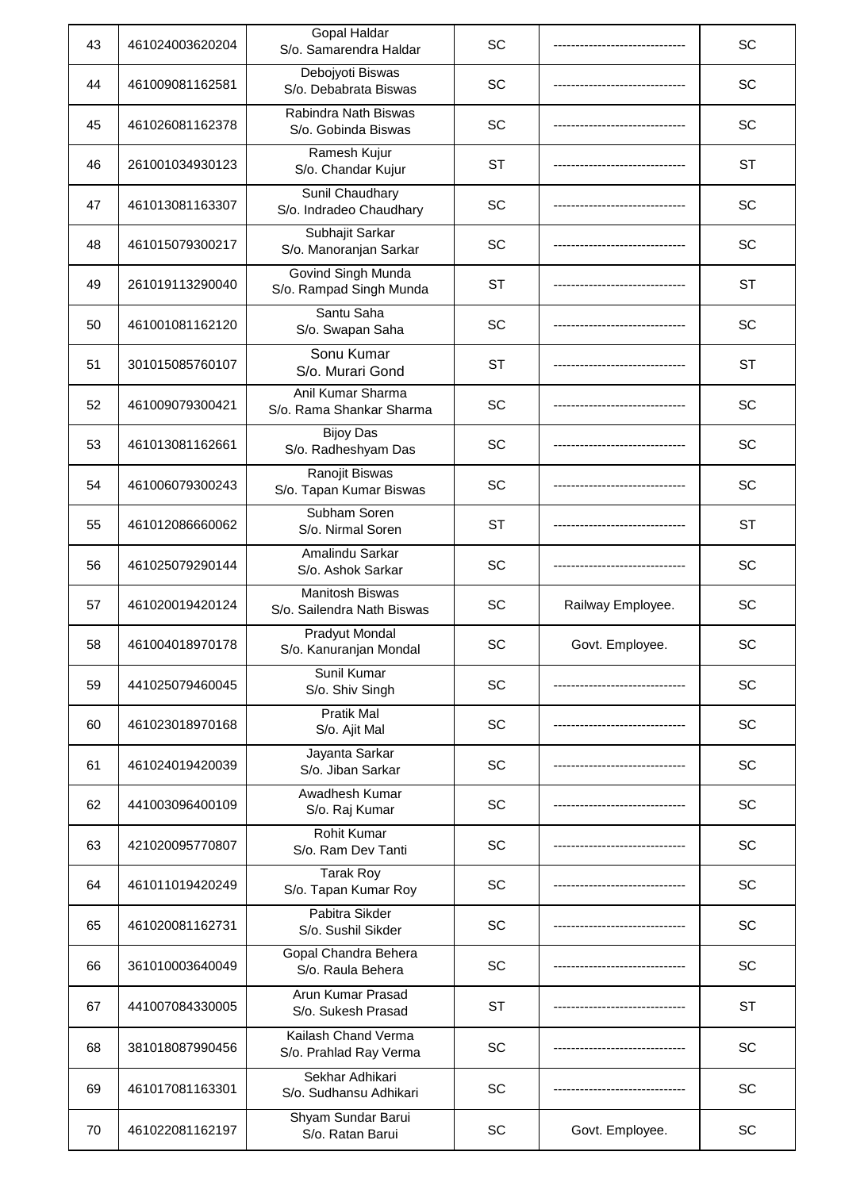| 43 | 461024003620204 | Gopal Haldar S/o. Samarendra Haldar | SC | ------------------------------ | SC |
|---|---|---|---|---|---|
| 44 | 461009081162581 | Debojyoti Biswas S/o. Debabrata Biswas | SC | ------------------------------ | SC |
| 45 | 461026081162378 | Rabindra Nath Biswas S/o. Gobinda Biswas | SC | ------------------------------ | SC |
| 46 | 261001034930123 | Ramesh Kujur S/o. Chandar Kujur | ST | ------------------------------ | ST |
| 47 | 461013081163307 | Sunil Chaudhary S/o. Indradeo Chaudhary | SC | ------------------------------ | SC |
| 48 | 461015079300217 | Subhajit Sarkar S/o. Manoranjan Sarkar | SC | ------------------------------ | SC |
| 49 | 261019113290040 | Govind Singh Munda S/o. Rampad Singh Munda | ST | ------------------------------ | ST |
| 50 | 461001081162120 | Santu Saha S/o. Swapan Saha | SC | ------------------------------ | SC |
| 51 | 301015085760107 | Sonu Kumar S/o. Murari Gond | ST | ------------------------------ | ST |
| 52 | 461009079300421 | Anil Kumar Sharma S/o. Rama Shankar Sharma | SC | ------------------------------ | SC |
| 53 | 461013081162661 | Bijoy Das S/o. Radheshyam Das | SC | ------------------------------ | SC |
| 54 | 461006079300243 | Ranojit Biswas S/o. Tapan Kumar Biswas | SC | ------------------------------ | SC |
| 55 | 461012086660062 | Subham Soren S/o. Nirmal Soren | ST | ------------------------------ | ST |
| 56 | 461025079290144 | Amalindu Sarkar S/o. Ashok Sarkar | SC | ------------------------------ | SC |
| 57 | 461020019420124 | Manitosh Biswas S/o. Sailendra Nath Biswas | SC | Railway Employee. | SC |
| 58 | 461004018970178 | Pradyut Mondal S/o. Kanuranjan Mondal | SC | Govt. Employee. | SC |
| 59 | 441025079460045 | Sunil Kumar S/o. Shiv Singh | SC | ------------------------------ | SC |
| 60 | 461023018970168 | Pratik Mal S/o. Ajit Mal | SC | ------------------------------ | SC |
| 61 | 461024019420039 | Jayanta Sarkar S/o. Jiban Sarkar | SC | ------------------------------ | SC |
| 62 | 441003096400109 | Awadhesh Kumar S/o. Raj Kumar | SC | ------------------------------ | SC |
| 63 | 421020095770807 | Rohit Kumar S/o. Ram Dev Tanti | SC | ------------------------------ | SC |
| 64 | 461011019420249 | Tarak Roy S/o. Tapan Kumar Roy | SC | ------------------------------ | SC |
| 65 | 461020081162731 | Pabitra Sikder S/o. Sushil Sikder | SC | ------------------------------ | SC |
| 66 | 361010003640049 | Gopal Chandra Behera S/o. Raula Behera | SC | ------------------------------ | SC |
| 67 | 441007084330005 | Arun Kumar Prasad S/o. Sukesh Prasad | ST | ------------------------------ | ST |
| 68 | 381018087990456 | Kailash Chand Verma S/o. Prahlad Ray Verma | SC | ------------------------------ | SC |
| 69 | 461017081163301 | Sekhar Adhikari S/o. Sudhansu Adhikari | SC | ------------------------------ | SC |
| 70 | 461022081162197 | Shyam Sundar Barui S/o. Ratan Barui | SC | Govt. Employee. | SC |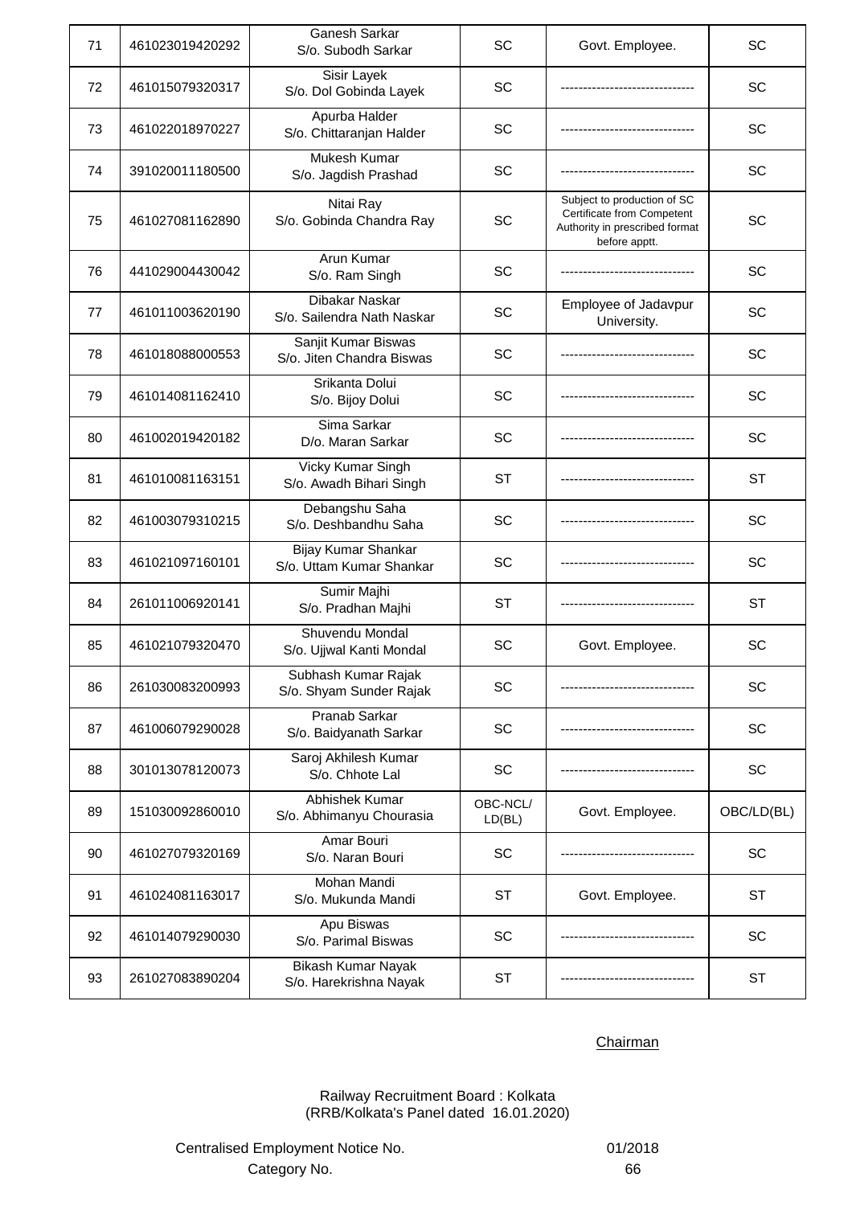| 71 | 461023019420292 | Ganesh Sarkar S/o. Subodh Sarkar | SC | Govt. Employee. | SC |
|---|---|---|---|---|---|
| 72 | 461015079320317 | Sisir Layek S/o. Dol Gobinda Layek | SC | ------------------------------ | SC |
| 73 | 461022018970227 | Apurba Halder S/o. Chittaranjan Halder | SC | ------------------------------ | SC |
| 74 | 391020011180500 | Mukesh Kumar S/o. Jagdish Prashad | SC | ------------------------------ | SC |
| 75 | 461027081162890 | Nitai Ray S/o. Gobinda Chandra Ray | SC | Subject to production of SC Certificate from Competent Authority in prescribed format before apptt. | SC |
| 76 | 441029004430042 | Arun Kumar S/o. Ram Singh | SC | ------------------------------ | SC |
| 77 | 461011003620190 | Dibakar Naskar S/o. Sailendra Nath Naskar | SC | Employee of Jadavpur University. | SC |
| 78 | 461018088000553 | Sanjit Kumar Biswas S/o. Jiten Chandra Biswas | SC | ------------------------------ | SC |
| 79 | 461014081162410 | Srikanta Dolui S/o. Bijoy Dolui | SC | ------------------------------ | SC |
| 80 | 461002019420182 | Sima Sarkar D/o. Maran Sarkar | SC | ------------------------------ | SC |
| 81 | 461010081163151 | Vicky Kumar Singh S/o. Awadh Bihari Singh | ST | ------------------------------ | ST |
| 82 | 461003079310215 | Debangshu Saha S/o. Deshbandhu Saha | SC | ------------------------------ | SC |
| 83 | 461021097160101 | Bijay Kumar Shankar S/o. Uttam Kumar Shankar | SC | ------------------------------ | SC |
| 84 | 261011006920141 | Sumir Majhi S/o. Pradhan Majhi | ST | ------------------------------ | ST |
| 85 | 461021079320470 | Shuvendu Mondal S/o. Ujjwal Kanti Mondal | SC | Govt. Employee. | SC |
| 86 | 261030083200993 | Subhash Kumar Rajak S/o. Shyam Sunder Rajak | SC | ------------------------------ | SC |
| 87 | 461006079290028 | Pranab Sarkar S/o. Baidyanath Sarkar | SC | ------------------------------ | SC |
| 88 | 301013078120073 | Saroj Akhilesh Kumar S/o. Chhote Lal | SC | ------------------------------ | SC |
| 89 | 151030092860010 | Abhishek Kumar S/o. Abhimanyu Chourasia | OBC-NCL/ LD(BL) | Govt. Employee. | OBC/LD(BL) |
| 90 | 461027079320169 | Amar Bouri S/o. Naran Bouri | SC | ------------------------------ | SC |
| 91 | 461024081163017 | Mohan Mandi S/o. Mukunda Mandi | ST | Govt. Employee. | ST |
| 92 | 461014079290030 | Apu Biswas S/o. Parimal Biswas | SC | ------------------------------ | SC |
| 93 | 261027083890204 | Bikash Kumar Nayak S/o. Harekrishna Nayak | ST | ------------------------------ | ST |

Chairman

Railway Recruitment Board : Kolkata
(RRB/Kolkata's Panel dated 16.01.2020)

Centralised Employment Notice No. 01/2018

Category No. 66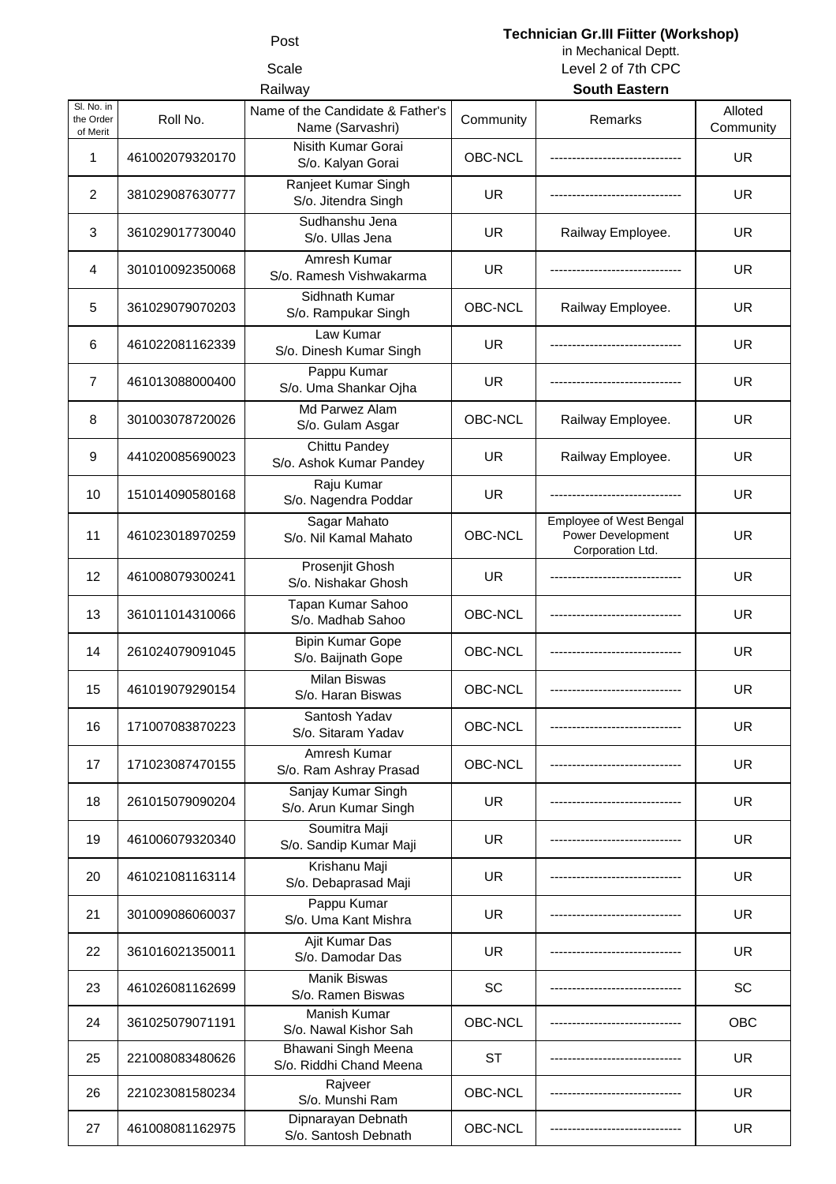| Post | Technician Gr.III Fiitter (Workshop) in Mechanical Deptt. |
|---|---|
| Scale | Level 2 of 7th CPC |
| Railway | **South Eastern** |

| Sl. No. in the Order of Merit | Roll No. | Name of the Candidate & Father's Name (Sarvashri) | Community | Remarks | Alloted Community |
|---|---|---|---|---|---|
| 1 | 461002079320170 | Nisith Kumar Gorai S/o. Kalyan Gorai | OBC-NCL | ------------------------------ | UR |
| 2 | 381029087630777 | Ranjeet Kumar Singh S/o. Jitendra Singh | UR | ------------------------------ | UR |
| 3 | 361029017730040 | Sudhanshu Jena S/o. Ullas Jena | UR | Railway Employee. | UR |
| 4 | 301010092350068 | Amresh Kumar S/o. Ramesh Vishwakarma | UR | ------------------------------ | UR |
| 5 | 361029079070203 | Sidhnath Kumar S/o. Rampukar Singh | OBC-NCL | Railway Employee. | UR |
| 6 | 461022081162339 | Law Kumar S/o. Dinesh Kumar Singh | UR | ------------------------------ | UR |
| 7 | 461013088000400 | Pappu Kumar S/o. Uma Shankar Ojha | UR | ------------------------------ | UR |
| 8 | 301003078720026 | Md Parwez Alam S/o. Gulam Asgar | OBC-NCL | Railway Employee. | UR |
| 9 | 441020085690023 | Chittu Pandey S/o. Ashok Kumar Pandey | UR | Railway Employee. | UR |
| 10 | 151014090580168 | Raju Kumar S/o. Nagendra Poddar | UR | ------------------------------ | UR |
| 11 | 461023018970259 | Sagar Mahato S/o. Nil Kamal Mahato | OBC-NCL | Employee of West Bengal Power Development Corporation Ltd. | UR |
| 12 | 461008079300241 | Prosenjit Ghosh S/o. Nishakar Ghosh | UR | ------------------------------ | UR |
| 13 | 361011014310066 | Tapan Kumar Sahoo S/o. Madhab Sahoo | OBC-NCL | ------------------------------ | UR |
| 14 | 261024079091045 | Bipin Kumar Gope S/o. Baijnath Gope | OBC-NCL | ------------------------------ | UR |
| 15 | 461019079290154 | Milan Biswas S/o. Haran Biswas | OBC-NCL | ------------------------------ | UR |
| 16 | 171007083870223 | Santosh Yadav S/o. Sitaram Yadav | OBC-NCL | ------------------------------ | UR |
| 17 | 171023087470155 | Amresh Kumar S/o. Ram Ashray Prasad | OBC-NCL | ------------------------------ | UR |
| 18 | 261015079090204 | Sanjay Kumar Singh S/o. Arun Kumar Singh | UR | ------------------------------ | UR |
| 19 | 461006079320340 | Soumitra Maji S/o. Sandip Kumar Maji | UR | ------------------------------ | UR |
| 20 | 461021081163114 | Krishanu Maji S/o. Debaprasad Maji | UR | ------------------------------ | UR |
| 21 | 301009086060037 | Pappu Kumar S/o. Uma Kant Mishra | UR | ------------------------------ | UR |
| 22 | 361016021350011 | Ajit Kumar Das S/o. Damodar Das | UR | ------------------------------ | UR |
| 23 | 461026081162699 | Manik Biswas S/o. Ramen Biswas | SC | ------------------------------ | SC |
| 24 | 361025079071191 | Manish Kumar S/o. Nawal Kishor Sah | OBC-NCL | ------------------------------ | OBC |
| 25 | 221008083480626 | Bhawani Singh Meena S/o. Riddhi Chand Meena | ST | ------------------------------ | UR |
| 26 | 221023081580234 | Rajveer S/o. Munshi Ram | OBC-NCL | ------------------------------ | UR |
| 27 | 461008081162975 | Dipnarayan Debnath S/o. Santosh Debnath | OBC-NCL | ------------------------------ | UR |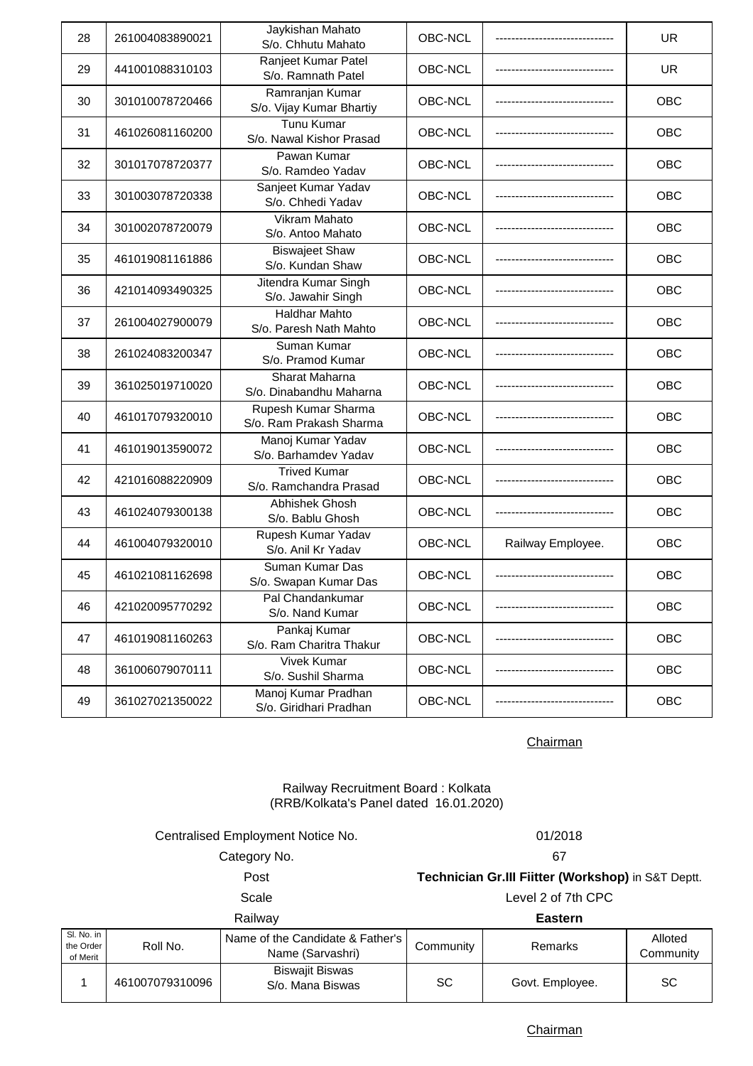| | | | | | |
|---|---|---|---|---|---|
| 28 | 261004083890021 | Jaykishan Mahato S/o. Chhutu Mahato | OBC-NCL | ------------------------------ | UR |
| 29 | 441001088310103 | Ranjeet Kumar Patel S/o. Ramnath Patel | OBC-NCL | ------------------------------ | UR |
| 30 | 301010078720466 | Ramranjan Kumar S/o. Vijay Kumar Bhartiy | OBC-NCL | ------------------------------ | OBC |
| 31 | 461026081160200 | Tunu Kumar S/o. Nawal Kishor Prasad | OBC-NCL | ------------------------------ | OBC |
| 32 | 301017078720377 | Pawan Kumar S/o. Ramdeo Yadav | OBC-NCL | ------------------------------ | OBC |
| 33 | 301003078720338 | Sanjeet Kumar Yadav S/o. Chhedi Yadav | OBC-NCL | ------------------------------ | OBC |
| 34 | 301002078720079 | Vikram Mahato S/o. Antoo Mahato | OBC-NCL | ------------------------------ | OBC |
| 35 | 461019081161886 | Biswajeet Shaw S/o. Kundan Shaw | OBC-NCL | ------------------------------ | OBC |
| 36 | 421014093490325 | Jitendra Kumar Singh S/o. Jawahir Singh | OBC-NCL | ------------------------------ | OBC |
| 37 | 261004027900079 | Haldhar Mahto S/o. Paresh Nath Mahto | OBC-NCL | ------------------------------ | OBC |
| 38 | 261024083200347 | Suman Kumar S/o. Pramod Kumar | OBC-NCL | ------------------------------ | OBC |
| 39 | 361025019710020 | Sharat Maharna S/o. Dinabandhu Maharna | OBC-NCL | ------------------------------ | OBC |
| 40 | 461017079320010 | Rupesh Kumar Sharma S/o. Ram Prakash Sharma | OBC-NCL | ------------------------------ | OBC |
| 41 | 461019013590072 | Manoj Kumar Yadav S/o. Barhamdev Yadav | OBC-NCL | ------------------------------ | OBC |
| 42 | 421016088220909 | Trived Kumar S/o. Ramchandra Prasad | OBC-NCL | ------------------------------ | OBC |
| 43 | 461024079300138 | Abhishek Ghosh S/o. Bablu Ghosh | OBC-NCL | ------------------------------ | OBC |
| 44 | 461004079320010 | Rupesh Kumar Yadav S/o. Anil Kr Yadav | OBC-NCL | Railway Employee. | OBC |
| 45 | 461021081162698 | Suman Kumar Das S/o. Swapan Kumar Das | OBC-NCL | ------------------------------ | OBC |
| 46 | 421020095770292 | Pal Chandankumar S/o. Nand Kumar | OBC-NCL | ------------------------------ | OBC |
| 47 | 461019081160263 | Pankaj Kumar S/o. Ram Charitra Thakur | OBC-NCL | ------------------------------ | OBC |
| 48 | 361006079070111 | Vivek Kumar S/o. Sushil Sharma | OBC-NCL | ------------------------------ | OBC |
| 49 | 361027021350022 | Manoj Kumar Pradhan S/o. Giridhari Pradhan | OBC-NCL | ------------------------------ | OBC |

Chairman

Railway Recruitment Board : Kolkata
(RRB/Kolkata's Panel dated 16.01.2020)

| | |
|---|---|
| Centralised Employment Notice No. | 01/2018 |
| Category No. | 67 |
| Post | **Technician Gr.III Fiitter (Workshop)** in S&T Deptt. |
| Scale | Level 2 of 7th CPC |
| Railway | **Eastern** |

| Sl. No. in the Order of Merit | Roll No. | Name of the Candidate & Father's Name (Sarvashri) | Community | Remarks | Alloted Community |
|---|---|---|---|---|---|
| 1 | 461007079310096 | Biswajit Biswas S/o. Mana Biswas | SC | Govt. Employee. | SC |

Chairman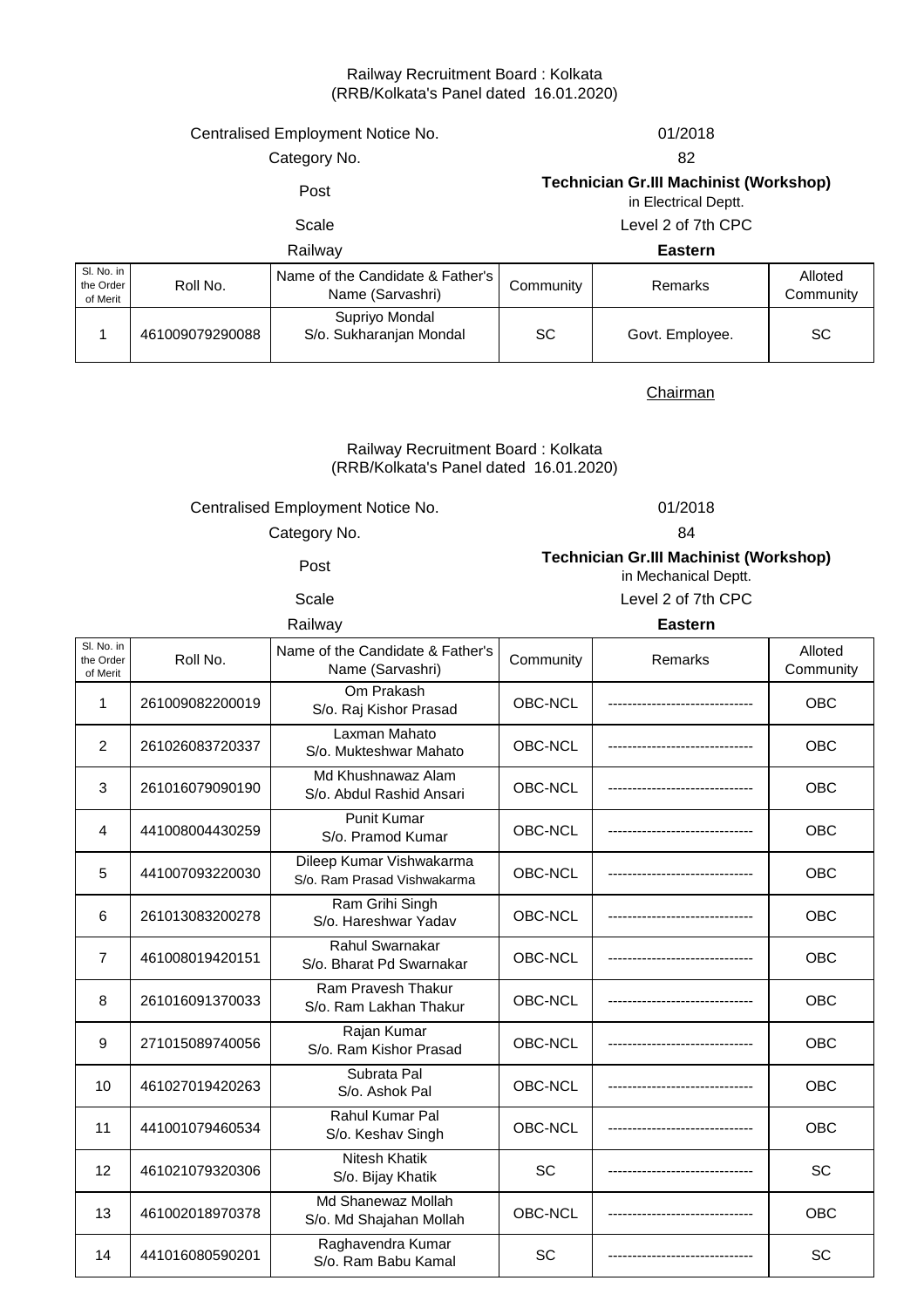Railway Recruitment Board : Kolkata
(RRB/Kolkata's Panel dated 16.01.2020)

| | |
|---|---|
| Centralised Employment Notice No. | 01/2018 |
| Category No. | 82 |
| Post | **Technician Gr.III Machinist (Workshop)** in Electrical Deptt. |
| Scale | Level 2 of 7th CPC |
| Railway | **Eastern** |

| Sl. No. in the Order of Merit | Roll No. | Name of the Candidate & Father's Name (Sarvashri) | Community | Remarks | Alloted Community |
|---|---|---|---|---|---|
| 1 | 461009079290088 | Supriyo Mondal S/o. Sukharanjan Mondal | SC | Govt. Employee. | SC |

Chairman

Railway Recruitment Board : Kolkata
(RRB/Kolkata's Panel dated 16.01.2020)

| | |
|---|---|
| Centralised Employment Notice No. | 01/2018 |
| Category No. | 84 |
| Post | **Technician Gr.III Machinist (Workshop)** in Mechanical Deptt. |
| Scale | Level 2 of 7th CPC |
| Railway | **Eastern** |

| Sl. No. in the Order of Merit | Roll No. | Name of the Candidate & Father's Name (Sarvashri) | Community | Remarks | Alloted Community |
|---|---|---|---|---|---|
| 1 | 261009082200019 | Om Prakash S/o. Raj Kishor Prasad | OBC-NCL | ------------------------------ | OBC |
| 2 | 261026083720337 | Laxman Mahato S/o. Mukteshwar Mahato | OBC-NCL | ------------------------------ | OBC |
| 3 | 261016079090190 | Md Khushnawaz Alam S/o. Abdul Rashid Ansari | OBC-NCL | ------------------------------ | OBC |
| 4 | 441008004430259 | Punit Kumar S/o. Pramod Kumar | OBC-NCL | ------------------------------ | OBC |
| 5 | 441007093220030 | Dileep Kumar Vishwakarma S/o. Ram Prasad Vishwakarma | OBC-NCL | ------------------------------ | OBC |
| 6 | 261013083200278 | Ram Grihi Singh S/o. Hareshwar Yadav | OBC-NCL | ------------------------------ | OBC |
| 7 | 461008019420151 | Rahul Swarnakar S/o. Bharat Pd Swarnakar | OBC-NCL | ------------------------------ | OBC |
| 8 | 261016091370033 | Ram Pravesh Thakur S/o. Ram Lakhan Thakur | OBC-NCL | ------------------------------ | OBC |
| 9 | 271015089740056 | Rajan Kumar S/o. Ram Kishor Prasad | OBC-NCL | ------------------------------ | OBC |
| 10 | 461027019420263 | Subrata Pal S/o. Ashok Pal | OBC-NCL | ------------------------------ | OBC |
| 11 | 441001079460534 | Rahul Kumar Pal S/o. Keshav Singh | OBC-NCL | ------------------------------ | OBC |
| 12 | 461021079320306 | Nitesh Khatik S/o. Bijay Khatik | SC | ------------------------------ | SC |
| 13 | 461002018970378 | Md Shanewaz Mollah S/o. Md Shajahan Mollah | OBC-NCL | ------------------------------ | OBC |
| 14 | 441016080590201 | Raghavendra Kumar S/o. Ram Babu Kamal | SC | ------------------------------ | SC |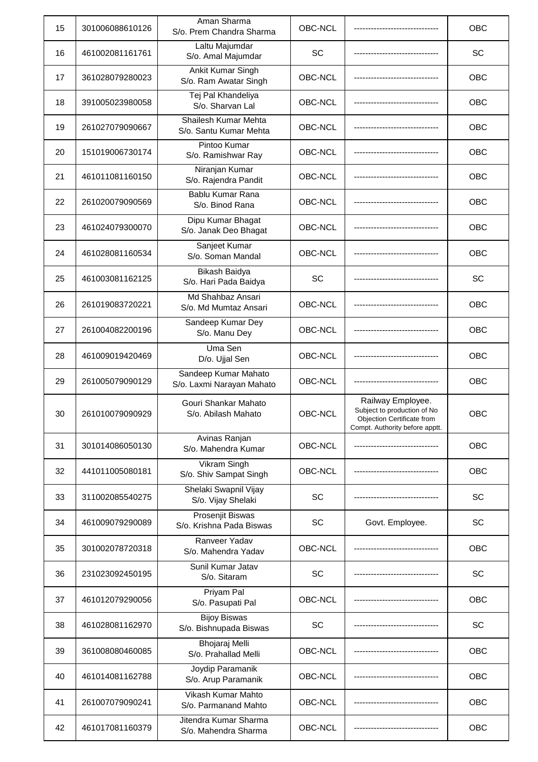| 15 | 301006088610126 | Aman Sharma<br>S/o. Prem Chandra Sharma | OBC-NCL | ------------------------------ | OBC |
|---|---|---|---|---|---|
| 16 | 461002081161761 | Laltu Majumdar<br>S/o. Amal Majumdar | SC | ------------------------------ | SC |
| 17 | 361028079280023 | Ankit Kumar Singh<br>S/o. Ram Awatar Singh | OBC-NCL | ------------------------------ | OBC |
| 18 | 391005023980058 | Tej Pal Khandeliya<br>S/o. Sharvan Lal | OBC-NCL | ------------------------------ | OBC |
| 19 | 261027079090667 | Shailesh Kumar Mehta<br>S/o. Santu Kumar Mehta | OBC-NCL | ------------------------------ | OBC |
| 20 | 151019006730174 | Pintoo Kumar<br>S/o. Ramishwar Ray | OBC-NCL | ------------------------------ | OBC |
| 21 | 461011081160150 | Niranjan Kumar<br>S/o. Rajendra Pandit | OBC-NCL | ------------------------------ | OBC |
| 22 | 261020079090569 | Bablu Kumar Rana<br>S/o. Binod Rana | OBC-NCL | ------------------------------ | OBC |
| 23 | 461024079300070 | Dipu Kumar Bhagat<br>S/o. Janak Deo Bhagat | OBC-NCL | ------------------------------ | OBC |
| 24 | 461028081160534 | Sanjeet Kumar<br>S/o. Soman Mandal | OBC-NCL | ------------------------------ | OBC |
| 25 | 461003081162125 | Bikash Baidya<br>S/o. Hari Pada Baidya | SC | ------------------------------ | SC |
| 26 | 261019083720221 | Md Shahbaz Ansari<br>S/o. Md Mumtaz Ansari | OBC-NCL | ------------------------------ | OBC |
| 27 | 261004082200196 | Sandeep Kumar Dey<br>S/o. Manu Dey | OBC-NCL | ------------------------------ | OBC |
| 28 | 461009019420469 | Uma Sen<br>D/o. Ujjal Sen | OBC-NCL | ------------------------------ | OBC |
| 29 | 261005079090129 | Sandeep Kumar Mahato<br>S/o. Laxmi Narayan Mahato | OBC-NCL | ------------------------------ | OBC |
| 30 | 261010079090929 | Gouri Shankar Mahato<br>S/o. Abilash Mahato | OBC-NCL | Railway Employee.<br>Subject to production of No Objection Certificate from Compt. Authority before apptt. | OBC |
| 31 | 301014086050130 | Avinas Ranjan<br>S/o. Mahendra Kumar | OBC-NCL | ------------------------------ | OBC |
| 32 | 441011005080181 | Vikram Singh<br>S/o. Shiv Sampat Singh | OBC-NCL | ------------------------------ | OBC |
| 33 | 311002085540275 | Shelaki Swapnil Vijay<br>S/o. Vijay Shelaki | SC | ------------------------------ | SC |
| 34 | 461009079290089 | Prosenjit Biswas<br>S/o. Krishna Pada Biswas | SC | Govt. Employee. | SC |
| 35 | 301002078720318 | Ranveer Yadav<br>S/o. Mahendra Yadav | OBC-NCL | ------------------------------ | OBC |
| 36 | 231023092450195 | Sunil Kumar Jatav<br>S/o. Sitaram | SC | ------------------------------ | SC |
| 37 | 461012079290056 | Priyam Pal<br>S/o. Pasupati Pal | OBC-NCL | ------------------------------ | OBC |
| 38 | 461028081162970 | Bijoy Biswas<br>S/o. Bishnupada Biswas | SC | ------------------------------ | SC |
| 39 | 361008080460085 | Bhojaraj Melli<br>S/o. Prahallad Melli | OBC-NCL | ------------------------------ | OBC |
| 40 | 461014081162788 | Joydip Paramanik<br>S/o. Arup Paramanik | OBC-NCL | ------------------------------ | OBC |
| 41 | 261007079090241 | Vikash Kumar Mahto<br>S/o. Parmanand Mahto | OBC-NCL | ------------------------------ | OBC |
| 42 | 461017081160379 | Jitendra Kumar Sharma<br>S/o. Mahendra Sharma | OBC-NCL | ------------------------------ | OBC |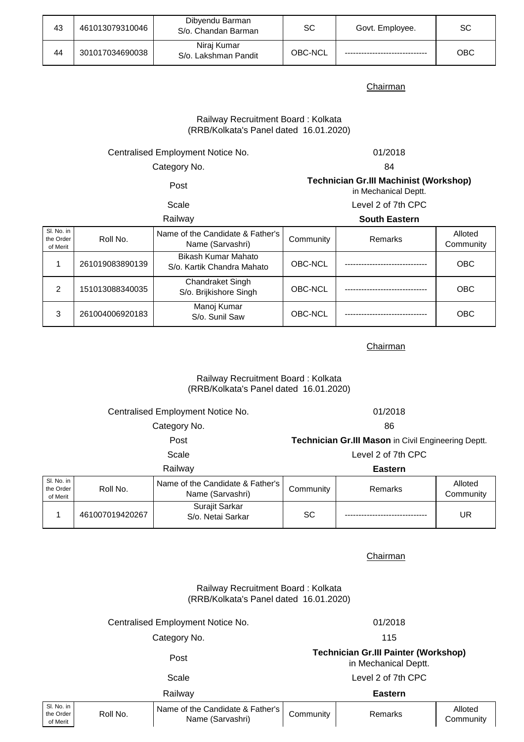| 43 | 461013079310046 | Dibyendu Barman S/o. Chandan Barman | SC | Govt. Employee. | SC |
|---|---|---|---|---|---|
| 44 | 301017034690038 | Niraj Kumar S/o. Lakshman Pandit | OBC-NCL | ------------------------------ | OBC |

Chairman

Railway Recruitment Board : Kolkata
(RRB/Kolkata's Panel dated 16.01.2020)

Centralised Employment Notice No. 01/2018

Category No. 84

Post **Technician Gr.III Machinist (Workshop)** in Mechanical Deptt.

Scale Level 2 of 7th CPC

Railway **South Eastern**

| Sl. No. in the Order of Merit | Roll No. | Name of the Candidate & Father's Name (Sarvashri) | Community | Remarks | Alloted Community |
|---|---|---|---|---|---|
| 1 | 261019083890139 | Bikash Kumar Mahato S/o. Kartik Chandra Mahato | OBC-NCL | ------------------------------ | OBC |
| 2 | 151013088340035 | Chandraket Singh S/o. Brijkishore Singh | OBC-NCL | ------------------------------ | OBC |
| 3 | 261004006920183 | Manoj Kumar S/o. Sunil Saw | OBC-NCL | ------------------------------ | OBC |

Chairman

Railway Recruitment Board : Kolkata
(RRB/Kolkata's Panel dated 16.01.2020)

Centralised Employment Notice No. 01/2018

Category No. 86

Post **Technician Gr.III Mason** in Civil Engineering Deptt.

Scale Level 2 of 7th CPC

Railway **Eastern**

| Sl. No. in the Order of Merit | Roll No. | Name of the Candidate & Father's Name (Sarvashri) | Community | Remarks | Alloted Community |
|---|---|---|---|---|---|
| 1 | 461007019420267 | Surajit Sarkar S/o. Netai Sarkar | SC | ------------------------------ | UR |

Chairman

Railway Recruitment Board : Kolkata
(RRB/Kolkata's Panel dated 16.01.2020)

Centralised Employment Notice No. 01/2018

Category No. 115

Post **Technician Gr.III Painter (Workshop)** in Mechanical Deptt.

Scale Level 2 of 7th CPC

Railway **Eastern**

| Sl. No. in the Order of Merit | Roll No. | Name of the Candidate & Father's Name (Sarvashri) | Community | Remarks | Alloted Community |
|---|---|---|---|---|---|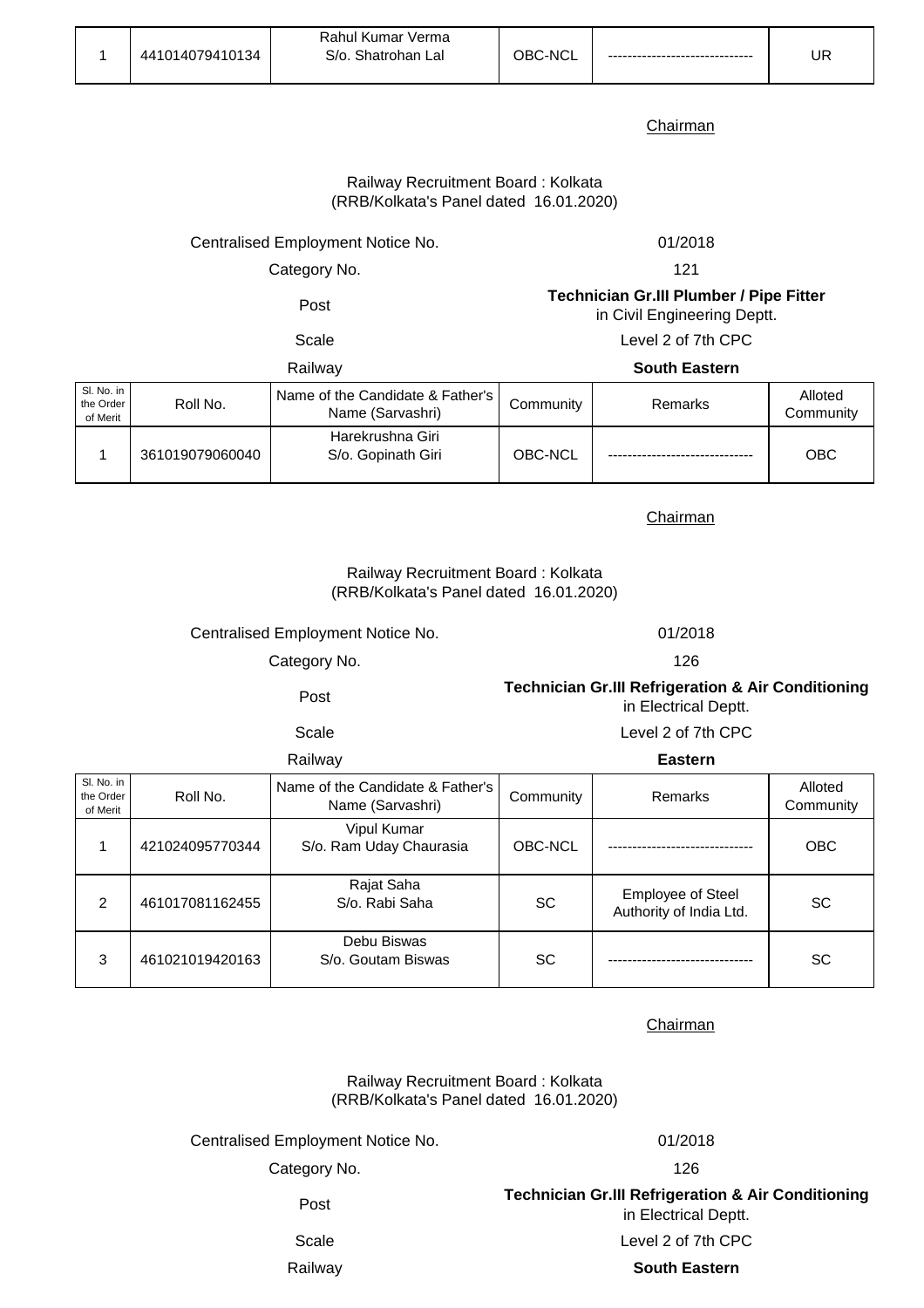| 1 | 441014079410134 | Rahul Kumar Verma S/o. Shatrohan Lal | OBC-NCL | ------------------------------ | UR |
|---|---|---|---|---|---|

Chairman

Railway Recruitment Board : Kolkata
(RRB/Kolkata's Panel dated 16.01.2020)

Centralised Employment Notice No. 01/2018

Category No. 121

Post **Technician Gr.III Plumber / Pipe Fitter** in Civil Engineering Deptt.

Scale Level 2 of 7th CPC

Railway **South Eastern**

| Sl. No. in the Order of Merit | Roll No. | Name of the Candidate & Father's Name (Sarvashri) | Community | Remarks | Alloted Community |
|---|---|---|---|---|---|
| 1 | 361019079060040 | Harekrushna Giri S/o. Gopinath Giri | OBC-NCL | ------------------------------ | OBC |

Chairman

Railway Recruitment Board : Kolkata
(RRB/Kolkata's Panel dated 16.01.2020)

Centralised Employment Notice No. 01/2018

Category No. 126

Post **Technician Gr.III Refrigeration & Air Conditioning** in Electrical Deptt.

Scale Level 2 of 7th CPC

Railway **Eastern**

| Sl. No. in the Order of Merit | Roll No. | Name of the Candidate & Father's Name (Sarvashri) | Community | Remarks | Alloted Community |
|---|---|---|---|---|---|
| 1 | 421024095770344 | Vipul Kumar S/o. Ram Uday Chaurasia | OBC-NCL | ------------------------------ | OBC |
| 2 | 461017081162455 | Rajat Saha S/o. Rabi Saha | SC | Employee of Steel Authority of India Ltd. | SC |
| 3 | 461021019420163 | Debu Biswas S/o. Goutam Biswas | SC | ------------------------------ | SC |

Chairman

Railway Recruitment Board : Kolkata
(RRB/Kolkata's Panel dated 16.01.2020)

Centralised Employment Notice No. 01/2018

Category No. 126

Post **Technician Gr.III Refrigeration & Air Conditioning** in Electrical Deptt.

Scale Level 2 of 7th CPC

Railway **South Eastern**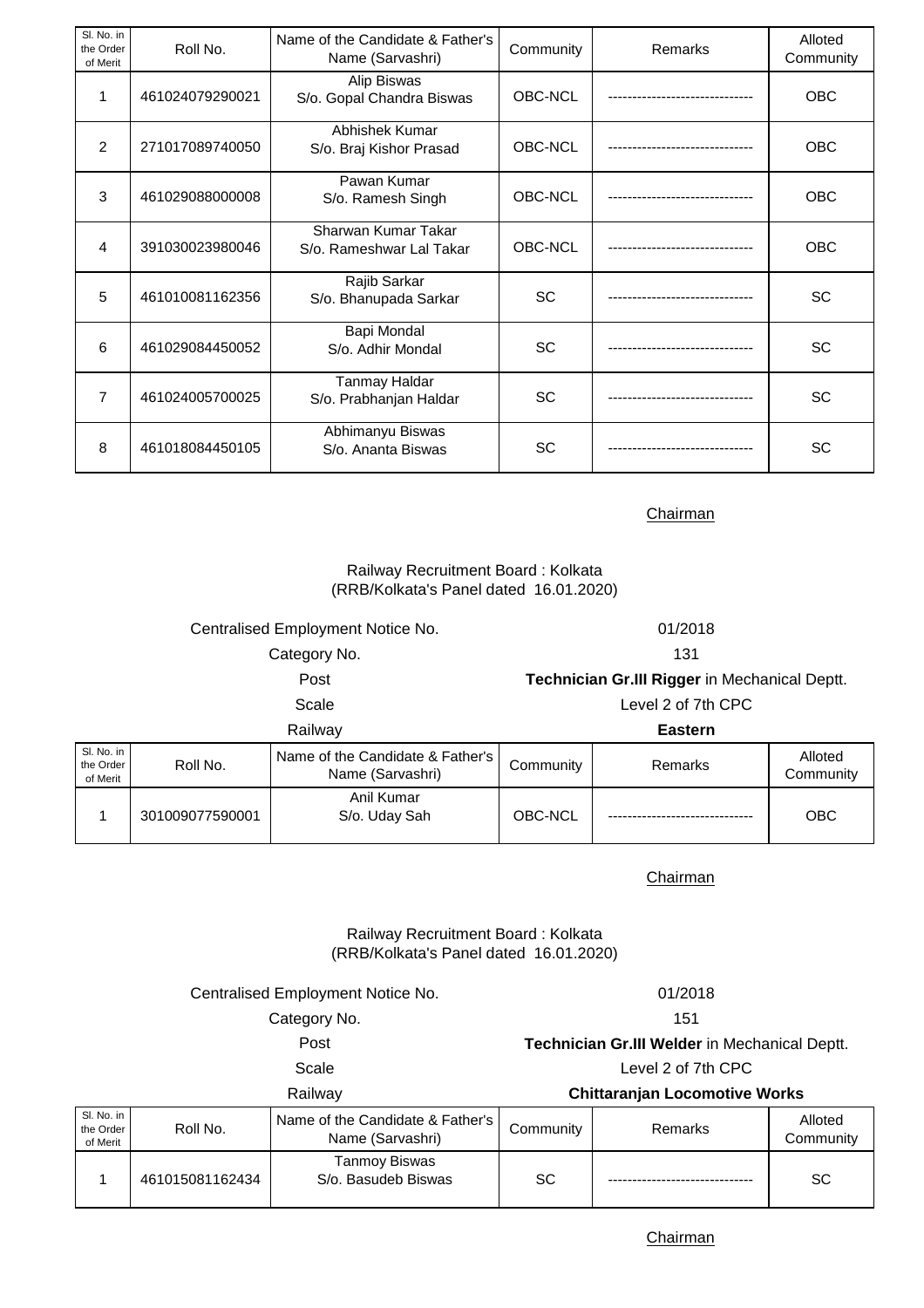| Sl. No. in the Order of Merit | Roll No. | Name of the Candidate & Father's Name (Sarvashri) | Community | Remarks | Alloted Community |
|---|---|---|---|---|---|
| 1 | 461024079290021 | Alip Biswas S/o. Gopal Chandra Biswas | OBC-NCL | ------------------------------ | OBC |
| 2 | 271017089740050 | Abhishek Kumar S/o. Braj Kishor Prasad | OBC-NCL | ------------------------------ | OBC |
| 3 | 461029088000008 | Pawan Kumar S/o. Ramesh Singh | OBC-NCL | ------------------------------ | OBC |
| 4 | 391030023980046 | Sharwan Kumar Takar S/o. Rameshwar Lal Takar | OBC-NCL | ------------------------------ | OBC |
| 5 | 461010081162356 | Rajib Sarkar S/o. Bhanupada Sarkar | SC | ------------------------------ | SC |
| 6 | 461029084450052 | Bapi Mondal S/o. Adhir Mondal | SC | ------------------------------ | SC |
| 7 | 461024005700025 | Tanmay Haldar S/o. Prabhanjan Haldar | SC | ------------------------------ | SC |
| 8 | 461018084450105 | Abhimanyu Biswas S/o. Ananta Biswas | SC | ------------------------------ | SC |

Chairman

Railway Recruitment Board : Kolkata
(RRB/Kolkata's Panel dated 16.01.2020)

Centralised Employment Notice No. 01/2018
Category No. 131
Post **Technician Gr.III Rigger** in Mechanical Deptt.
Scale Level 2 of 7th CPC
Railway **Eastern**

| Sl. No. in the Order of Merit | Roll No. | Name of the Candidate & Father's Name (Sarvashri) | Community | Remarks | Alloted Community |
|---|---|---|---|---|---|
| 1 | 301009077590001 | Anil Kumar S/o. Uday Sah | OBC-NCL | ------------------------------ | OBC |

Chairman

Railway Recruitment Board : Kolkata
(RRB/Kolkata's Panel dated 16.01.2020)

Centralised Employment Notice No. 01/2018
Category No. 151
Post **Technician Gr.III Welder** in Mechanical Deptt.
Scale Level 2 of 7th CPC
Railway **Chittaranjan Locomotive Works**

| Sl. No. in the Order of Merit | Roll No. | Name of the Candidate & Father's Name (Sarvashri) | Community | Remarks | Alloted Community |
|---|---|---|---|---|---|
| 1 | 461015081162434 | Tanmoy Biswas S/o. Basudeb Biswas | SC | ------------------------------ | SC |

Chairman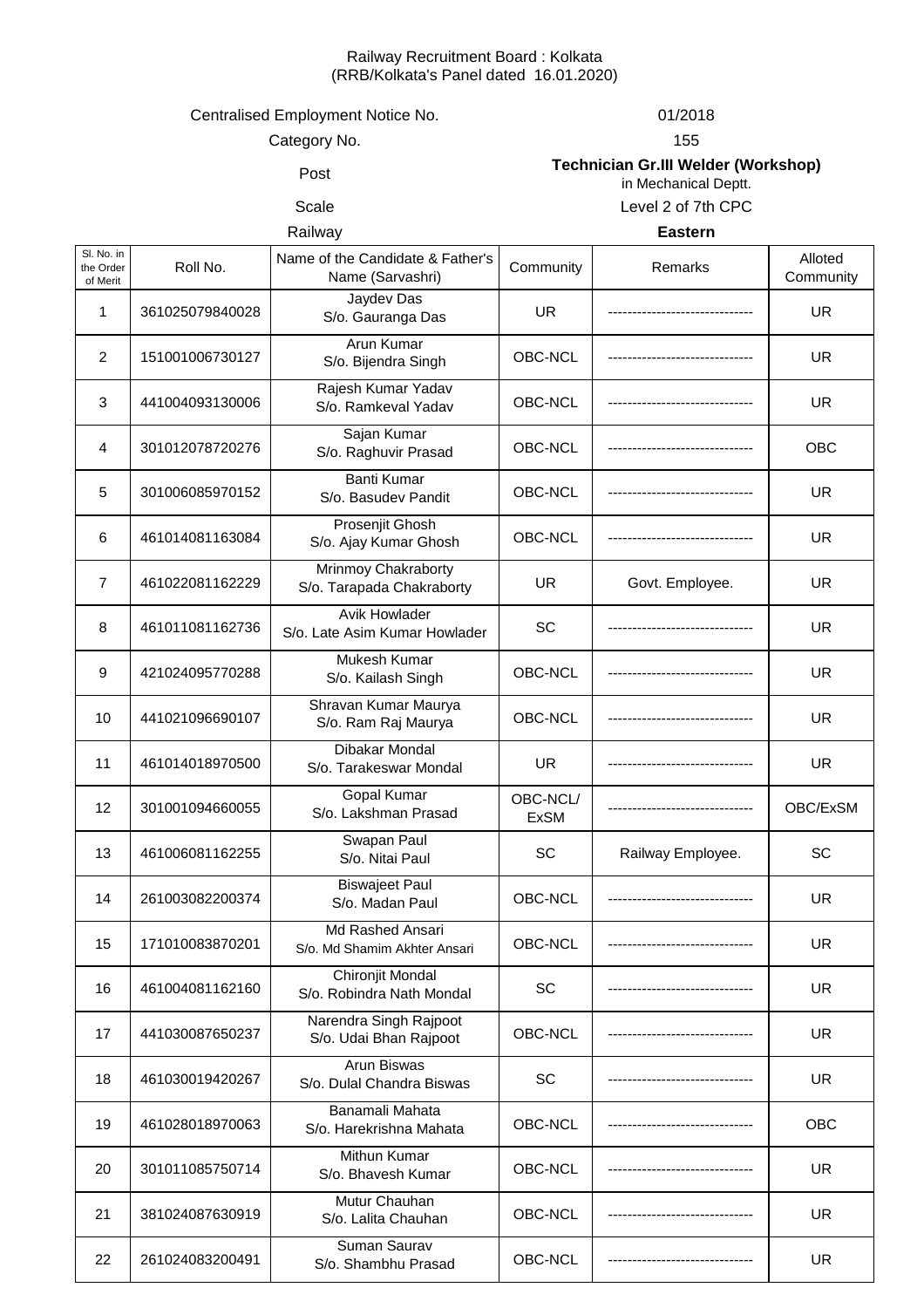Railway Recruitment Board : Kolkata
(RRB/Kolkata's Panel dated 16.01.2020)

| | |
|---|---|
| Centralised Employment Notice No. | 01/2018 |
| Category No. | 155 |
| Post | **Technician Gr.III Welder (Workshop)** in Mechanical Deptt. |
| Scale | Level 2 of 7th CPC |
| Railway | **Eastern** |

| Sl. No. in the Order of Merit | Roll No. | Name of the Candidate & Father's Name (Sarvashri) | Community | Remarks | Alloted Community |
|---|---|---|---|---|---|
| 1 | 361025079840028 | Jaydev Das S/o. Gauranga Das | UR | ------------------------------ | UR |
| 2 | 151001006730127 | Arun Kumar S/o. Bijendra Singh | OBC-NCL | ------------------------------ | UR |
| 3 | 441004093130006 | Rajesh Kumar Yadav S/o. Ramkeval Yadav | OBC-NCL | ------------------------------ | UR |
| 4 | 301012078720276 | Sajan Kumar S/o. Raghuvir Prasad | OBC-NCL | ------------------------------ | OBC |
| 5 | 301006085970152 | Banti Kumar S/o. Basudev Pandit | OBC-NCL | ------------------------------ | UR |
| 6 | 461014081163084 | Prosenjit Ghosh S/o. Ajay Kumar Ghosh | OBC-NCL | ------------------------------ | UR |
| 7 | 461022081162229 | Mrinmoy Chakraborty S/o. Tarapada Chakraborty | UR | Govt. Employee. | UR |
| 8 | 461011081162736 | Avik Howlader S/o. Late Asim Kumar Howlader | SC | ------------------------------ | UR |
| 9 | 421024095770288 | Mukesh Kumar S/o. Kailash Singh | OBC-NCL | ------------------------------ | UR |
| 10 | 441021096690107 | Shravan Kumar Maurya S/o. Ram Raj Maurya | OBC-NCL | ------------------------------ | UR |
| 11 | 461014018970500 | Dibakar Mondal S/o. Tarakeswar Mondal | UR | ------------------------------ | UR |
| 12 | 301001094660055 | Gopal Kumar S/o. Lakshman Prasad | OBC-NCL/ ExSM | ------------------------------ | OBC/ExSM |
| 13 | 461006081162255 | Swapan Paul S/o. Nitai Paul | SC | Railway Employee. | SC |
| 14 | 261003082200374 | Biswajeet Paul S/o. Madan Paul | OBC-NCL | ------------------------------ | UR |
| 15 | 171010083870201 | Md Rashed Ansari S/o. Md Shamim Akhter Ansari | OBC-NCL | ------------------------------ | UR |
| 16 | 461004081162160 | Chironjit Mondal S/o. Robindra Nath Mondal | SC | ------------------------------ | UR |
| 17 | 441030087650237 | Narendra Singh Rajpoot S/o. Udai Bhan Rajpoot | OBC-NCL | ------------------------------ | UR |
| 18 | 461030019420267 | Arun Biswas S/o. Dulal Chandra Biswas | SC | ------------------------------ | UR |
| 19 | 461028018970063 | Banamali Mahata S/o. Harekrishna Mahata | OBC-NCL | ------------------------------ | OBC |
| 20 | 301011085750714 | Mithun Kumar S/o. Bhavesh Kumar | OBC-NCL | ------------------------------ | UR |
| 21 | 381024087630919 | Mutur Chauhan S/o. Lalita Chauhan | OBC-NCL | ------------------------------ | UR |
| 22 | 261024083200491 | Suman Saurav S/o. Shambhu Prasad | OBC-NCL | ------------------------------ | UR |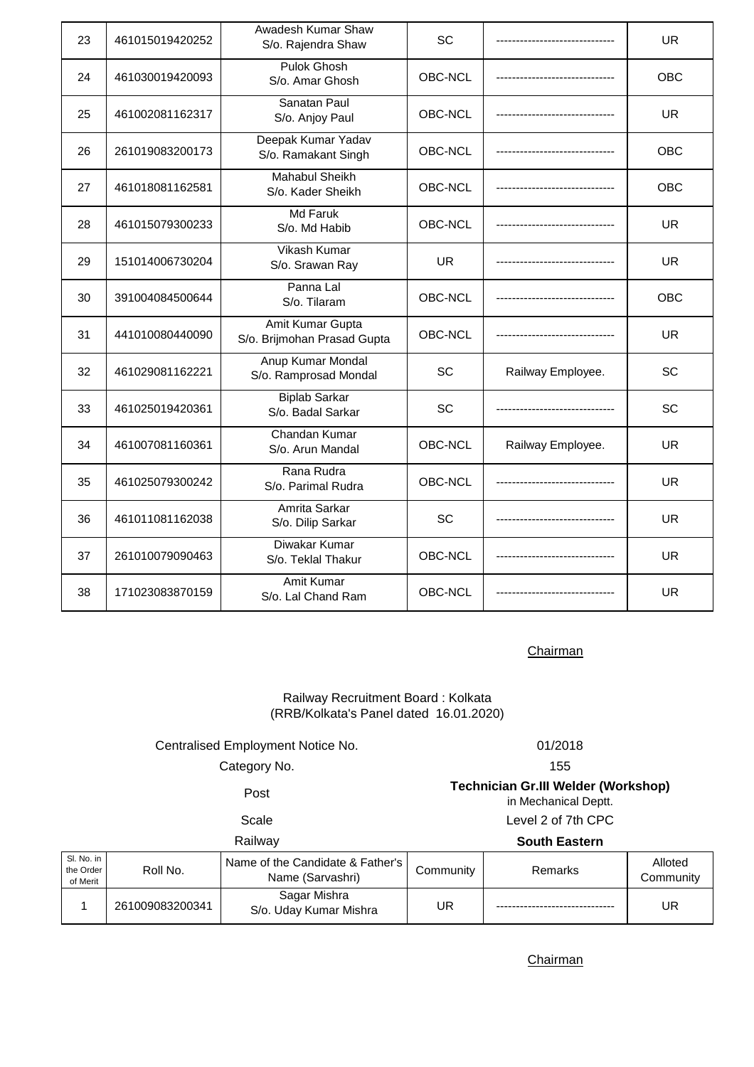| | | | | | |
|---|---|---|---|---|---|
| 23 | 461015019420252 | Awadesh Kumar Shaw S/o. Rajendra Shaw | SC | ------------------------------ | UR |
| 24 | 461030019420093 | Pulok Ghosh S/o. Amar Ghosh | OBC-NCL | ------------------------------ | OBC |
| 25 | 461002081162317 | Sanatan Paul S/o. Anjoy Paul | OBC-NCL | ------------------------------ | UR |
| 26 | 261019083200173 | Deepak Kumar Yadav S/o. Ramakant Singh | OBC-NCL | ------------------------------ | OBC |
| 27 | 461018081162581 | Mahabul Sheikh S/o. Kader Sheikh | OBC-NCL | ------------------------------ | OBC |
| 28 | 461015079300233 | Md Faruk S/o. Md Habib | OBC-NCL | ------------------------------ | UR |
| 29 | 151014006730204 | Vikash Kumar S/o. Srawan Ray | UR | ------------------------------ | UR |
| 30 | 391004084500644 | Panna Lal S/o. Tilaram | OBC-NCL | ------------------------------ | OBC |
| 31 | 441010080440090 | Amit Kumar Gupta S/o. Brijmohan Prasad Gupta | OBC-NCL | ------------------------------ | UR |
| 32 | 461029081162221 | Anup Kumar Mondal S/o. Ramprosad Mondal | SC | Railway Employee. | SC |
| 33 | 461025019420361 | Biplab Sarkar S/o. Badal Sarkar | SC | ------------------------------ | SC |
| 34 | 461007081160361 | Chandan Kumar S/o. Arun Mandal | OBC-NCL | Railway Employee. | UR |
| 35 | 461025079300242 | Rana Rudra S/o. Parimal Rudra | OBC-NCL | ------------------------------ | UR |
| 36 | 461011081162038 | Amrita Sarkar S/o. Dilip Sarkar | SC | ------------------------------ | UR |
| 37 | 261010079090463 | Diwakar Kumar S/o. Teklal Thakur | OBC-NCL | ------------------------------ | UR |
| 38 | 171023083870159 | Amit Kumar S/o. Lal Chand Ram | OBC-NCL | ------------------------------ | UR |

Chairman

Railway Recruitment Board : Kolkata
(RRB/Kolkata's Panel dated 16.01.2020)

| | |
|---|---|
| Centralised Employment Notice No. | 01/2018 |
| Category No. | 155 |
| Post | **Technician Gr.III Welder (Workshop)** in Mechanical Deptt. |
| Scale | Level 2 of 7th CPC |
| Railway | **South Eastern** |

| Sl. No. in the Order of Merit | Roll No. | Name of the Candidate & Father's Name (Sarvashri) | Community | Remarks | Alloted Community |
|---|---|---|---|---|---|
| 1 | 261009083200341 | Sagar Mishra S/o. Uday Kumar Mishra | UR | ------------------------------ | UR |

Chairman